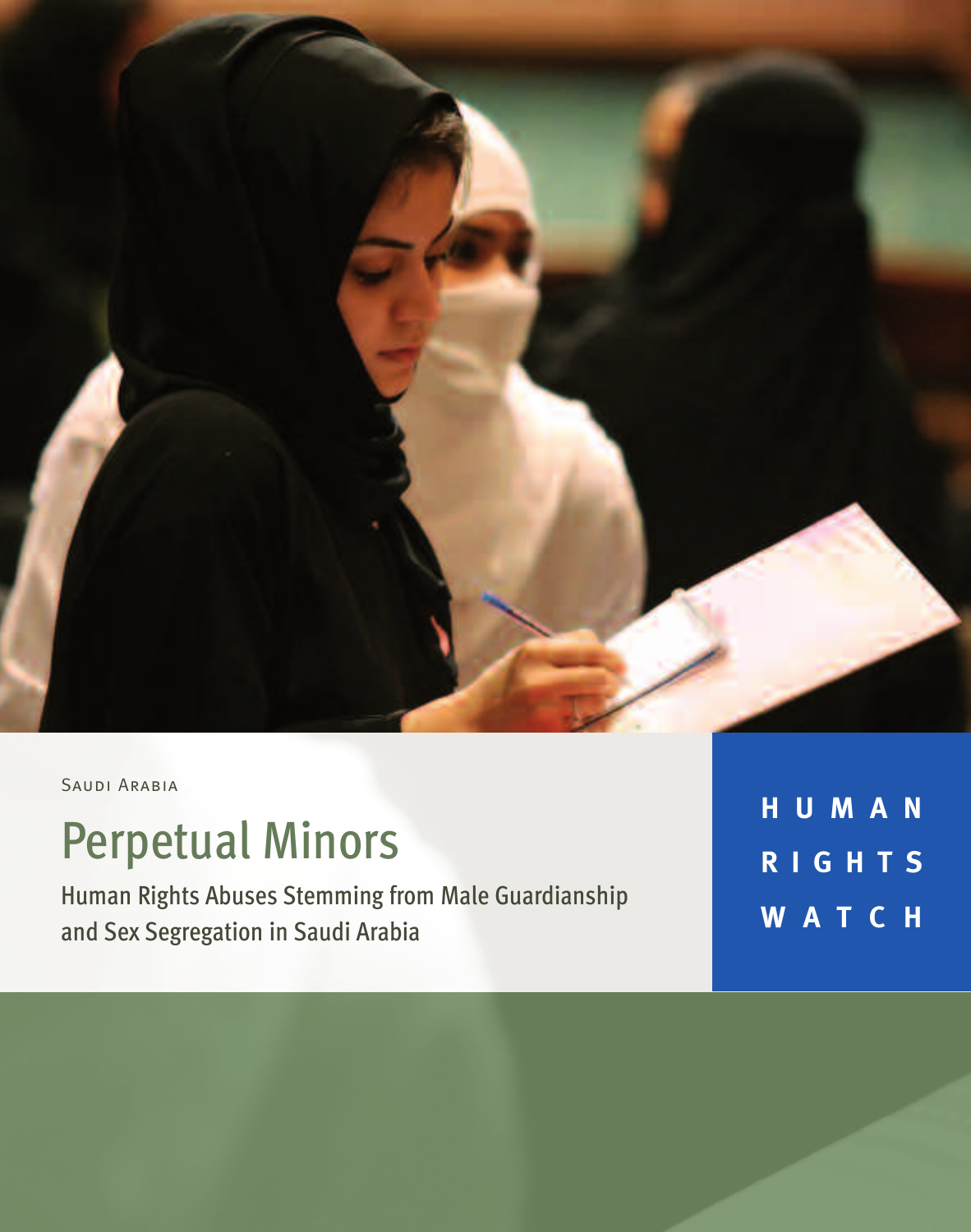Saudi Arabia

# Perpetual Minors

## Human Rights Abuses Stemming from Male Guardianship and Sex Segregation in Saudi Arabia

HUMAN RIGHTS WATCH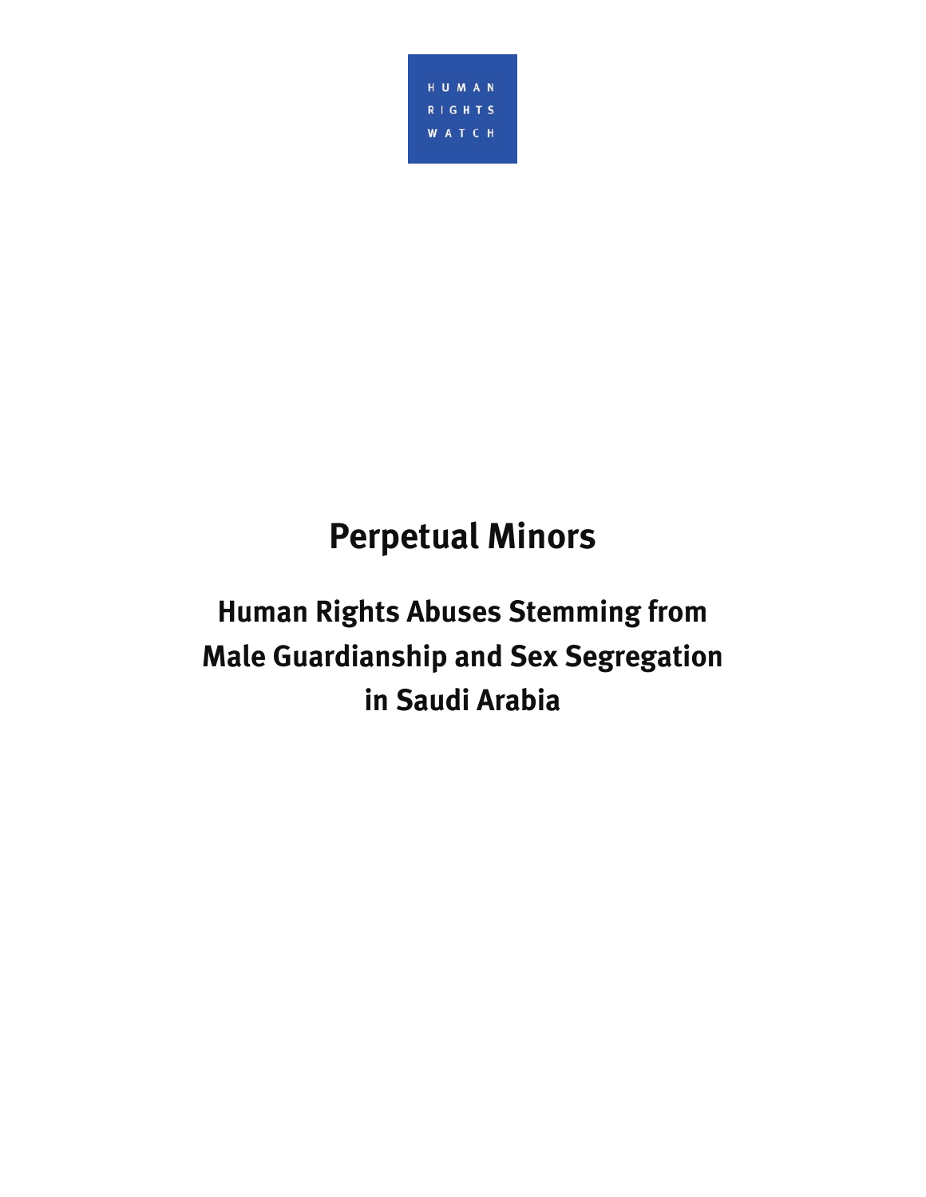HUMAN RIGHTS WATCH

# Perpetual Minors

## Human Rights Abuses Stemming from Male Guardianship and Sex Segregation in Saudi Arabia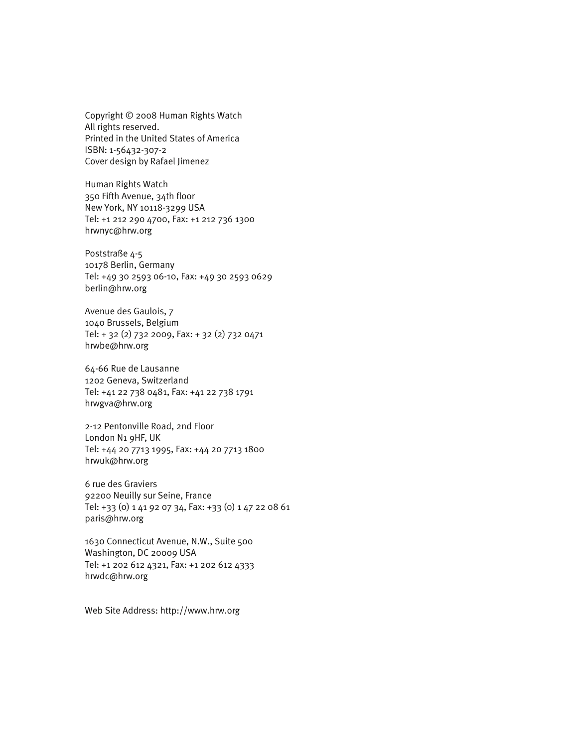Copyright © 2008 Human Rights Watch
All rights reserved.
Printed in the United States of America
ISBN: 1-56432-307-2
Cover design by Rafael Jimenez

Human Rights Watch
350 Fifth Avenue, 34th floor
New York, NY 10118-3299 USA
Tel: +1 212 290 4700, Fax: +1 212 736 1300
hrwnyc@hrw.org

Poststraße 4-5
10178 Berlin, Germany
Tel: +49 30 2593 06-10, Fax: +49 30 2593 0629
berlin@hrw.org

Avenue des Gaulois, 7
1040 Brussels, Belgium
Tel: + 32 (2) 732 2009, Fax: + 32 (2) 732 0471
hrwbe@hrw.org

64-66 Rue de Lausanne
1202 Geneva, Switzerland
Tel: +41 22 738 0481, Fax: +41 22 738 1791
hrwgva@hrw.org

2-12 Pentonville Road, 2nd Floor
London N1 9HF, UK
Tel: +44 20 7713 1995, Fax: +44 20 7713 1800
hrwuk@hrw.org

6 rue des Graviers
92200 Neuilly sur Seine, France
Tel: +33 (0) 1 41 92 07 34, Fax: +33 (0) 1 47 22 08 61
paris@hrw.org

1630 Connecticut Avenue, N.W., Suite 500
Washington, DC 20009 USA
Tel: +1 202 612 4321, Fax: +1 202 612 4333
hrwdc@hrw.org

Web Site Address: http://www.hrw.org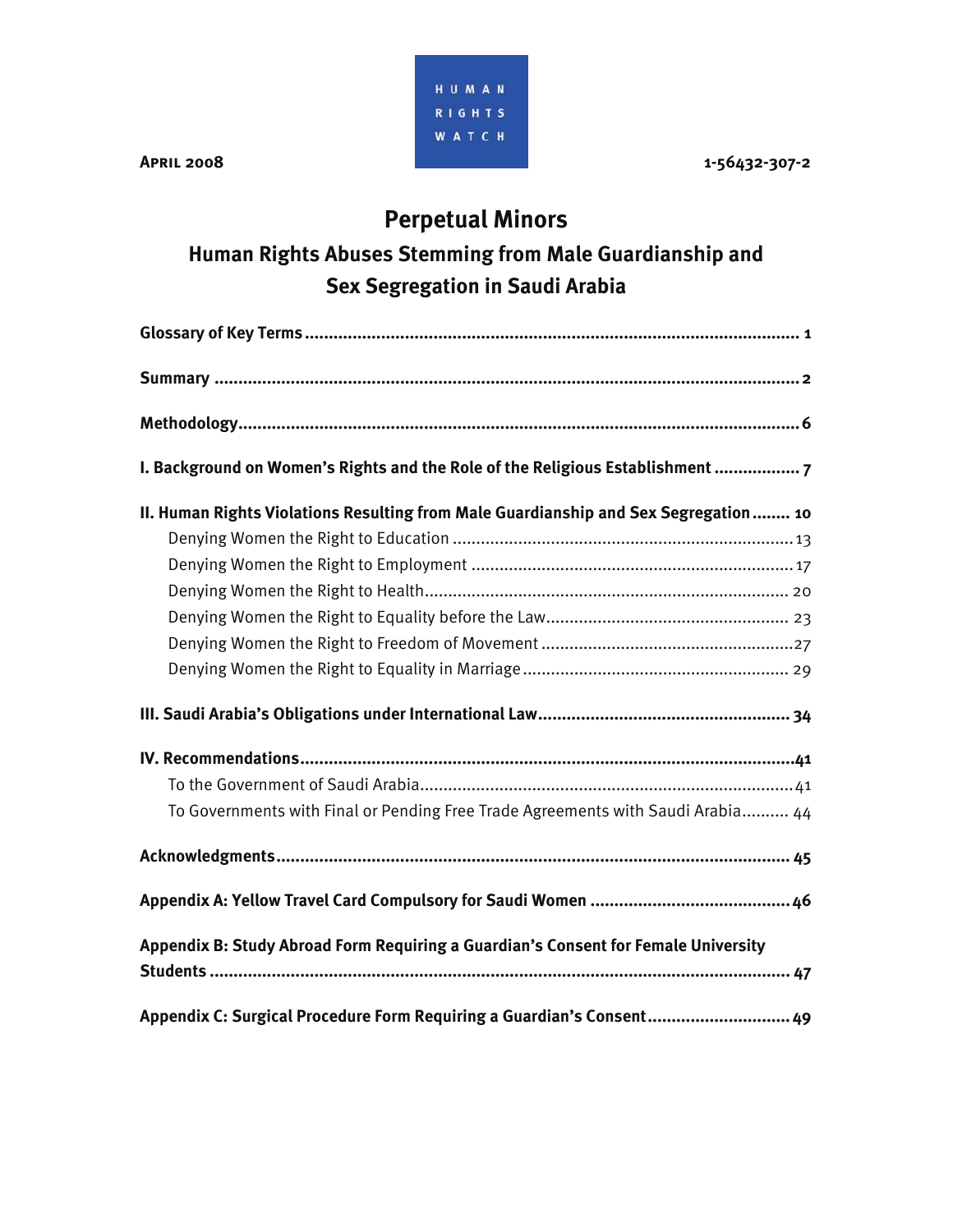HUMAN RIGHTS WATCH

**April 2008** 1-56432-307-2

# Perpetual Minors

## Human Rights Abuses Stemming from Male Guardianship and Sex Segregation in Saudi Arabia

**Glossary of Key Terms** ............................................................ 1

**Summary** ............................................................ 2

**Methodology** ............................................................ 6

**I. Background on Women's Rights and the Role of the Religious Establishment** ............ 7

**II. Human Rights Violations Resulting from Male Guardianship and Sex Segregation** ........ 10

- Denying Women the Right to Education ............................................................ 13
- Denying Women the Right to Employment ............................................................ 17
- Denying Women the Right to Health ............................................................ 20
- Denying Women the Right to Equality before the Law ............................................................ 23
- Denying Women the Right to Freedom of Movement ............................................................ 27
- Denying Women the Right to Equality in Marriage ............................................................ 29

**III. Saudi Arabia's Obligations under International Law** ............................................................ 34

**IV. Recommendations** ............................................................ 41

- To the Government of Saudi Arabia ............................................................ 41
- To Governments with Final or Pending Free Trade Agreements with Saudi Arabia .......... 44

**Acknowledgments** ............................................................ 45

**Appendix A: Yellow Travel Card Compulsory for Saudi Women** ............................................................ 46

**Appendix B: Study Abroad Form Requiring a Guardian's Consent for Female University Students** ............................................................ 47

**Appendix C: Surgical Procedure Form Requiring a Guardian's Consent** ............................................................ 49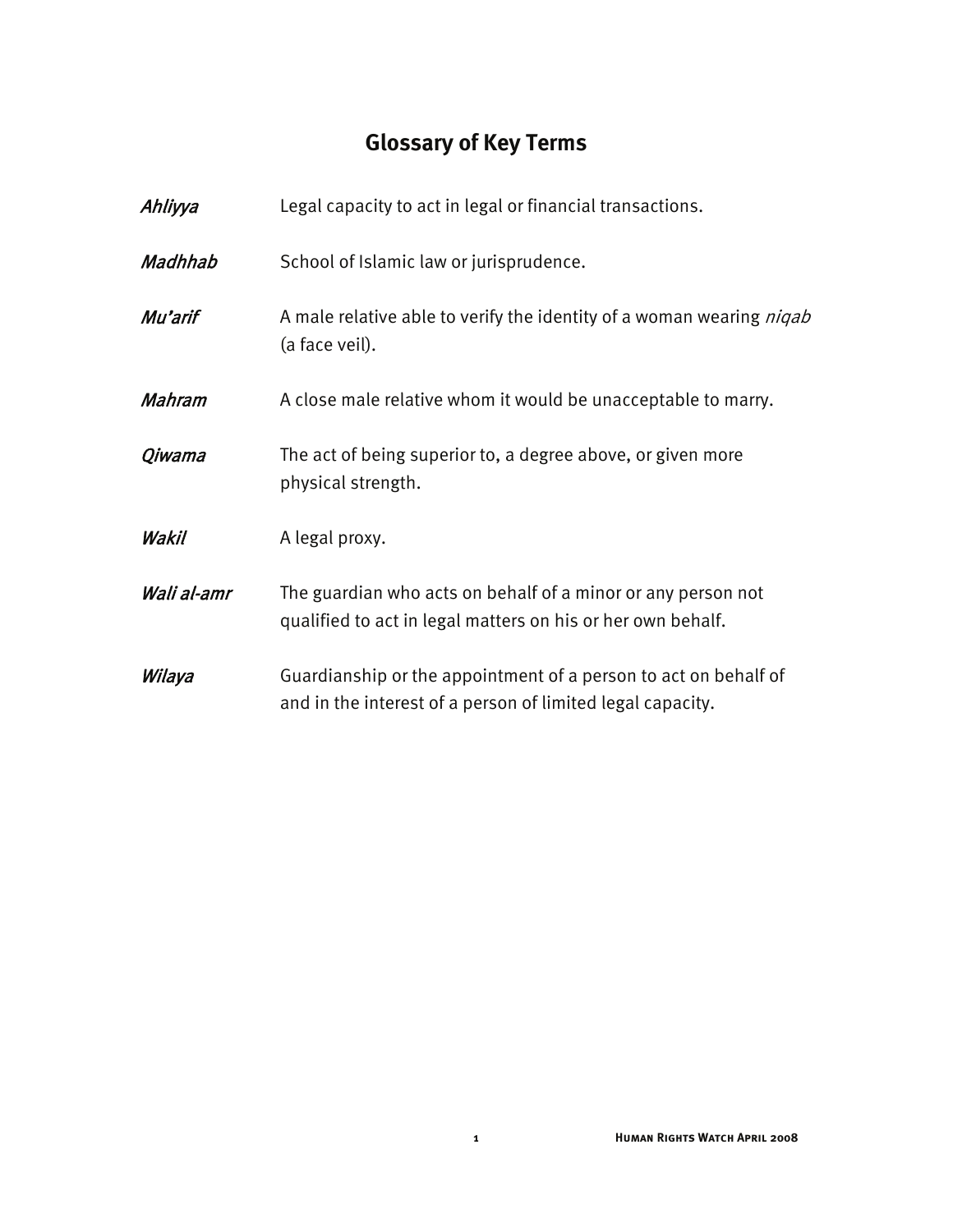## Glossary of Key Terms

***Ahliyya*** Legal capacity to act in legal or financial transactions.

***Madhhab*** School of Islamic law or jurisprudence.

***Mu'arif*** A male relative able to verify the identity of a woman wearing *niqab* (a face veil).

***Mahram*** A close male relative whom it would be unacceptable to marry.

***Qiwama*** The act of being superior to, a degree above, or given more physical strength.

***Wakil*** A legal proxy.

***Wali al-amr*** The guardian who acts on behalf of a minor or any person not qualified to act in legal matters on his or her own behalf.

***Wilaya*** Guardianship or the appointment of a person to act on behalf of and in the interest of a person of limited legal capacity.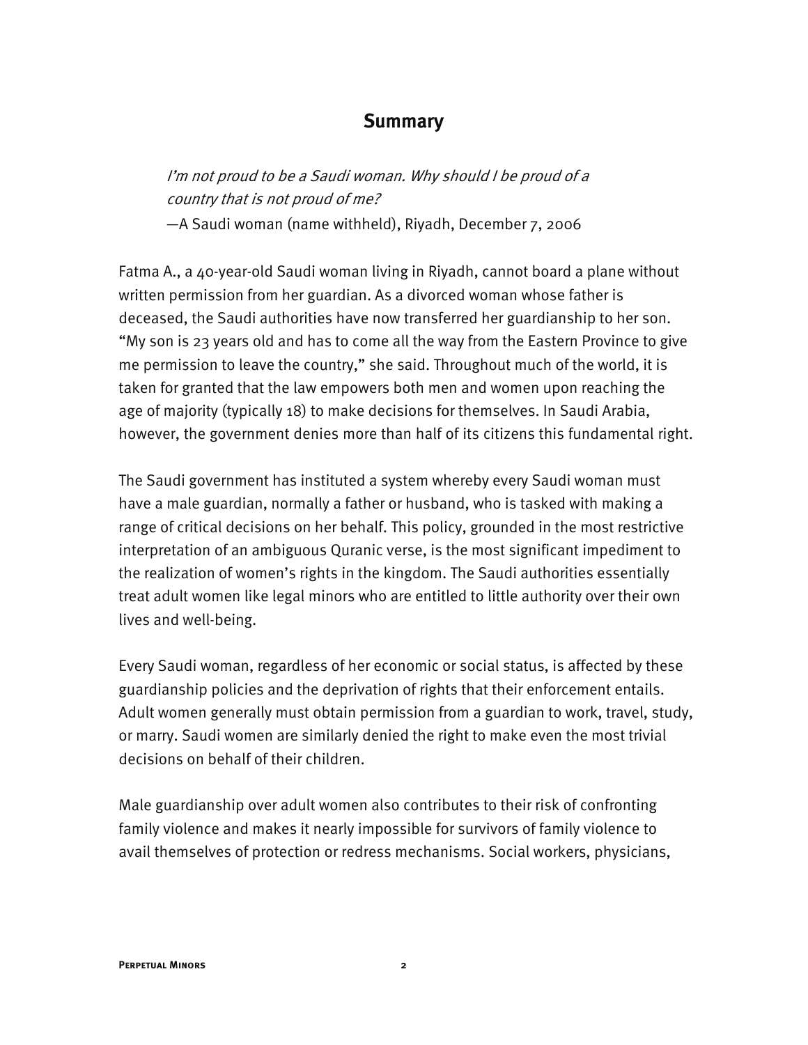## Summary

> *I'm not proud to be a Saudi woman. Why should I be proud of a country that is not proud of me?*
> —A Saudi woman (name withheld), Riyadh, December 7, 2006

Fatma A., a 40-year-old Saudi woman living in Riyadh, cannot board a plane without written permission from her guardian. As a divorced woman whose father is deceased, the Saudi authorities have now transferred her guardianship to her son. "My son is 23 years old and has to come all the way from the Eastern Province to give me permission to leave the country," she said. Throughout much of the world, it is taken for granted that the law empowers both men and women upon reaching the age of majority (typically 18) to make decisions for themselves. In Saudi Arabia, however, the government denies more than half of its citizens this fundamental right.

The Saudi government has instituted a system whereby every Saudi woman must have a male guardian, normally a father or husband, who is tasked with making a range of critical decisions on her behalf. This policy, grounded in the most restrictive interpretation of an ambiguous Quranic verse, is the most significant impediment to the realization of women's rights in the kingdom. The Saudi authorities essentially treat adult women like legal minors who are entitled to little authority over their own lives and well-being.

Every Saudi woman, regardless of her economic or social status, is affected by these guardianship policies and the deprivation of rights that their enforcement entails. Adult women generally must obtain permission from a guardian to work, travel, study, or marry. Saudi women are similarly denied the right to make even the most trivial decisions on behalf of their children.

Male guardianship over adult women also contributes to their risk of confronting family violence and makes it nearly impossible for survivors of family violence to avail themselves of protection or redress mechanisms. Social workers, physicians,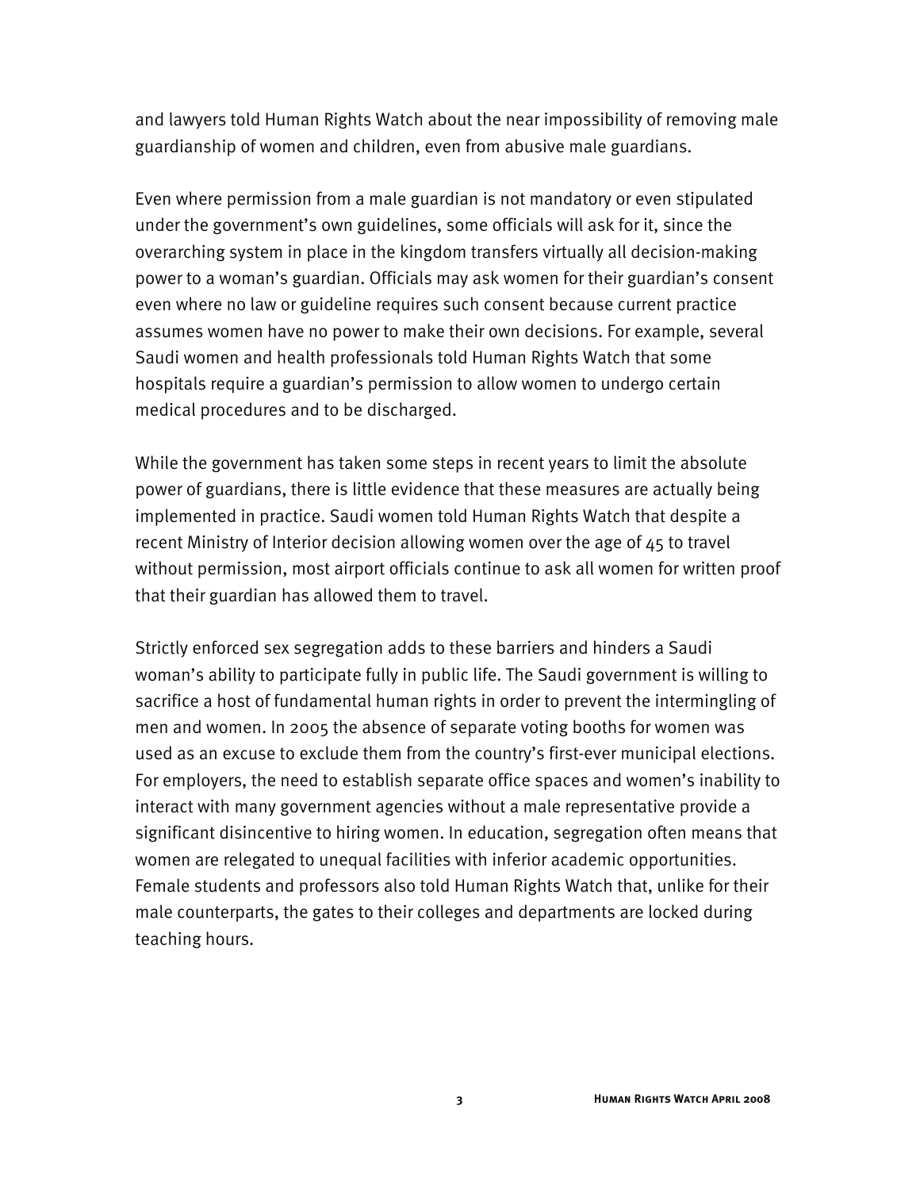and lawyers told Human Rights Watch about the near impossibility of removing male guardianship of women and children, even from abusive male guardians.

Even where permission from a male guardian is not mandatory or even stipulated under the government's own guidelines, some officials will ask for it, since the overarching system in place in the kingdom transfers virtually all decision-making power to a woman's guardian. Officials may ask women for their guardian's consent even where no law or guideline requires such consent because current practice assumes women have no power to make their own decisions. For example, several Saudi women and health professionals told Human Rights Watch that some hospitals require a guardian's permission to allow women to undergo certain medical procedures and to be discharged.

While the government has taken some steps in recent years to limit the absolute power of guardians, there is little evidence that these measures are actually being implemented in practice. Saudi women told Human Rights Watch that despite a recent Ministry of Interior decision allowing women over the age of 45 to travel without permission, most airport officials continue to ask all women for written proof that their guardian has allowed them to travel.

Strictly enforced sex segregation adds to these barriers and hinders a Saudi woman's ability to participate fully in public life. The Saudi government is willing to sacrifice a host of fundamental human rights in order to prevent the intermingling of men and women. In 2005 the absence of separate voting booths for women was used as an excuse to exclude them from the country's first-ever municipal elections. For employers, the need to establish separate office spaces and women's inability to interact with many government agencies without a male representative provide a significant disincentive to hiring women. In education, segregation often means that women are relegated to unequal facilities with inferior academic opportunities. Female students and professors also told Human Rights Watch that, unlike for their male counterparts, the gates to their colleges and departments are locked during teaching hours.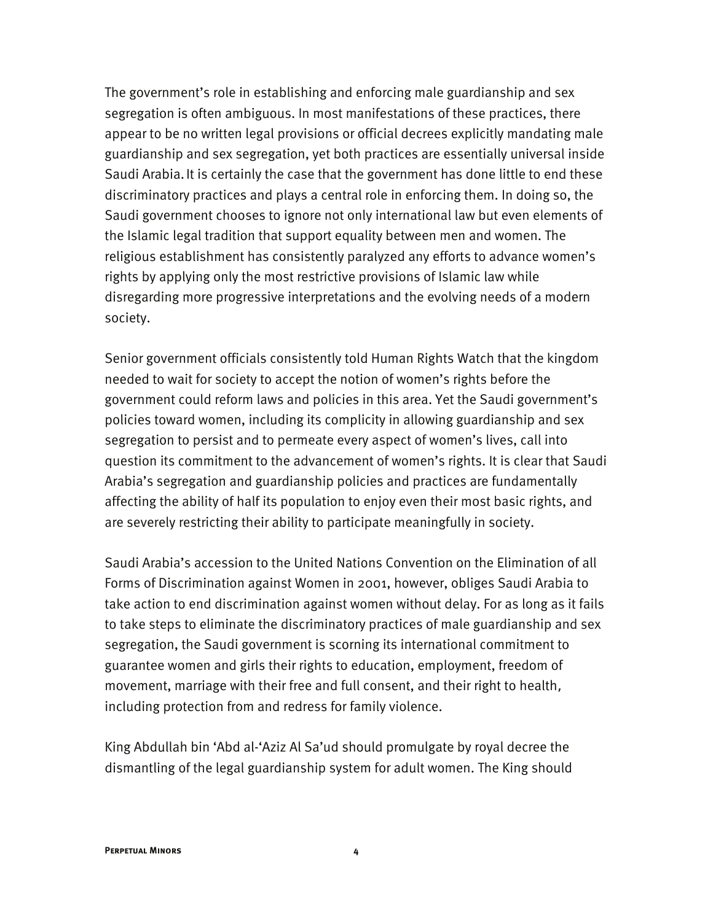The government's role in establishing and enforcing male guardianship and sex segregation is often ambiguous. In most manifestations of these practices, there appear to be no written legal provisions or official decrees explicitly mandating male guardianship and sex segregation, yet both practices are essentially universal inside Saudi Arabia. It is certainly the case that the government has done little to end these discriminatory practices and plays a central role in enforcing them. In doing so, the Saudi government chooses to ignore not only international law but even elements of the Islamic legal tradition that support equality between men and women. The religious establishment has consistently paralyzed any efforts to advance women's rights by applying only the most restrictive provisions of Islamic law while disregarding more progressive interpretations and the evolving needs of a modern society.

Senior government officials consistently told Human Rights Watch that the kingdom needed to wait for society to accept the notion of women's rights before the government could reform laws and policies in this area. Yet the Saudi government's policies toward women, including its complicity in allowing guardianship and sex segregation to persist and to permeate every aspect of women's lives, call into question its commitment to the advancement of women's rights. It is clear that Saudi Arabia's segregation and guardianship policies and practices are fundamentally affecting the ability of half its population to enjoy even their most basic rights, and are severely restricting their ability to participate meaningfully in society.

Saudi Arabia's accession to the United Nations Convention on the Elimination of all Forms of Discrimination against Women in 2001, however, obliges Saudi Arabia to take action to end discrimination against women without delay. For as long as it fails to take steps to eliminate the discriminatory practices of male guardianship and sex segregation, the Saudi government is scorning its international commitment to guarantee women and girls their rights to education, employment, freedom of movement, marriage with their free and full consent, and their right to health, including protection from and redress for family violence.

King Abdullah bin 'Abd al-'Aziz Al Sa'ud should promulgate by royal decree the dismantling of the legal guardianship system for adult women. The King should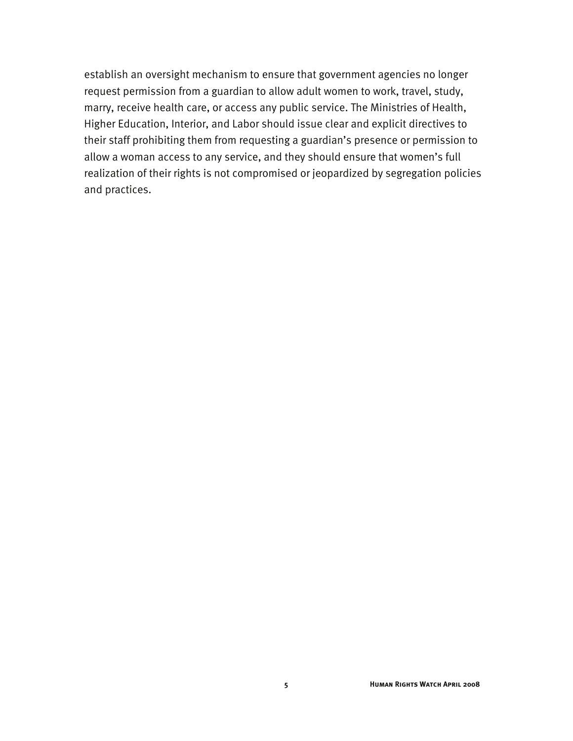establish an oversight mechanism to ensure that government agencies no longer request permission from a guardian to allow adult women to work, travel, study, marry, receive health care, or access any public service. The Ministries of Health, Higher Education, Interior, and Labor should issue clear and explicit directives to their staff prohibiting them from requesting a guardian's presence or permission to allow a woman access to any service, and they should ensure that women's full realization of their rights is not compromised or jeopardized by segregation policies and practices.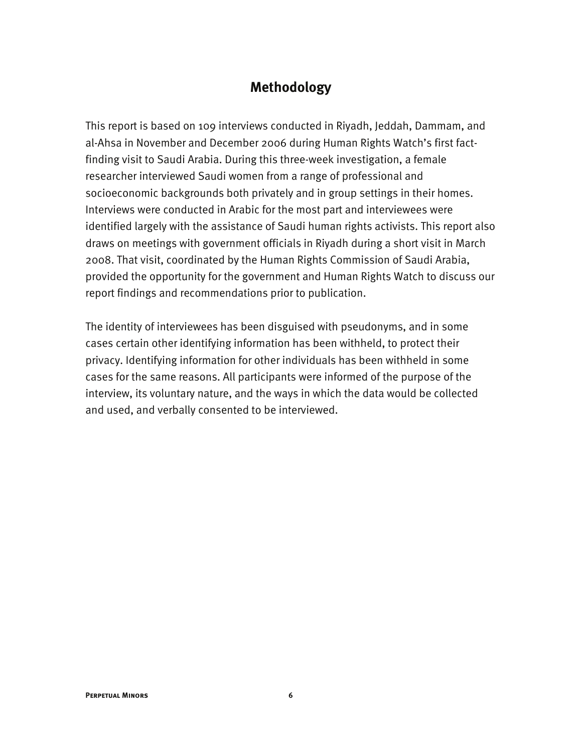## Methodology

This report is based on 109 interviews conducted in Riyadh, Jeddah, Dammam, and al-Ahsa in November and December 2006 during Human Rights Watch's first fact-finding visit to Saudi Arabia. During this three-week investigation, a female researcher interviewed Saudi women from a range of professional and socioeconomic backgrounds both privately and in group settings in their homes. Interviews were conducted in Arabic for the most part and interviewees were identified largely with the assistance of Saudi human rights activists. This report also draws on meetings with government officials in Riyadh during a short visit in March 2008. That visit, coordinated by the Human Rights Commission of Saudi Arabia, provided the opportunity for the government and Human Rights Watch to discuss our report findings and recommendations prior to publication.

The identity of interviewees has been disguised with pseudonyms, and in some cases certain other identifying information has been withheld, to protect their privacy. Identifying information for other individuals has been withheld in some cases for the same reasons. All participants were informed of the purpose of the interview, its voluntary nature, and the ways in which the data would be collected and used, and verbally consented to be interviewed.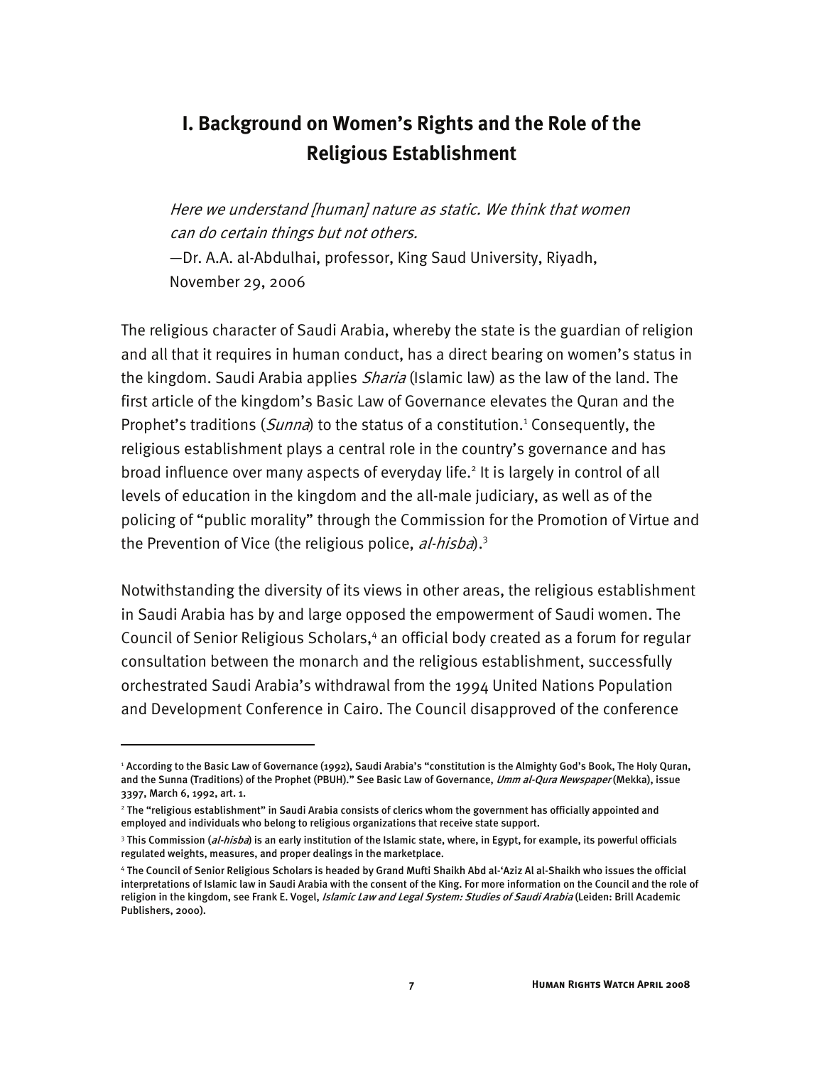## I. Background on Women's Rights and the Role of the Religious Establishment

> *Here we understand [human] nature as static. We think that women can do certain things but not others.*
> —Dr. A.A. al-Abdulhai, professor, King Saud University, Riyadh, November 29, 2006

The religious character of Saudi Arabia, whereby the state is the guardian of religion and all that it requires in human conduct, has a direct bearing on women's status in the kingdom. Saudi Arabia applies *Sharia* (Islamic law) as the law of the land. The first article of the kingdom's Basic Law of Governance elevates the Quran and the Prophet's traditions (*Sunna*) to the status of a constitution.[1] Consequently, the religious establishment plays a central role in the country's governance and has broad influence over many aspects of everyday life.[2] It is largely in control of all levels of education in the kingdom and the all-male judiciary, as well as of the policing of "public morality" through the Commission for the Promotion of Virtue and the Prevention of Vice (the religious police, *al-hisba*).[3]

Notwithstanding the diversity of its views in other areas, the religious establishment in Saudi Arabia has by and large opposed the empowerment of Saudi women. The Council of Senior Religious Scholars,[4] an official body created as a forum for regular consultation between the monarch and the religious establishment, successfully orchestrated Saudi Arabia's withdrawal from the 1994 United Nations Population and Development Conference in Cairo. The Council disapproved of the conference

---

[1] According to the Basic Law of Governance (1992), Saudi Arabia's "constitution is the Almighty God's Book, The Holy Quran, and the Sunna (Traditions) of the Prophet (PBUH)." See Basic Law of Governance, *Umm al-Qura Newspaper* (Mekka), issue 3397, March 6, 1992, art. 1.

[2] The "religious establishment" in Saudi Arabia consists of clerics whom the government has officially appointed and employed and individuals who belong to religious organizations that receive state support.

[3] This Commission (*al-hisba*) is an early institution of the Islamic state, where, in Egypt, for example, its powerful officials regulated weights, measures, and proper dealings in the marketplace.

[4] The Council of Senior Religious Scholars is headed by Grand Mufti Shaikh Abd al-'Aziz Al al-Shaikh who issues the official interpretations of Islamic law in Saudi Arabia with the consent of the King. For more information on the Council and the role of religion in the kingdom, see Frank E. Vogel, *Islamic Law and Legal System: Studies of Saudi Arabia* (Leiden: Brill Academic Publishers, 2000).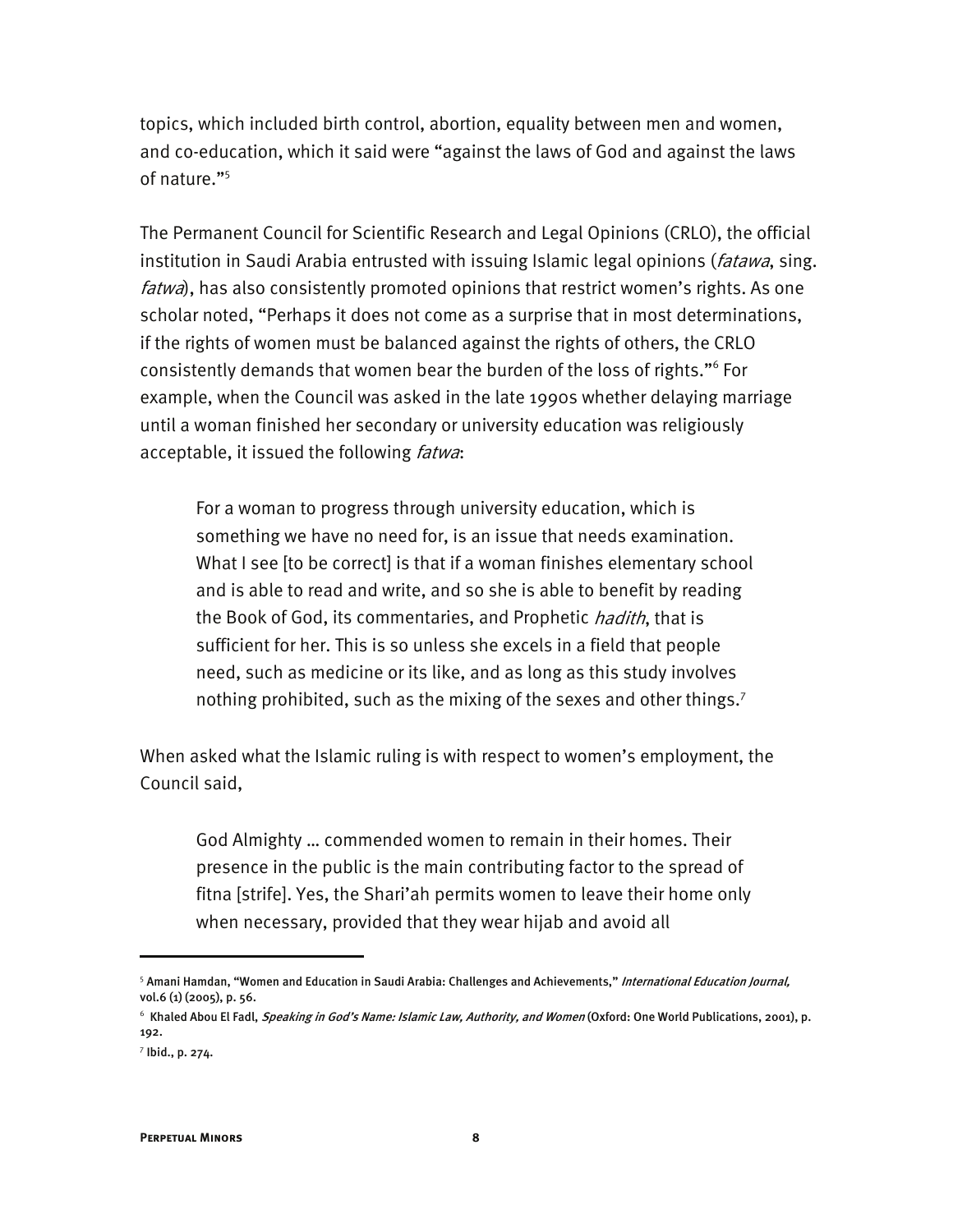topics, which included birth control, abortion, equality between men and women, and co-education, which it said were "against the laws of God and against the laws of nature."[5]

The Permanent Council for Scientific Research and Legal Opinions (CRLO), the official institution in Saudi Arabia entrusted with issuing Islamic legal opinions (*fatawa*, sing. *fatwa*), has also consistently promoted opinions that restrict women's rights. As one scholar noted, "Perhaps it does not come as a surprise that in most determinations, if the rights of women must be balanced against the rights of others, the CRLO consistently demands that women bear the burden of the loss of rights."[6] For example, when the Council was asked in the late 1990s whether delaying marriage until a woman finished her secondary or university education was religiously acceptable, it issued the following *fatwa*:

> For a woman to progress through university education, which is something we have no need for, is an issue that needs examination. What I see [to be correct] is that if a woman finishes elementary school and is able to read and write, and so she is able to benefit by reading the Book of God, its commentaries, and Prophetic *hadith*, that is sufficient for her. This is so unless she excels in a field that people need, such as medicine or its like, and as long as this study involves nothing prohibited, such as the mixing of the sexes and other things.[7]

When asked what the Islamic ruling is with respect to women's employment, the Council said,

> God Almighty … commended women to remain in their homes. Their presence in the public is the main contributing factor to the spread of fitna [strife]. Yes, the Shari'ah permits women to leave their home only when necessary, provided that they wear hijab and avoid all

---

[5] Amani Hamdan, "Women and Education in Saudi Arabia: Challenges and Achievements," *International Education Journal,* vol.6 (1) (2005), p. 56.

[6] Khaled Abou El Fadl, *Speaking in God's Name: Islamic Law, Authority, and Women* (Oxford: One World Publications, 2001), p. 192.

[7] Ibid., p. 274.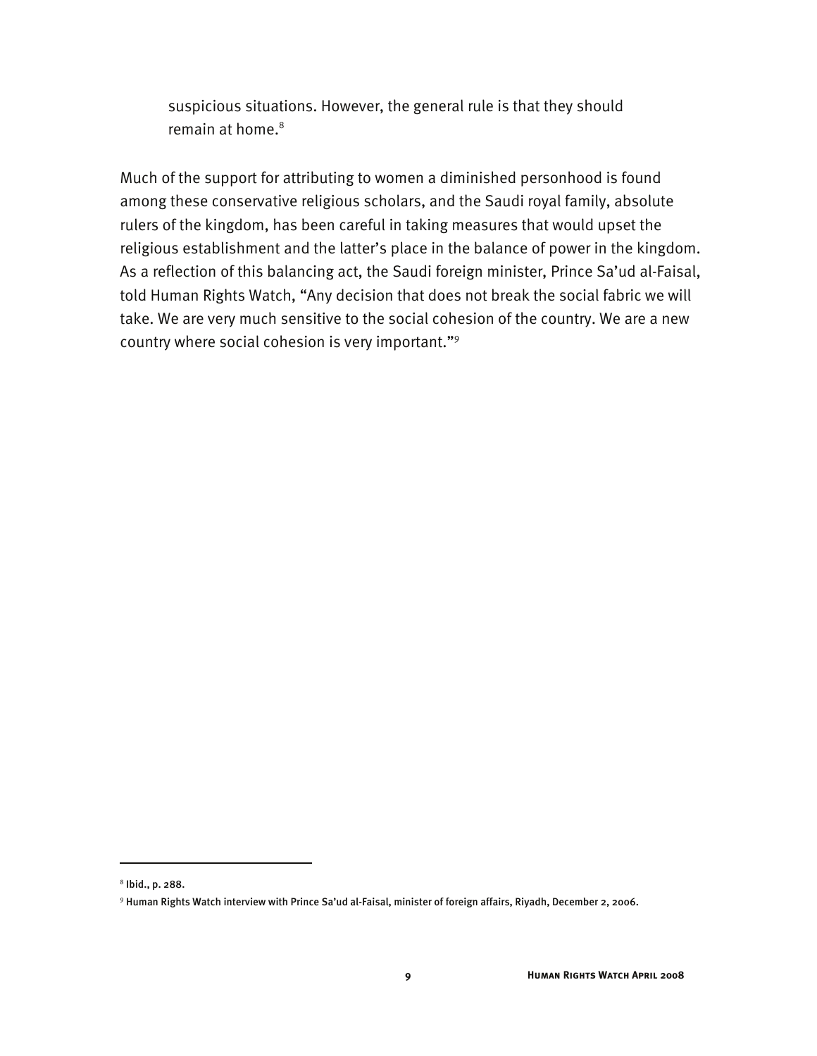> suspicious situations. However, the general rule is that they should remain at home.[8]

Much of the support for attributing to women a diminished personhood is found among these conservative religious scholars, and the Saudi royal family, absolute rulers of the kingdom, has been careful in taking measures that would upset the religious establishment and the latter's place in the balance of power in the kingdom. As a reflection of this balancing act, the Saudi foreign minister, Prince Sa'ud al-Faisal, told Human Rights Watch, "Any decision that does not break the social fabric we will take. We are very much sensitive to the social cohesion of the country. We are a new country where social cohesion is very important."[9]

---

[8] Ibid., p. 288.

[9] Human Rights Watch interview with Prince Sa'ud al-Faisal, minister of foreign affairs, Riyadh, December 2, 2006.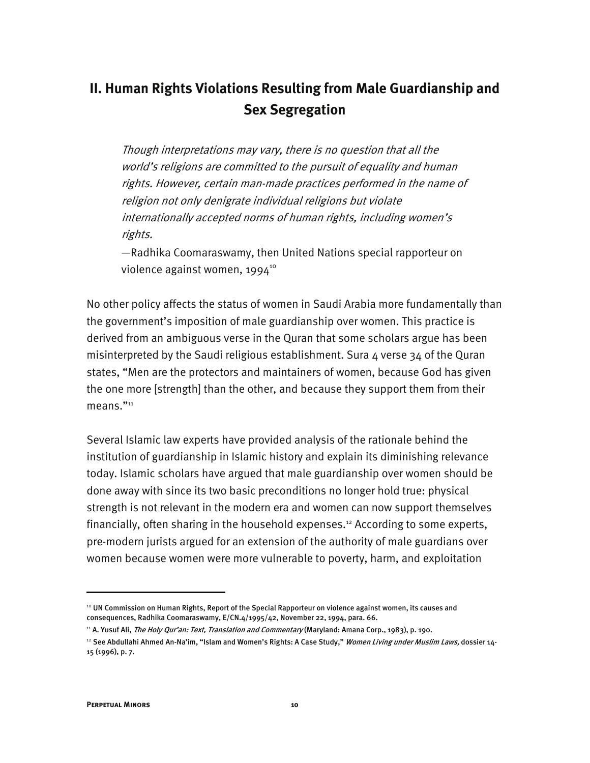## II. Human Rights Violations Resulting from Male Guardianship and Sex Segregation

> *Though interpretations may vary, there is no question that all the world's religions are committed to the pursuit of equality and human rights. However, certain man-made practices performed in the name of religion not only denigrate individual religions but violate internationally accepted norms of human rights, including women's rights.*
>
> —Radhika Coomaraswamy, then United Nations special rapporteur on violence against women, 1994[10]

No other policy affects the status of women in Saudi Arabia more fundamentally than the government's imposition of male guardianship over women. This practice is derived from an ambiguous verse in the Quran that some scholars argue has been misinterpreted by the Saudi religious establishment. Sura 4 verse 34 of the Quran states, "Men are the protectors and maintainers of women, because God has given the one more [strength] than the other, and because they support them from their means."[11]

Several Islamic law experts have provided analysis of the rationale behind the institution of guardianship in Islamic history and explain its diminishing relevance today. Islamic scholars have argued that male guardianship over women should be done away with since its two basic preconditions no longer hold true: physical strength is not relevant in the modern era and women can now support themselves financially, often sharing in the household expenses.[12] According to some experts, pre-modern jurists argued for an extension of the authority of male guardians over women because women were more vulnerable to poverty, harm, and exploitation

---

[10] UN Commission on Human Rights, Report of the Special Rapporteur on violence against women, its causes and consequences, Radhika Coomaraswamy, E/CN.4/1995/42, November 22, 1994, para. 66.

[11] A. Yusuf Ali, *The Holy Qur'an: Text, Translation and Commentary* (Maryland: Amana Corp., 1983), p. 190.

[12] See Abdullahi Ahmed An-Na'im, "Islam and Women's Rights: A Case Study," *Women Living under Muslim Laws,* dossier 14-15 (1996), p. 7.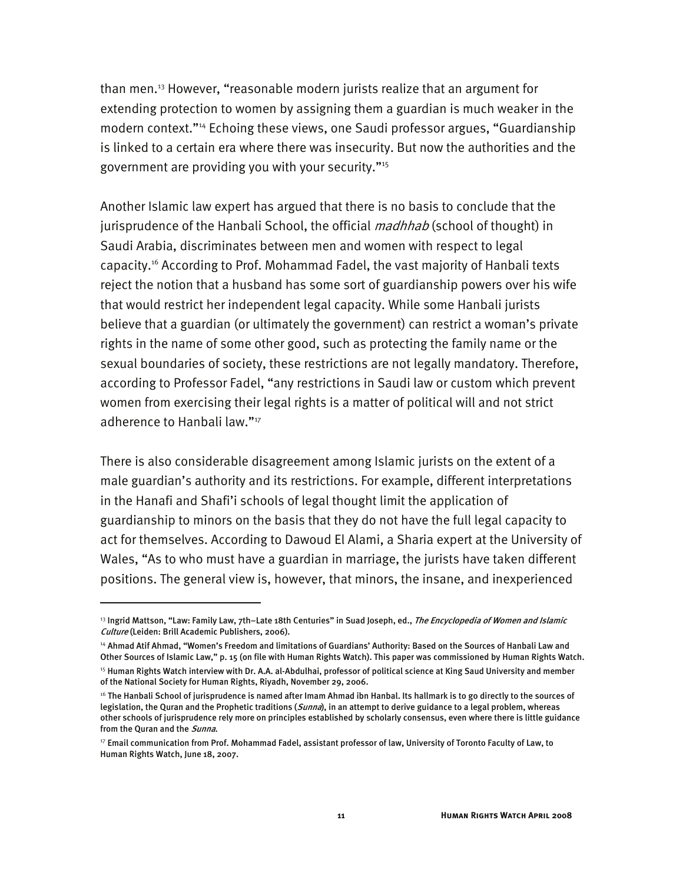than men.[13] However, "reasonable modern jurists realize that an argument for extending protection to women by assigning them a guardian is much weaker in the modern context."[14] Echoing these views, one Saudi professor argues, "Guardianship is linked to a certain era where there was insecurity. But now the authorities and the government are providing you with your security."[15]

Another Islamic law expert has argued that there is no basis to conclude that the jurisprudence of the Hanbali School, the official *madhhab* (school of thought) in Saudi Arabia, discriminates between men and women with respect to legal capacity.[16] According to Prof. Mohammad Fadel, the vast majority of Hanbali texts reject the notion that a husband has some sort of guardianship powers over his wife that would restrict her independent legal capacity. While some Hanbali jurists believe that a guardian (or ultimately the government) can restrict a woman's private rights in the name of some other good, such as protecting the family name or the sexual boundaries of society, these restrictions are not legally mandatory. Therefore, according to Professor Fadel, "any restrictions in Saudi law or custom which prevent women from exercising their legal rights is a matter of political will and not strict adherence to Hanbali law."[17]

There is also considerable disagreement among Islamic jurists on the extent of a male guardian's authority and its restrictions. For example, different interpretations in the Hanafi and Shafi'i schools of legal thought limit the application of guardianship to minors on the basis that they do not have the full legal capacity to act for themselves. According to Dawoud El Alami, a Sharia expert at the University of Wales, "As to who must have a guardian in marriage, the jurists have taken different positions. The general view is, however, that minors, the insane, and inexperienced

---

[13] Ingrid Mattson, "Law: Family Law, 7th–Late 18th Centuries" in Suad Joseph, ed., *The Encyclopedia of Women and Islamic Culture* (Leiden: Brill Academic Publishers, 2006).

[14] Ahmad Atif Ahmad, "Women's Freedom and limitations of Guardians' Authority: Based on the Sources of Hanbali Law and Other Sources of Islamic Law," p. 15 (on file with Human Rights Watch). This paper was commissioned by Human Rights Watch.

[15] Human Rights Watch interview with Dr. A.A. al-Abdulhai, professor of political science at King Saud University and member of the National Society for Human Rights, Riyadh, November 29, 2006.

[16] The Hanbali School of jurisprudence is named after Imam Ahmad ibn Hanbal. Its hallmark is to go directly to the sources of legislation, the Quran and the Prophetic traditions (*Sunna*), in an attempt to derive guidance to a legal problem, whereas other schools of jurisprudence rely more on principles established by scholarly consensus, even where there is little guidance from the Quran and the *Sunna*.

[17] Email communication from Prof. Mohammad Fadel, assistant professor of law, University of Toronto Faculty of Law, to Human Rights Watch, June 18, 2007.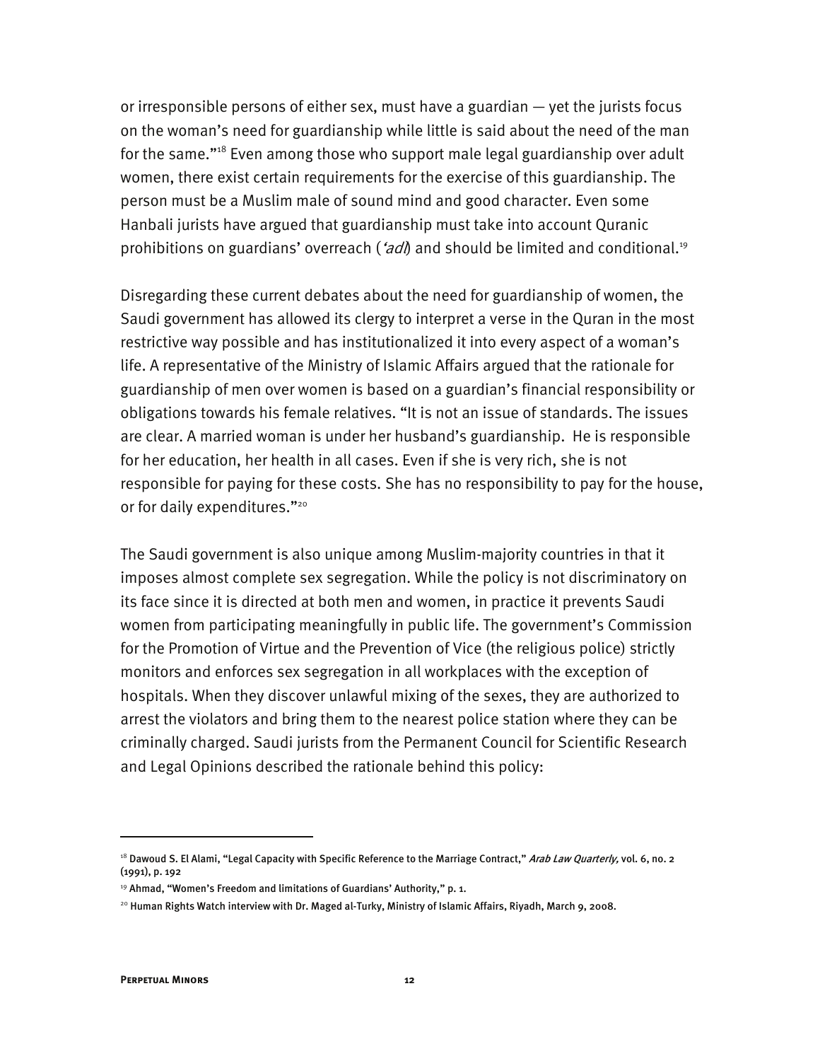or irresponsible persons of either sex, must have a guardian — yet the jurists focus on the woman's need for guardianship while little is said about the need of the man for the same."[18] Even among those who support male legal guardianship over adult women, there exist certain requirements for the exercise of this guardianship. The person must be a Muslim male of sound mind and good character. Even some Hanbali jurists have argued that guardianship must take into account Quranic prohibitions on guardians' overreach (*'adl*) and should be limited and conditional.[19]

Disregarding these current debates about the need for guardianship of women, the Saudi government has allowed its clergy to interpret a verse in the Quran in the most restrictive way possible and has institutionalized it into every aspect of a woman's life. A representative of the Ministry of Islamic Affairs argued that the rationale for guardianship of men over women is based on a guardian's financial responsibility or obligations towards his female relatives. "It is not an issue of standards. The issues are clear. A married woman is under her husband's guardianship. He is responsible for her education, her health in all cases. Even if she is very rich, she is not responsible for paying for these costs. She has no responsibility to pay for the house, or for daily expenditures."[20]

The Saudi government is also unique among Muslim-majority countries in that it imposes almost complete sex segregation. While the policy is not discriminatory on its face since it is directed at both men and women, in practice it prevents Saudi women from participating meaningfully in public life. The government's Commission for the Promotion of Virtue and the Prevention of Vice (the religious police) strictly monitors and enforces sex segregation in all workplaces with the exception of hospitals. When they discover unlawful mixing of the sexes, they are authorized to arrest the violators and bring them to the nearest police station where they can be criminally charged. Saudi jurists from the Permanent Council for Scientific Research and Legal Opinions described the rationale behind this policy:

---

[18] Dawoud S. El Alami, "Legal Capacity with Specific Reference to the Marriage Contract," *Arab Law Quarterly,* vol. 6, no. 2 (1991), p. 192

[19] Ahmad, "Women's Freedom and limitations of Guardians' Authority," p. 1.

[20] Human Rights Watch interview with Dr. Maged al-Turky, Ministry of Islamic Affairs, Riyadh, March 9, 2008.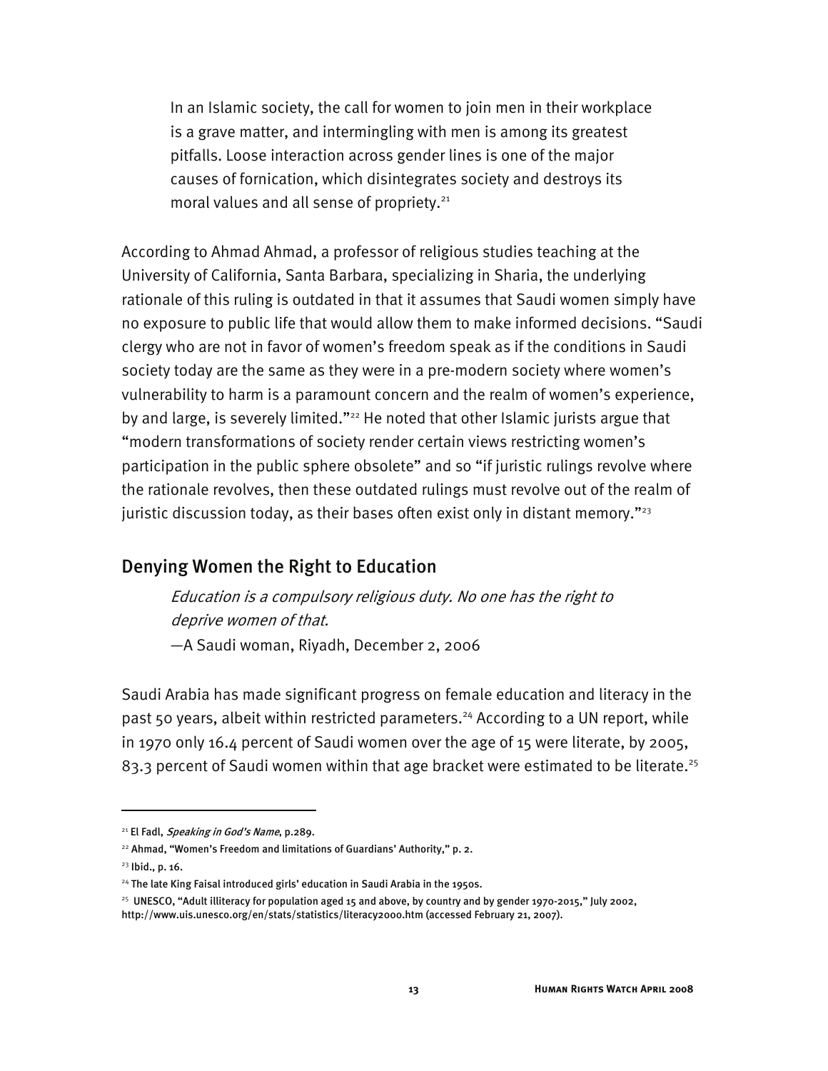> In an Islamic society, the call for women to join men in their workplace is a grave matter, and intermingling with men is among its greatest pitfalls. Loose interaction across gender lines is one of the major causes of fornication, which disintegrates society and destroys its moral values and all sense of propriety.[21]

According to Ahmad Ahmad, a professor of religious studies teaching at the University of California, Santa Barbara, specializing in Sharia, the underlying rationale of this ruling is outdated in that it assumes that Saudi women simply have no exposure to public life that would allow them to make informed decisions. "Saudi clergy who are not in favor of women's freedom speak as if the conditions in Saudi society today are the same as they were in a pre-modern society where women's vulnerability to harm is a paramount concern and the realm of women's experience, by and large, is severely limited."[22] He noted that other Islamic jurists argue that "modern transformations of society render certain views restricting women's participation in the public sphere obsolete" and so "if juristic rulings revolve where the rationale revolves, then these outdated rulings must revolve out of the realm of juristic discussion today, as their bases often exist only in distant memory."[23]

## Denying Women the Right to Education

> *Education is a compulsory religious duty. No one has the right to deprive women of that.*
>
> —A Saudi woman, Riyadh, December 2, 2006

Saudi Arabia has made significant progress on female education and literacy in the past 50 years, albeit within restricted parameters.[24] According to a UN report, while in 1970 only 16.4 percent of Saudi women over the age of 15 were literate, by 2005, 83.3 percent of Saudi women within that age bracket were estimated to be literate.[25]

---

[21] El Fadl, *Speaking in God's Name*, p.289.

[22] Ahmad, "Women's Freedom and limitations of Guardians' Authority," p. 2.

[23] Ibid., p. 16.

[24] The late King Faisal introduced girls' education in Saudi Arabia in the 1950s.

[25] UNESCO, "Adult illiteracy for population aged 15 and above, by country and by gender 1970-2015," July 2002, http://www.uis.unesco.org/en/stats/statistics/literacy2000.htm (accessed February 21, 2007).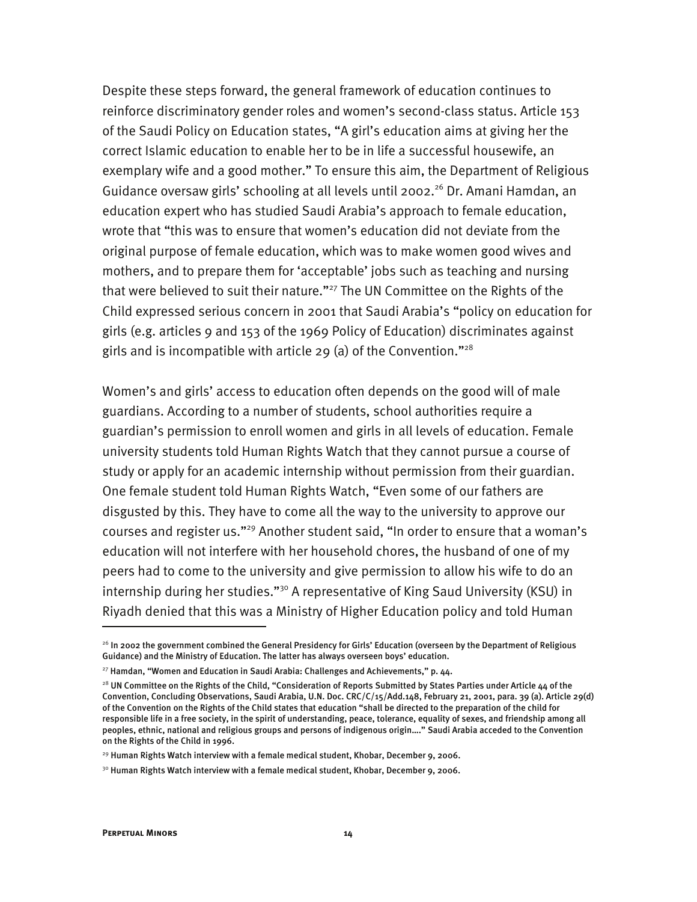Despite these steps forward, the general framework of education continues to reinforce discriminatory gender roles and women's second-class status. Article 153 of the Saudi Policy on Education states, "A girl's education aims at giving her the correct Islamic education to enable her to be in life a successful housewife, an exemplary wife and a good mother." To ensure this aim, the Department of Religious Guidance oversaw girls' schooling at all levels until 2002.[26] Dr. Amani Hamdan, an education expert who has studied Saudi Arabia's approach to female education, wrote that "this was to ensure that women's education did not deviate from the original purpose of female education, which was to make women good wives and mothers, and to prepare them for 'acceptable' jobs such as teaching and nursing that were believed to suit their nature."[27] The UN Committee on the Rights of the Child expressed serious concern in 2001 that Saudi Arabia's "policy on education for girls (e.g. articles 9 and 153 of the 1969 Policy of Education) discriminates against girls and is incompatible with article 29 (a) of the Convention."[28]

Women's and girls' access to education often depends on the good will of male guardians. According to a number of students, school authorities require a guardian's permission to enroll women and girls in all levels of education. Female university students told Human Rights Watch that they cannot pursue a course of study or apply for an academic internship without permission from their guardian. One female student told Human Rights Watch, "Even some of our fathers are disgusted by this. They have to come all the way to the university to approve our courses and register us."[29] Another student said, "In order to ensure that a woman's education will not interfere with her household chores, the husband of one of my peers had to come to the university and give permission to allow his wife to do an internship during her studies."[30] A representative of King Saud University (KSU) in Riyadh denied that this was a Ministry of Higher Education policy and told Human

---

[26] In 2002 the government combined the General Presidency for Girls' Education (overseen by the Department of Religious Guidance) and the Ministry of Education. The latter has always overseen boys' education.

[27] Hamdan, "Women and Education in Saudi Arabia: Challenges and Achievements," p. 44.

[28] UN Committee on the Rights of the Child, "Consideration of Reports Submitted by States Parties under Article 44 of the Convention, Concluding Observations, Saudi Arabia, U.N. Doc. CRC/C/15/Add.148, February 21, 2001, para. 39 (a). Article 29(d) of the Convention on the Rights of the Child states that education "shall be directed to the preparation of the child for responsible life in a free society, in the spirit of understanding, peace, tolerance, equality of sexes, and friendship among all peoples, ethnic, national and religious groups and persons of indigenous origin…." Saudi Arabia acceded to the Convention on the Rights of the Child in 1996.

[29] Human Rights Watch interview with a female medical student, Khobar, December 9, 2006.

[30] Human Rights Watch interview with a female medical student, Khobar, December 9, 2006.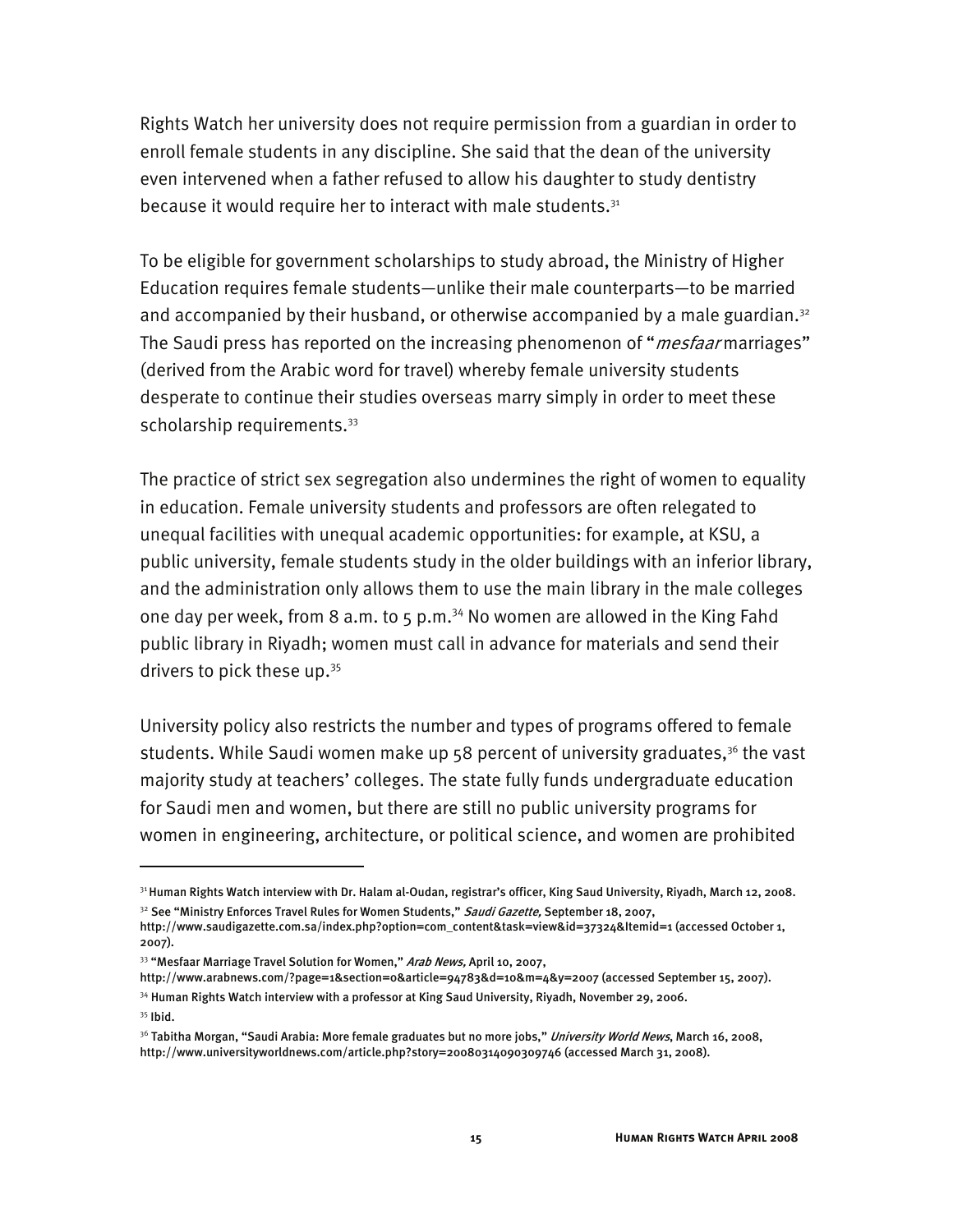Rights Watch her university does not require permission from a guardian in order to enroll female students in any discipline. She said that the dean of the university even intervened when a father refused to allow his daughter to study dentistry because it would require her to interact with male students.[31]

To be eligible for government scholarships to study abroad, the Ministry of Higher Education requires female students—unlike their male counterparts—to be married and accompanied by their husband, or otherwise accompanied by a male guardian.[32] The Saudi press has reported on the increasing phenomenon of "*mesfaar* marriages" (derived from the Arabic word for travel) whereby female university students desperate to continue their studies overseas marry simply in order to meet these scholarship requirements.[33]

The practice of strict sex segregation also undermines the right of women to equality in education. Female university students and professors are often relegated to unequal facilities with unequal academic opportunities: for example, at KSU, a public university, female students study in the older buildings with an inferior library, and the administration only allows them to use the main library in the male colleges one day per week, from 8 a.m. to 5 p.m.[34] No women are allowed in the King Fahd public library in Riyadh; women must call in advance for materials and send their drivers to pick these up.[35]

University policy also restricts the number and types of programs offered to female students. While Saudi women make up 58 percent of university graduates,[36] the vast majority study at teachers' colleges. The state fully funds undergraduate education for Saudi men and women, but there are still no public university programs for women in engineering, architecture, or political science, and women are prohibited

---

[31] Human Rights Watch interview with Dr. Halam al-Oudan, registrar's officer, King Saud University, Riyadh, March 12, 2008.

[32] See "Ministry Enforces Travel Rules for Women Students," *Saudi Gazette*, September 18, 2007, http://www.saudigazette.com.sa/index.php?option=com_content&task=view&id=37324&Itemid=1 (accessed October 1, 2007).

[33] "Mesfaar Marriage Travel Solution for Women," *Arab News*, April 10, 2007, http://www.arabnews.com/?page=1&section=0&article=94783&d=10&m=4&y=2007 (accessed September 15, 2007).

[34] Human Rights Watch interview with a professor at King Saud University, Riyadh, November 29, 2006.

[35] Ibid.

[36] Tabitha Morgan, "Saudi Arabia: More female graduates but no more jobs," *University World News*, March 16, 2008, http://www.universityworldnews.com/article.php?story=20080314090309746 (accessed March 31, 2008).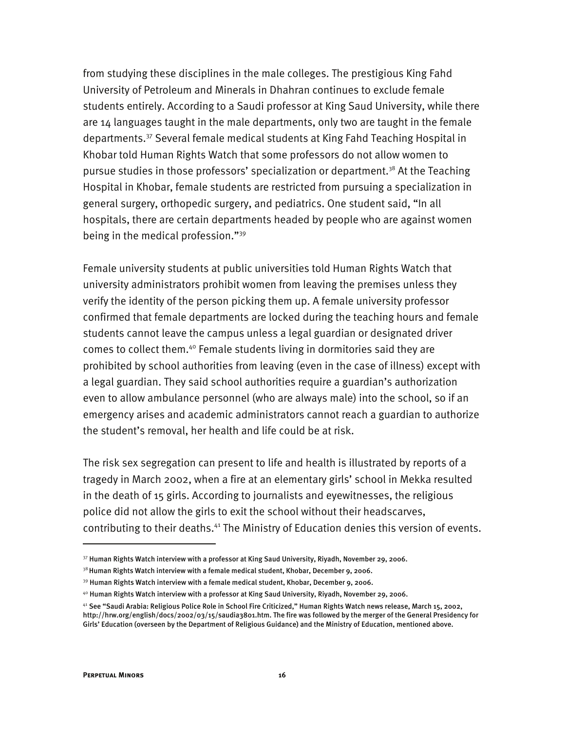from studying these disciplines in the male colleges. The prestigious King Fahd University of Petroleum and Minerals in Dhahran continues to exclude female students entirely. According to a Saudi professor at King Saud University, while there are 14 languages taught in the male departments, only two are taught in the female departments.[37] Several female medical students at King Fahd Teaching Hospital in Khobar told Human Rights Watch that some professors do not allow women to pursue studies in those professors' specialization or department.[38] At the Teaching Hospital in Khobar, female students are restricted from pursuing a specialization in general surgery, orthopedic surgery, and pediatrics. One student said, "In all hospitals, there are certain departments headed by people who are against women being in the medical profession."[39]

Female university students at public universities told Human Rights Watch that university administrators prohibit women from leaving the premises unless they verify the identity of the person picking them up. A female university professor confirmed that female departments are locked during the teaching hours and female students cannot leave the campus unless a legal guardian or designated driver comes to collect them.[40] Female students living in dormitories said they are prohibited by school authorities from leaving (even in the case of illness) except with a legal guardian. They said school authorities require a guardian's authorization even to allow ambulance personnel (who are always male) into the school, so if an emergency arises and academic administrators cannot reach a guardian to authorize the student's removal, her health and life could be at risk.

The risk sex segregation can present to life and health is illustrated by reports of a tragedy in March 2002, when a fire at an elementary girls' school in Mekka resulted in the death of 15 girls. According to journalists and eyewitnesses, the religious police did not allow the girls to exit the school without their headscarves, contributing to their deaths.[41] The Ministry of Education denies this version of events.

---

[37] Human Rights Watch interview with a professor at King Saud University, Riyadh, November 29, 2006.

[38] Human Rights Watch interview with a female medical student, Khobar, December 9, 2006.

[39] Human Rights Watch interview with a female medical student, Khobar, December 9, 2006.

[40] Human Rights Watch interview with a professor at King Saud University, Riyadh, November 29, 2006.

[41] See "Saudi Arabia: Religious Police Role in School Fire Criticized," Human Rights Watch news release, March 15, 2002, http://hrw.org/english/docs/2002/03/15/saudia3801.htm. The fire was followed by the merger of the General Presidency for Girls' Education (overseen by the Department of Religious Guidance) and the Ministry of Education, mentioned above.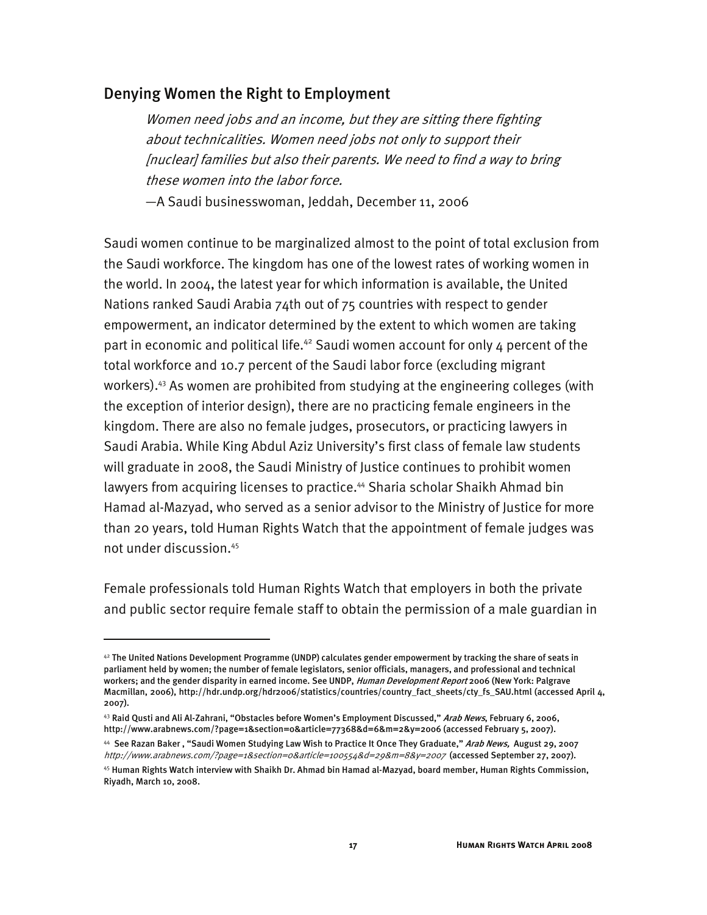## Denying Women the Right to Employment

> *Women need jobs and an income, but they are sitting there fighting about technicalities. Women need jobs not only to support their [nuclear] families but also their parents. We need to find a way to bring these women into the labor force.*
>
> —A Saudi businesswoman, Jeddah, December 11, 2006

Saudi women continue to be marginalized almost to the point of total exclusion from the Saudi workforce. The kingdom has one of the lowest rates of working women in the world. In 2004, the latest year for which information is available, the United Nations ranked Saudi Arabia 74th out of 75 countries with respect to gender empowerment, an indicator determined by the extent to which women are taking part in economic and political life.[42] Saudi women account for only 4 percent of the total workforce and 10.7 percent of the Saudi labor force (excluding migrant workers).[43] As women are prohibited from studying at the engineering colleges (with the exception of interior design), there are no practicing female engineers in the kingdom. There are also no female judges, prosecutors, or practicing lawyers in Saudi Arabia. While King Abdul Aziz University's first class of female law students will graduate in 2008, the Saudi Ministry of Justice continues to prohibit women lawyers from acquiring licenses to practice.[44] Sharia scholar Shaikh Ahmad bin Hamad al-Mazyad, who served as a senior advisor to the Ministry of Justice for more than 20 years, told Human Rights Watch that the appointment of female judges was not under discussion.[45]

Female professionals told Human Rights Watch that employers in both the private and public sector require female staff to obtain the permission of a male guardian in

---

[42] The United Nations Development Programme (UNDP) calculates gender empowerment by tracking the share of seats in parliament held by women; the number of female legislators, senior officials, managers, and professional and technical workers; and the gender disparity in earned income. See UNDP, *Human Development Report* 2006 (New York: Palgrave Macmillan, 2006), http://hdr.undp.org/hdr2006/statistics/countries/country_fact_sheets/cty_fs_SAU.html (accessed April 4, 2007).

[43] Raid Qusti and Ali Al-Zahrani, "Obstacles before Women's Employment Discussed," *Arab News*, February 6, 2006, http://www.arabnews.com/?page=1&section=0&article=77368&d=6&m=2&y=2006 (accessed February 5, 2007).

[44] See Razan Baker , "Saudi Women Studying Law Wish to Practice It Once They Graduate," *Arab News,* August 29, 2007 *http://www.arabnews.com/?page=1&section=0&article=100554&d=29&m=8&y=2007* (accessed September 27, 2007).

[45] Human Rights Watch interview with Shaikh Dr. Ahmad bin Hamad al-Mazyad, board member, Human Rights Commission, Riyadh, March 10, 2008.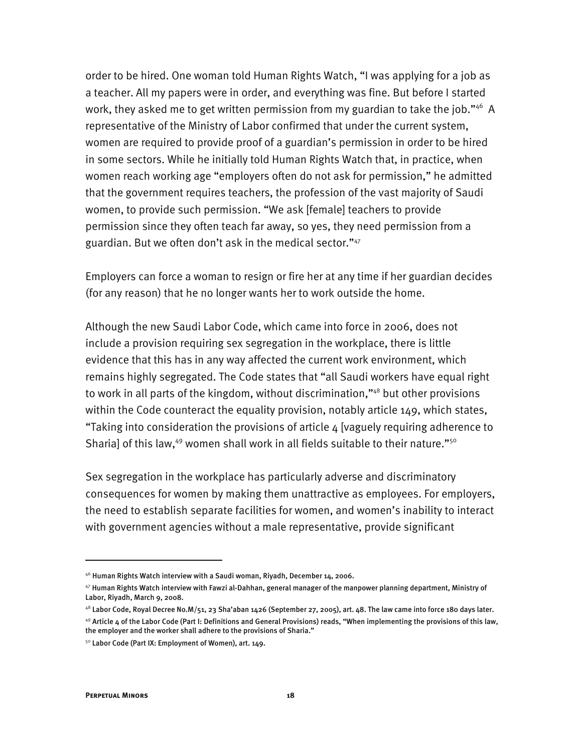order to be hired. One woman told Human Rights Watch, "I was applying for a job as a teacher. All my papers were in order, and everything was fine. But before I started work, they asked me to get written permission from my guardian to take the job."[46] A representative of the Ministry of Labor confirmed that under the current system, women are required to provide proof of a guardian's permission in order to be hired in some sectors. While he initially told Human Rights Watch that, in practice, when women reach working age "employers often do not ask for permission," he admitted that the government requires teachers, the profession of the vast majority of Saudi women, to provide such permission. "We ask [female] teachers to provide permission since they often teach far away, so yes, they need permission from a guardian. But we often don't ask in the medical sector."[47]

Employers can force a woman to resign or fire her at any time if her guardian decides (for any reason) that he no longer wants her to work outside the home.

Although the new Saudi Labor Code, which came into force in 2006, does not include a provision requiring sex segregation in the workplace, there is little evidence that this has in any way affected the current work environment, which remains highly segregated. The Code states that "all Saudi workers have equal right to work in all parts of the kingdom, without discrimination,"[48] but other provisions within the Code counteract the equality provision, notably article 149, which states, "Taking into consideration the provisions of article 4 [vaguely requiring adherence to Sharia] of this law,[49] women shall work in all fields suitable to their nature."[50]

Sex segregation in the workplace has particularly adverse and discriminatory consequences for women by making them unattractive as employees. For employers, the need to establish separate facilities for women, and women's inability to interact with government agencies without a male representative, provide significant

---

[46] Human Rights Watch interview with a Saudi woman, Riyadh, December 14, 2006.

[47] Human Rights Watch interview with Fawzi al-Dahhan, general manager of the manpower planning department, Ministry of Labor, Riyadh, March 9, 2008.

[48] Labor Code, Royal Decree No.M/51, 23 Sha'aban 1426 (September 27, 2005), art. 48. The law came into force 180 days later.

[49] Article 4 of the Labor Code (Part I: Definitions and General Provisions) reads, "When implementing the provisions of this law, the employer and the worker shall adhere to the provisions of Sharia."

[50] Labor Code (Part IX: Employment of Women), art. 149.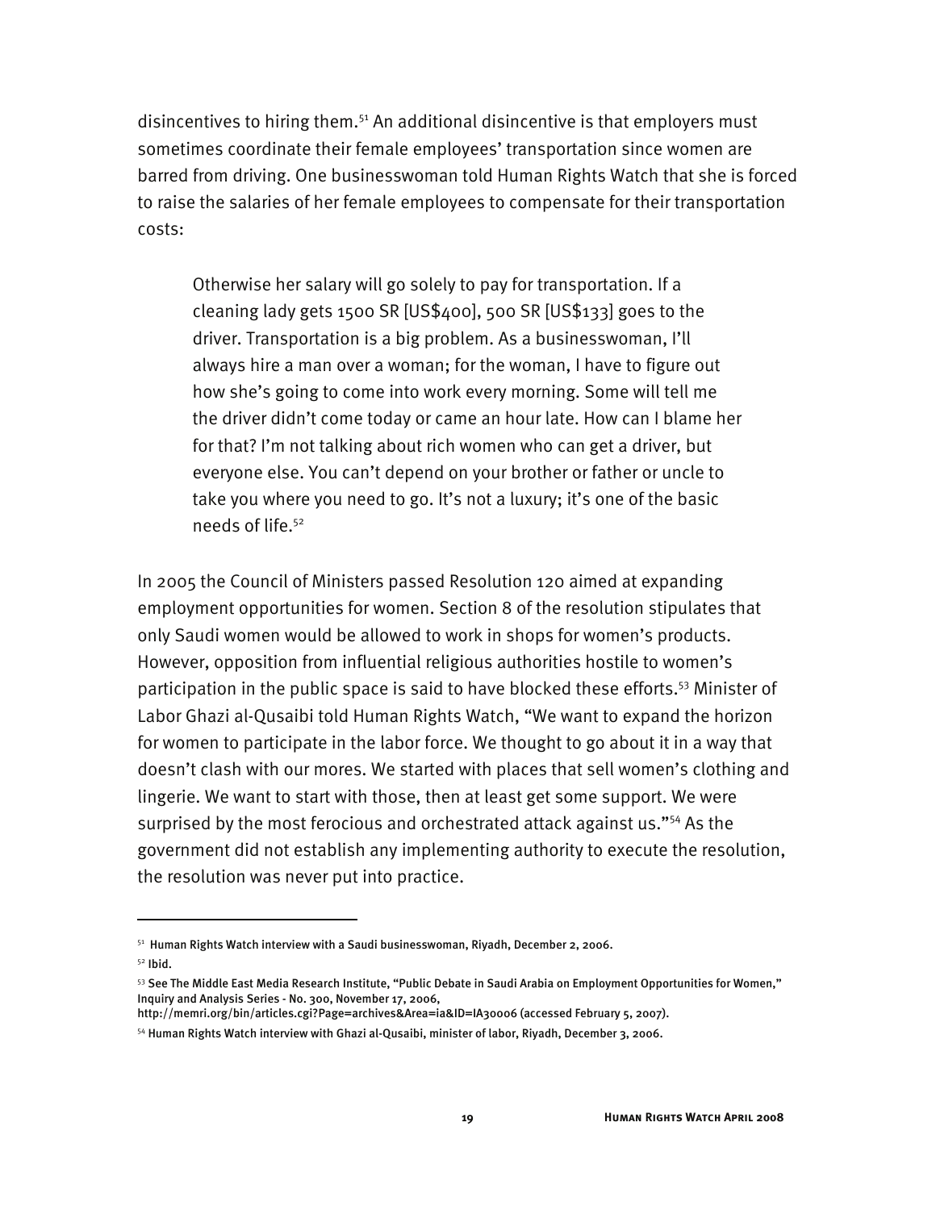disincentives to hiring them.[51] An additional disincentive is that employers must sometimes coordinate their female employees' transportation since women are barred from driving. One businesswoman told Human Rights Watch that she is forced to raise the salaries of her female employees to compensate for their transportation costs:

> Otherwise her salary will go solely to pay for transportation. If a cleaning lady gets 1500 SR [US$400], 500 SR [US$133] goes to the driver. Transportation is a big problem. As a businesswoman, I'll always hire a man over a woman; for the woman, I have to figure out how she's going to come into work every morning. Some will tell me the driver didn't come today or came an hour late. How can I blame her for that? I'm not talking about rich women who can get a driver, but everyone else. You can't depend on your brother or father or uncle to take you where you need to go. It's not a luxury; it's one of the basic needs of life.[52]

In 2005 the Council of Ministers passed Resolution 120 aimed at expanding employment opportunities for women. Section 8 of the resolution stipulates that only Saudi women would be allowed to work in shops for women's products. However, opposition from influential religious authorities hostile to women's participation in the public space is said to have blocked these efforts.[53] Minister of Labor Ghazi al-Qusaibi told Human Rights Watch, "We want to expand the horizon for women to participate in the labor force. We thought to go about it in a way that doesn't clash with our mores. We started with places that sell women's clothing and lingerie. We want to start with those, then at least get some support. We were surprised by the most ferocious and orchestrated attack against us."[54] As the government did not establish any implementing authority to execute the resolution, the resolution was never put into practice.

---

[51] Human Rights Watch interview with a Saudi businesswoman, Riyadh, December 2, 2006.

[52] Ibid.

[53] See The Middle East Media Research Institute, "Public Debate in Saudi Arabia on Employment Opportunities for Women," Inquiry and Analysis Series - No. 300, November 17, 2006, http://memri.org/bin/articles.cgi?Page=archives&Area=ia&ID=IA30006 (accessed February 5, 2007).

[54] Human Rights Watch interview with Ghazi al-Qusaibi, minister of labor, Riyadh, December 3, 2006.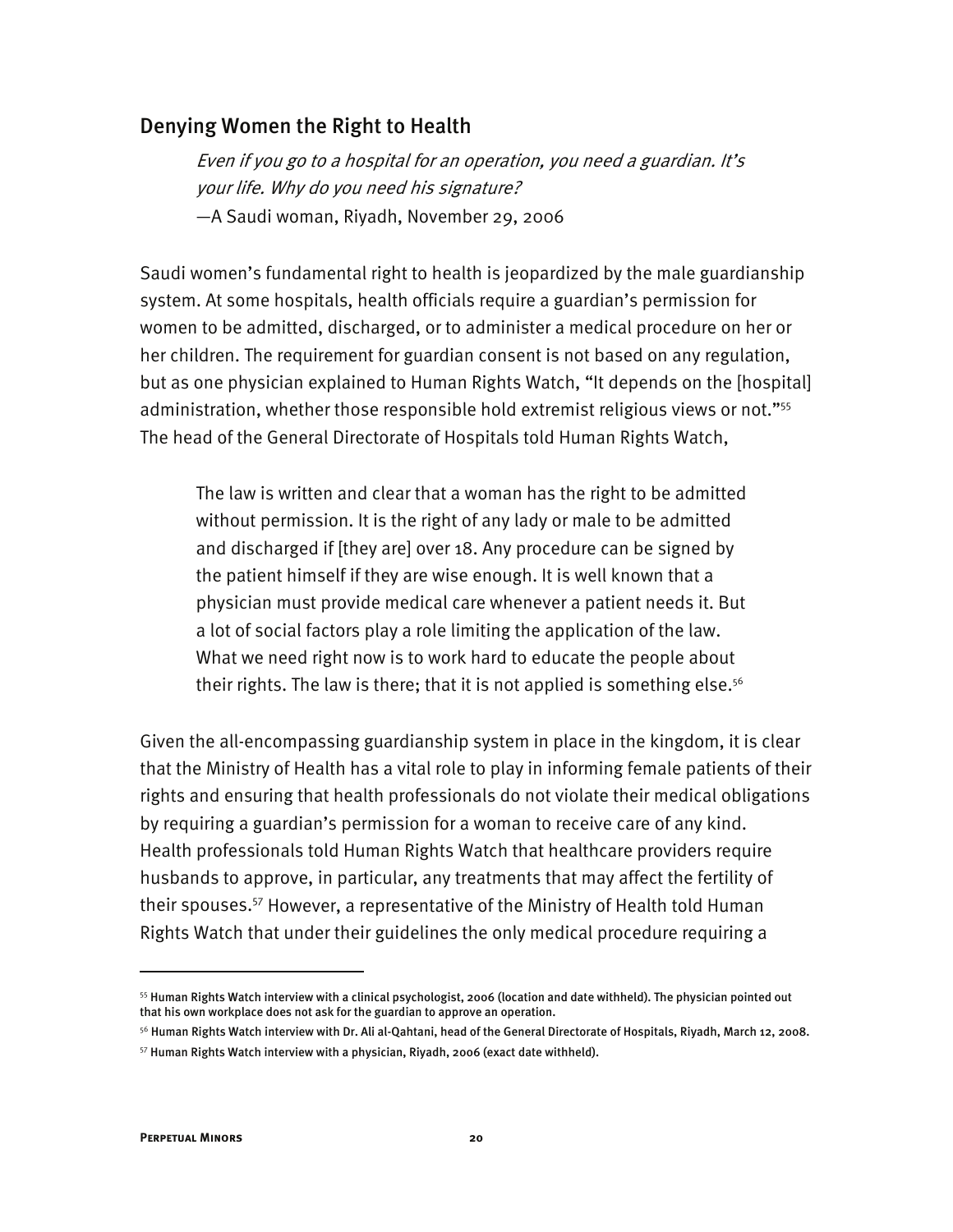## Denying Women the Right to Health

> *Even if you go to a hospital for an operation, you need a guardian. It's your life. Why do you need his signature?*
> —A Saudi woman, Riyadh, November 29, 2006

Saudi women's fundamental right to health is jeopardized by the male guardianship system. At some hospitals, health officials require a guardian's permission for women to be admitted, discharged, or to administer a medical procedure on her or her children. The requirement for guardian consent is not based on any regulation, but as one physician explained to Human Rights Watch, "It depends on the [hospital] administration, whether those responsible hold extremist religious views or not."[55] The head of the General Directorate of Hospitals told Human Rights Watch,

> The law is written and clear that a woman has the right to be admitted without permission. It is the right of any lady or male to be admitted and discharged if [they are] over 18. Any procedure can be signed by the patient himself if they are wise enough. It is well known that a physician must provide medical care whenever a patient needs it. But a lot of social factors play a role limiting the application of the law. What we need right now is to work hard to educate the people about their rights. The law is there; that it is not applied is something else.[56]

Given the all-encompassing guardianship system in place in the kingdom, it is clear that the Ministry of Health has a vital role to play in informing female patients of their rights and ensuring that health professionals do not violate their medical obligations by requiring a guardian's permission for a woman to receive care of any kind. Health professionals told Human Rights Watch that healthcare providers require husbands to approve, in particular, any treatments that may affect the fertility of their spouses.[57] However, a representative of the Ministry of Health told Human Rights Watch that under their guidelines the only medical procedure requiring a

---

[55] Human Rights Watch interview with a clinical psychologist, 2006 (location and date withheld). The physician pointed out that his own workplace does not ask for the guardian to approve an operation.

[56] Human Rights Watch interview with Dr. Ali al-Qahtani, head of the General Directorate of Hospitals, Riyadh, March 12, 2008.

[57] Human Rights Watch interview with a physician, Riyadh, 2006 (exact date withheld).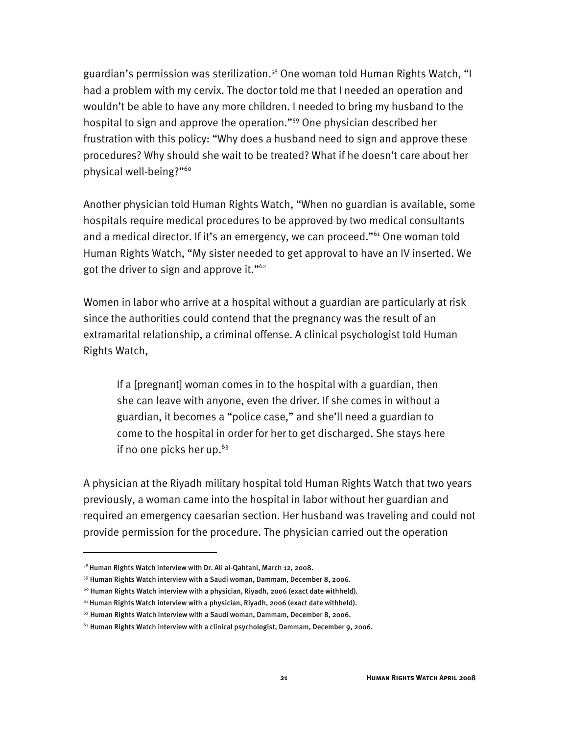guardian's permission was sterilization.[58] One woman told Human Rights Watch, "I had a problem with my cervix. The doctor told me that I needed an operation and wouldn't be able to have any more children. I needed to bring my husband to the hospital to sign and approve the operation."[59] One physician described her frustration with this policy: "Why does a husband need to sign and approve these procedures? Why should she wait to be treated? What if he doesn't care about her physical well-being?"[60]

Another physician told Human Rights Watch, "When no guardian is available, some hospitals require medical procedures to be approved by two medical consultants and a medical director. If it's an emergency, we can proceed."[61] One woman told Human Rights Watch, "My sister needed to get approval to have an IV inserted. We got the driver to sign and approve it."[62]

Women in labor who arrive at a hospital without a guardian are particularly at risk since the authorities could contend that the pregnancy was the result of an extramarital relationship, a criminal offense. A clinical psychologist told Human Rights Watch,

> If a [pregnant] woman comes in to the hospital with a guardian, then she can leave with anyone, even the driver. If she comes in without a guardian, it becomes a "police case," and she'll need a guardian to come to the hospital in order for her to get discharged. She stays here if no one picks her up.[63]

A physician at the Riyadh military hospital told Human Rights Watch that two years previously, a woman came into the hospital in labor without her guardian and required an emergency caesarian section. Her husband was traveling and could not provide permission for the procedure. The physician carried out the operation

---

[58] Human Rights Watch interview with Dr. Ali al-Qahtani, March 12, 2008.

[59] Human Rights Watch interview with a Saudi woman, Dammam, December 8, 2006.

[60] Human Rights Watch interview with a physician, Riyadh, 2006 (exact date withheld).

[61] Human Rights Watch interview with a physician, Riyadh, 2006 (exact date withheld).

[62] Human Rights Watch interview with a Saudi woman, Dammam, December 8, 2006.

[63] Human Rights Watch interview with a clinical psychologist, Dammam, December 9, 2006.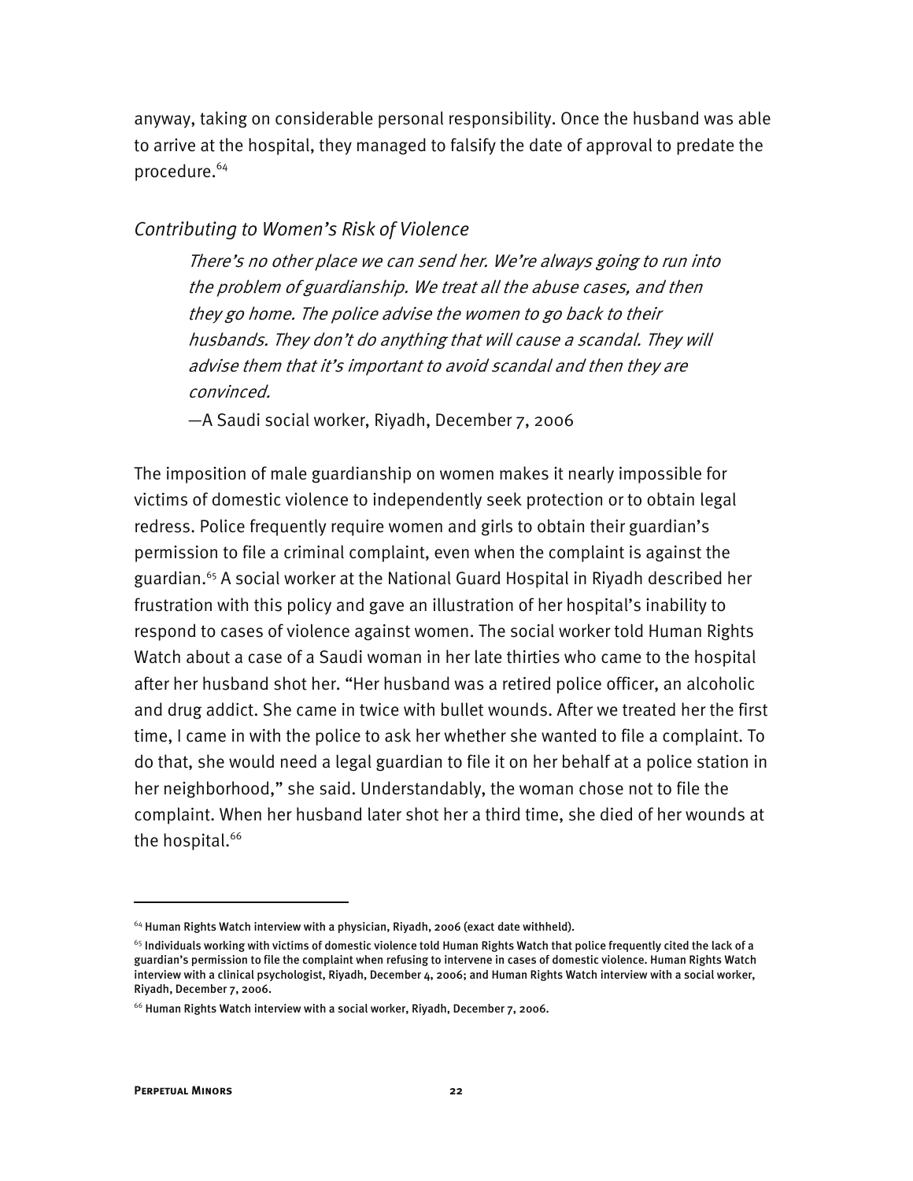anyway, taking on considerable personal responsibility. Once the husband was able to arrive at the hospital, they managed to falsify the date of approval to predate the procedure.[64]

### *Contributing to Women's Risk of Violence*

> *There's no other place we can send her. We're always going to run into the problem of guardianship. We treat all the abuse cases, and then they go home. The police advise the women to go back to their husbands. They don't do anything that will cause a scandal. They will advise them that it's important to avoid scandal and then they are convinced.*
>
> —A Saudi social worker, Riyadh, December 7, 2006

The imposition of male guardianship on women makes it nearly impossible for victims of domestic violence to independently seek protection or to obtain legal redress. Police frequently require women and girls to obtain their guardian's permission to file a criminal complaint, even when the complaint is against the guardian.[65] A social worker at the National Guard Hospital in Riyadh described her frustration with this policy and gave an illustration of her hospital's inability to respond to cases of violence against women. The social worker told Human Rights Watch about a case of a Saudi woman in her late thirties who came to the hospital after her husband shot her. "Her husband was a retired police officer, an alcoholic and drug addict. She came in twice with bullet wounds. After we treated her the first time, I came in with the police to ask her whether she wanted to file a complaint. To do that, she would need a legal guardian to file it on her behalf at a police station in her neighborhood," she said. Understandably, the woman chose not to file the complaint. When her husband later shot her a third time, she died of her wounds at the hospital.[66]

---

[64] Human Rights Watch interview with a physician, Riyadh, 2006 (exact date withheld).

[65] Individuals working with victims of domestic violence told Human Rights Watch that police frequently cited the lack of a guardian's permission to file the complaint when refusing to intervene in cases of domestic violence. Human Rights Watch interview with a clinical psychologist, Riyadh, December 4, 2006; and Human Rights Watch interview with a social worker, Riyadh, December 7, 2006.

[66] Human Rights Watch interview with a social worker, Riyadh, December 7, 2006.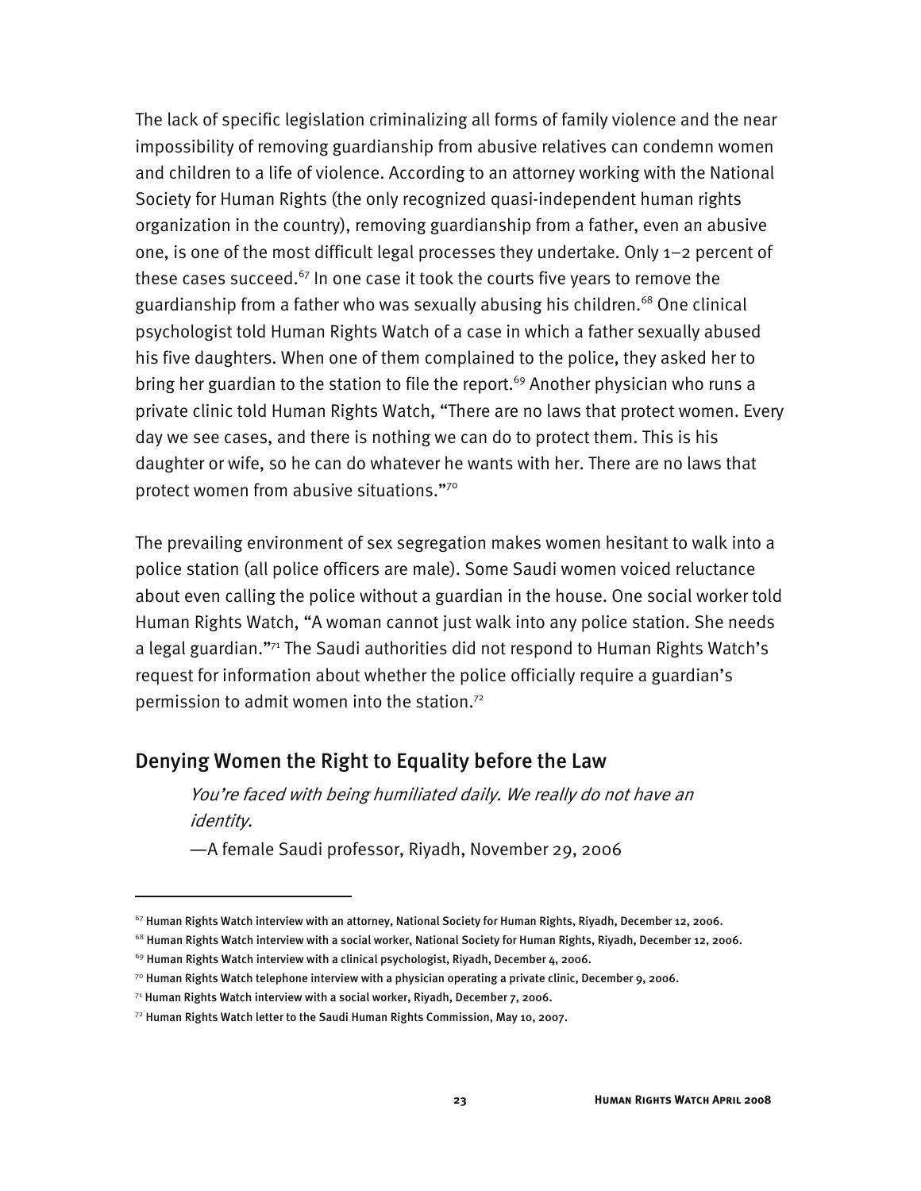The lack of specific legislation criminalizing all forms of family violence and the near impossibility of removing guardianship from abusive relatives can condemn women and children to a life of violence. According to an attorney working with the National Society for Human Rights (the only recognized quasi-independent human rights organization in the country), removing guardianship from a father, even an abusive one, is one of the most difficult legal processes they undertake. Only 1–2 percent of these cases succeed.[67] In one case it took the courts five years to remove the guardianship from a father who was sexually abusing his children.[68] One clinical psychologist told Human Rights Watch of a case in which a father sexually abused his five daughters. When one of them complained to the police, they asked her to bring her guardian to the station to file the report.[69] Another physician who runs a private clinic told Human Rights Watch, "There are no laws that protect women. Every day we see cases, and there is nothing we can do to protect them. This is his daughter or wife, so he can do whatever he wants with her. There are no laws that protect women from abusive situations."[70]

The prevailing environment of sex segregation makes women hesitant to walk into a police station (all police officers are male). Some Saudi women voiced reluctance about even calling the police without a guardian in the house. One social worker told Human Rights Watch, "A woman cannot just walk into any police station. She needs a legal guardian."[71] The Saudi authorities did not respond to Human Rights Watch's request for information about whether the police officially require a guardian's permission to admit women into the station.[72]

## Denying Women the Right to Equality before the Law

> *You're faced with being humiliated daily. We really do not have an identity.*
>
> —A female Saudi professor, Riyadh, November 29, 2006

---

[67] Human Rights Watch interview with an attorney, National Society for Human Rights, Riyadh, December 12, 2006.

[68] Human Rights Watch interview with a social worker, National Society for Human Rights, Riyadh, December 12, 2006.

[69] Human Rights Watch interview with a clinical psychologist, Riyadh, December 4, 2006.

[70] Human Rights Watch telephone interview with a physician operating a private clinic, December 9, 2006.

[71] Human Rights Watch interview with a social worker, Riyadh, December 7, 2006.

[72] Human Rights Watch letter to the Saudi Human Rights Commission, May 10, 2007.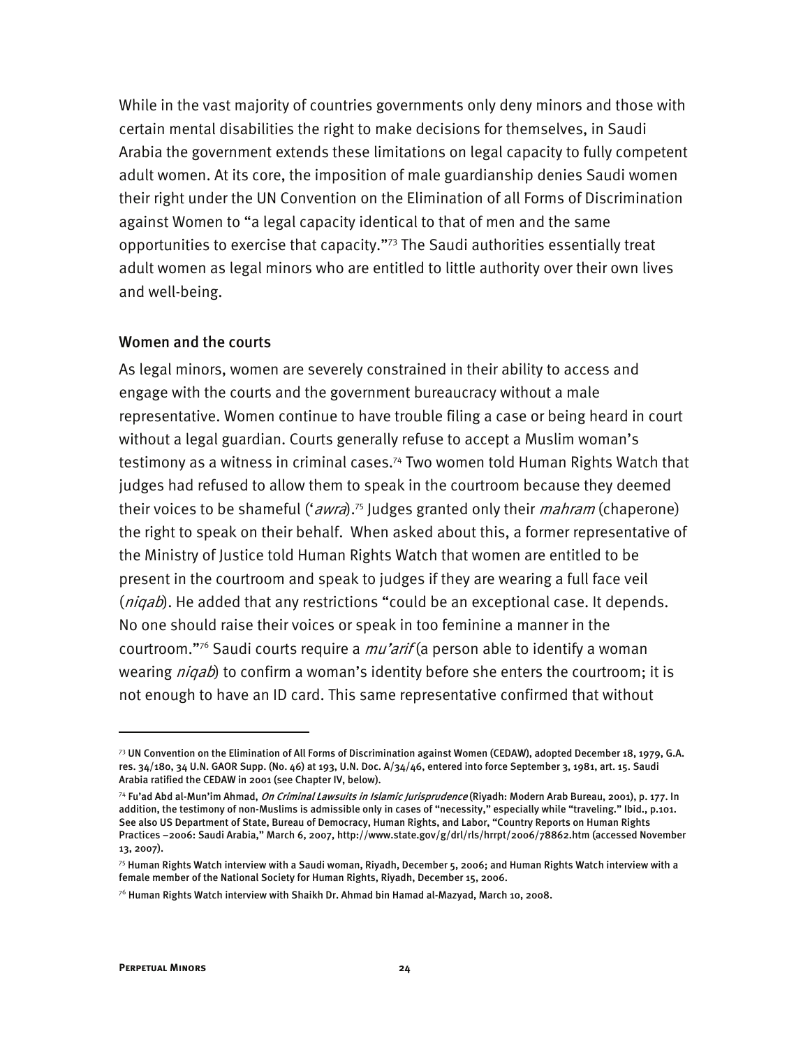While in the vast majority of countries governments only deny minors and those with certain mental disabilities the right to make decisions for themselves, in Saudi Arabia the government extends these limitations on legal capacity to fully competent adult women. At its core, the imposition of male guardianship denies Saudi women their right under the UN Convention on the Elimination of all Forms of Discrimination against Women to "a legal capacity identical to that of men and the same opportunities to exercise that capacity."[73] The Saudi authorities essentially treat adult women as legal minors who are entitled to little authority over their own lives and well-being.

### Women and the courts

As legal minors, women are severely constrained in their ability to access and engage with the courts and the government bureaucracy without a male representative. Women continue to have trouble filing a case or being heard in court without a legal guardian. Courts generally refuse to accept a Muslim woman's testimony as a witness in criminal cases.[74] Two women told Human Rights Watch that judges had refused to allow them to speak in the courtroom because they deemed their voices to be shameful (*'awra*).[75] Judges granted only their *mahram* (chaperone) the right to speak on their behalf. When asked about this, a former representative of the Ministry of Justice told Human Rights Watch that women are entitled to be present in the courtroom and speak to judges if they are wearing a full face veil (*niqab*). He added that any restrictions "could be an exceptional case. It depends. No one should raise their voices or speak in too feminine a manner in the courtroom."[76] Saudi courts require a *mu'arif* (a person able to identify a woman wearing *niqab*) to confirm a woman's identity before she enters the courtroom; it is not enough to have an ID card. This same representative confirmed that without

---

[73] UN Convention on the Elimination of All Forms of Discrimination against Women (CEDAW), adopted December 18, 1979, G.A. res. 34/180, 34 U.N. GAOR Supp. (No. 46) at 193, U.N. Doc. A/34/46, entered into force September 3, 1981, art. 15. Saudi Arabia ratified the CEDAW in 2001 (see Chapter IV, below).

[74] Fu'ad Abd al-Mun'im Ahmad, *On Criminal Lawsuits in Islamic Jurisprudence* (Riyadh: Modern Arab Bureau, 2001), p. 177. In addition, the testimony of non-Muslims is admissible only in cases of "necessity," especially while "traveling." Ibid., p.101. See also US Department of State, Bureau of Democracy, Human Rights, and Labor, "Country Reports on Human Rights Practices –2006: Saudi Arabia," March 6, 2007, http://www.state.gov/g/drl/rls/hrrpt/2006/78862.htm (accessed November 13, 2007).

[75] Human Rights Watch interview with a Saudi woman, Riyadh, December 5, 2006; and Human Rights Watch interview with a female member of the National Society for Human Rights, Riyadh, December 15, 2006.

[76] Human Rights Watch interview with Shaikh Dr. Ahmad bin Hamad al-Mazyad, March 10, 2008.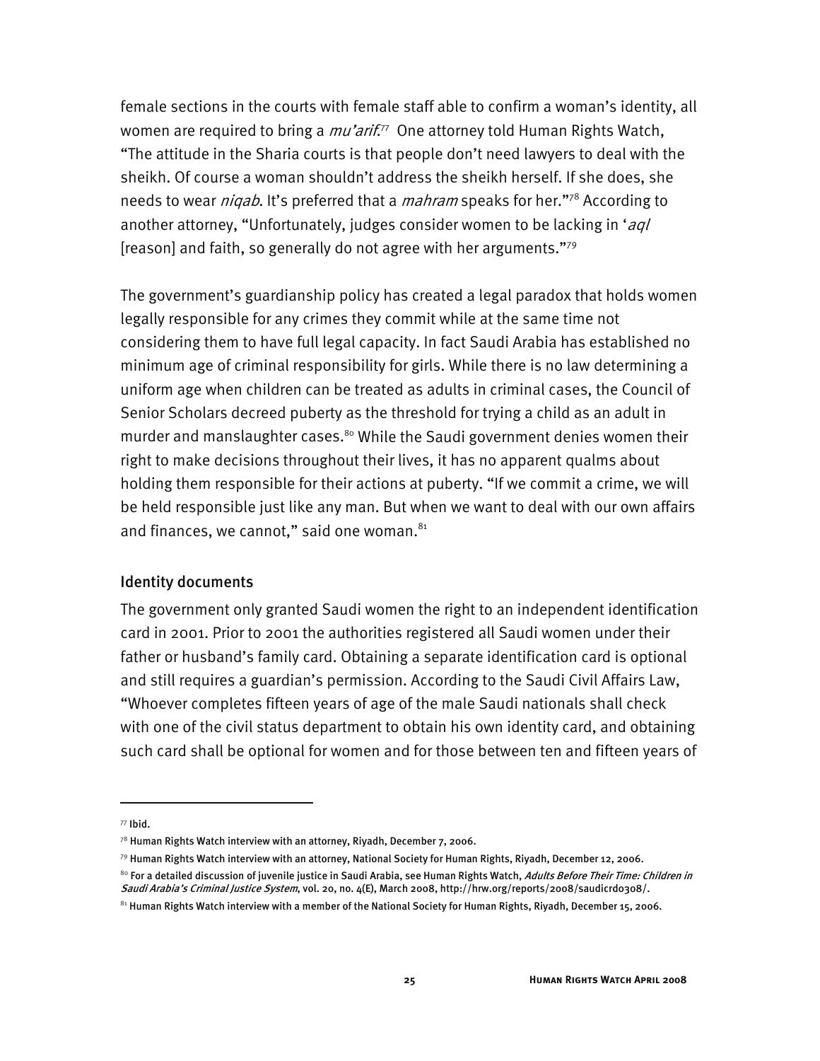female sections in the courts with female staff able to confirm a woman's identity, all women are required to bring a *mu'arif*.[77] One attorney told Human Rights Watch, "The attitude in the Sharia courts is that people don't need lawyers to deal with the sheikh. Of course a woman shouldn't address the sheikh herself. If she does, she needs to wear *niqab*. It's preferred that a *mahram* speaks for her."[78] According to another attorney, "Unfortunately, judges consider women to be lacking in '*aql* [reason] and faith, so generally do not agree with her arguments."[79]

The government's guardianship policy has created a legal paradox that holds women legally responsible for any crimes they commit while at the same time not considering them to have full legal capacity. In fact Saudi Arabia has established no minimum age of criminal responsibility for girls. While there is no law determining a uniform age when children can be treated as adults in criminal cases, the Council of Senior Scholars decreed puberty as the threshold for trying a child as an adult in murder and manslaughter cases.[80] While the Saudi government denies women their right to make decisions throughout their lives, it has no apparent qualms about holding them responsible for their actions at puberty. "If we commit a crime, we will be held responsible just like any man. But when we want to deal with our own affairs and finances, we cannot," said one woman.[81]

### Identity documents

The government only granted Saudi women the right to an independent identification card in 2001. Prior to 2001 the authorities registered all Saudi women under their father or husband's family card. Obtaining a separate identification card is optional and still requires a guardian's permission. According to the Saudi Civil Affairs Law, "Whoever completes fifteen years of age of the male Saudi nationals shall check with one of the civil status department to obtain his own identity card, and obtaining such card shall be optional for women and for those between ten and fifteen years of

---

[77] Ibid.

[78] Human Rights Watch interview with an attorney, Riyadh, December 7, 2006.

[79] Human Rights Watch interview with an attorney, National Society for Human Rights, Riyadh, December 12, 2006.

[80] For a detailed discussion of juvenile justice in Saudi Arabia, see Human Rights Watch, *Adults Before Their Time: Children in Saudi Arabia's Criminal Justice System*, vol. 20, no. 4(E), March 2008, http://hrw.org/reports/2008/saudicrd0308/.

[81] Human Rights Watch interview with a member of the National Society for Human Rights, Riyadh, December 15, 2006.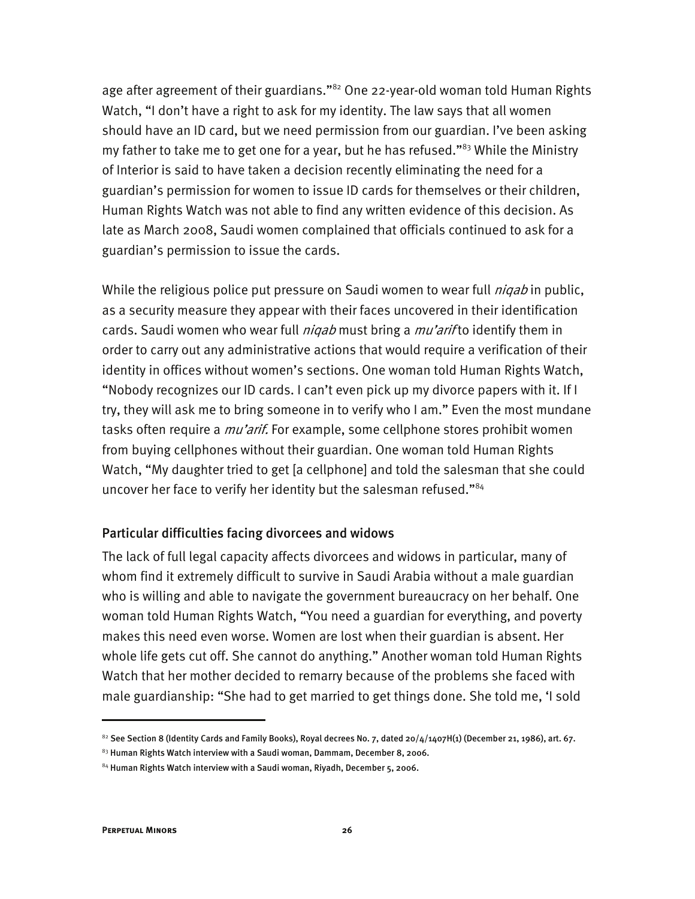age after agreement of their guardians."[82] One 22-year-old woman told Human Rights Watch, "I don't have a right to ask for my identity. The law says that all women should have an ID card, but we need permission from our guardian. I've been asking my father to take me to get one for a year, but he has refused."[83] While the Ministry of Interior is said to have taken a decision recently eliminating the need for a guardian's permission for women to issue ID cards for themselves or their children, Human Rights Watch was not able to find any written evidence of this decision. As late as March 2008, Saudi women complained that officials continued to ask for a guardian's permission to issue the cards.

While the religious police put pressure on Saudi women to wear full *niqab* in public, as a security measure they appear with their faces uncovered in their identification cards. Saudi women who wear full *niqab* must bring a *mu'arif* to identify them in order to carry out any administrative actions that would require a verification of their identity in offices without women's sections. One woman told Human Rights Watch, "Nobody recognizes our ID cards. I can't even pick up my divorce papers with it. If I try, they will ask me to bring someone in to verify who I am." Even the most mundane tasks often require a *mu'arif.* For example, some cellphone stores prohibit women from buying cellphones without their guardian. One woman told Human Rights Watch, "My daughter tried to get [a cellphone] and told the salesman that she could uncover her face to verify her identity but the salesman refused."[84]

### Particular difficulties facing divorcees and widows

The lack of full legal capacity affects divorcees and widows in particular, many of whom find it extremely difficult to survive in Saudi Arabia without a male guardian who is willing and able to navigate the government bureaucracy on her behalf. One woman told Human Rights Watch, "You need a guardian for everything, and poverty makes this need even worse. Women are lost when their guardian is absent. Her whole life gets cut off. She cannot do anything." Another woman told Human Rights Watch that her mother decided to remarry because of the problems she faced with male guardianship: "She had to get married to get things done. She told me, 'I sold

---

[82] See Section 8 (Identity Cards and Family Books), Royal decrees No. 7, dated 20/4/1407H(1) (December 21, 1986), art. 67.

[83] Human Rights Watch interview with a Saudi woman, Dammam, December 8, 2006.

[84] Human Rights Watch interview with a Saudi woman, Riyadh, December 5, 2006.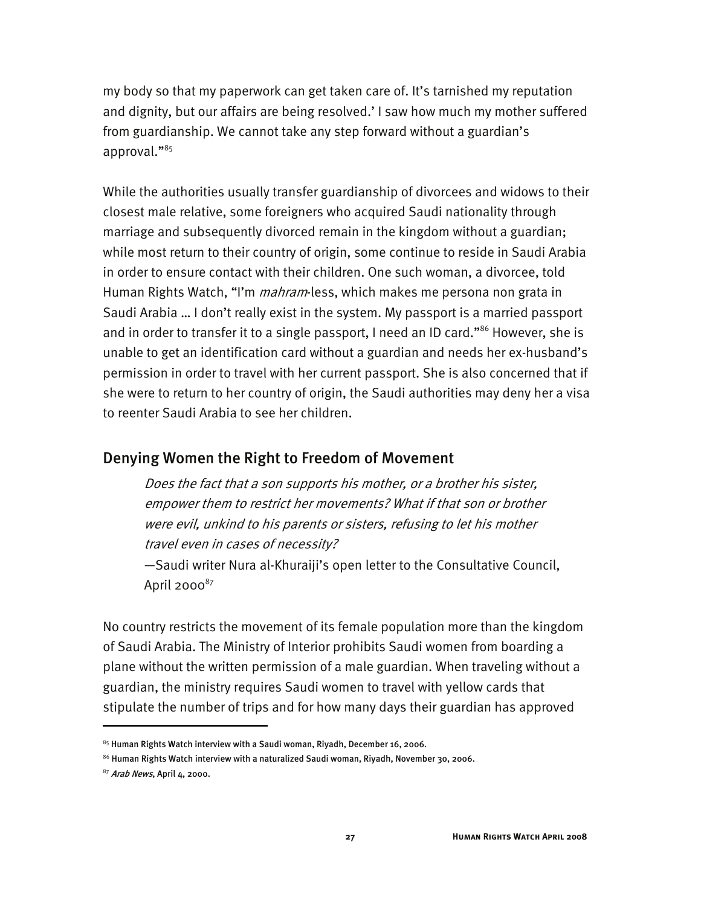my body so that my paperwork can get taken care of. It's tarnished my reputation and dignity, but our affairs are being resolved.' I saw how much my mother suffered from guardianship. We cannot take any step forward without a guardian's approval."[85]

While the authorities usually transfer guardianship of divorcees and widows to their closest male relative, some foreigners who acquired Saudi nationality through marriage and subsequently divorced remain in the kingdom without a guardian; while most return to their country of origin, some continue to reside in Saudi Arabia in order to ensure contact with their children. One such woman, a divorcee, told Human Rights Watch, "I'm *mahram*-less, which makes me persona non grata in Saudi Arabia … I don't really exist in the system. My passport is a married passport and in order to transfer it to a single passport, I need an ID card."[86] However, she is unable to get an identification card without a guardian and needs her ex-husband's permission in order to travel with her current passport. She is also concerned that if she were to return to her country of origin, the Saudi authorities may deny her a visa to reenter Saudi Arabia to see her children.

## Denying Women the Right to Freedom of Movement

> *Does the fact that a son supports his mother, or a brother his sister, empower them to restrict her movements? What if that son or brother were evil, unkind to his parents or sisters, refusing to let his mother travel even in cases of necessity?*
>
> —Saudi writer Nura al-Khuraiji's open letter to the Consultative Council, April 2000[87]

No country restricts the movement of its female population more than the kingdom of Saudi Arabia. The Ministry of Interior prohibits Saudi women from boarding a plane without the written permission of a male guardian. When traveling without a guardian, the ministry requires Saudi women to travel with yellow cards that stipulate the number of trips and for how many days their guardian has approved

---

[85] Human Rights Watch interview with a Saudi woman, Riyadh, December 16, 2006.

[86] Human Rights Watch interview with a naturalized Saudi woman, Riyadh, November 30, 2006.

[87] *Arab News*, April 4, 2000.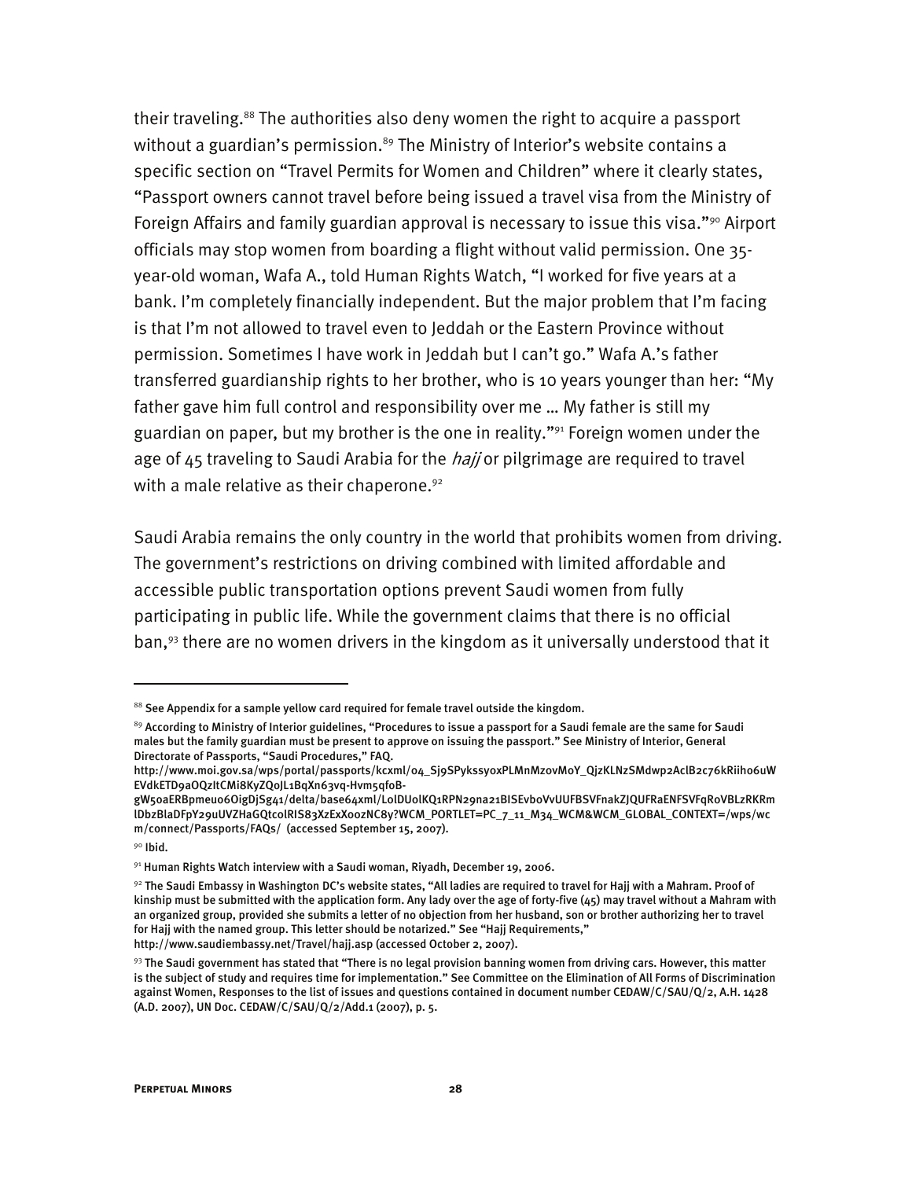their traveling.[88] The authorities also deny women the right to acquire a passport without a guardian's permission.[89] The Ministry of Interior's website contains a specific section on "Travel Permits for Women and Children" where it clearly states, "Passport owners cannot travel before being issued a travel visa from the Ministry of Foreign Affairs and family guardian approval is necessary to issue this visa."[90] Airport officials may stop women from boarding a flight without valid permission. One 35-year-old woman, Wafa A., told Human Rights Watch, "I worked for five years at a bank. I'm completely financially independent. But the major problem that I'm facing is that I'm not allowed to travel even to Jeddah or the Eastern Province without permission. Sometimes I have work in Jeddah but I can't go." Wafa A.'s father transferred guardianship rights to her brother, who is 10 years younger than her: "My father gave him full control and responsibility over me … My father is still my guardian on paper, but my brother is the one in reality."[91] Foreign women under the age of 45 traveling to Saudi Arabia for the *hajj* or pilgrimage are required to travel with a male relative as their chaperone.[92]

Saudi Arabia remains the only country in the world that prohibits women from driving. The government's restrictions on driving combined with limited affordable and accessible public transportation options prevent Saudi women from fully participating in public life. While the government claims that there is no official ban,[93] there are no women drivers in the kingdom as it universally understood that it

---

[88] See Appendix for a sample yellow card required for female travel outside the kingdom.

[89] According to Ministry of Interior guidelines, "Procedures to issue a passport for a Saudi female are the same for Saudi males but the family guardian must be present to approve on issuing the passport." See Ministry of Interior, General Directorate of Passports, "Saudi Procedures," FAQ.
http://www.moi.gov.sa/wps/portal/passports/kcxml/04_Sj9SPykssyoxPLMnMz0vM0Y_QjzKLNzSMdwp2AclB2c76kRiiho6uWEVdkETD9aOQzItCMi8KyZQoJL1BqXn63vq-Hvm5qfoB-gW50aERBpmeuo6OigDjSg41/delta/base64xml/L0lDU0lKQ1RPN29na21BISEvb0VvUUFBSVFnakZJQUFRaENFSVFqR0VBLzRKRmlDbzBlaDFpY29uUVZHaGQtcolRIS83XzExX00zNC8y?WCM_PORTLET=PC_7_11_M34_WCM&WCM_GLOBAL_CONTEXT=/wps/wcm/connect/Passports/FAQs/ (accessed September 15, 2007).

[90] Ibid.

[91] Human Rights Watch interview with a Saudi woman, Riyadh, December 19, 2006.

[92] The Saudi Embassy in Washington DC's website states, "All ladies are required to travel for Hajj with a Mahram. Proof of kinship must be submitted with the application form. Any lady over the age of forty-five (45) may travel without a Mahram with an organized group, provided she submits a letter of no objection from her husband, son or brother authorizing her to travel for Hajj with the named group. This letter should be notarized." See "Hajj Requirements," http://www.saudiembassy.net/Travel/hajj.asp (accessed October 2, 2007).

[93] The Saudi government has stated that "There is no legal provision banning women from driving cars. However, this matter is the subject of study and requires time for implementation." See Committee on the Elimination of All Forms of Discrimination against Women, Responses to the list of issues and questions contained in document number CEDAW/C/SAU/Q/2, A.H. 1428 (A.D. 2007), UN Doc. CEDAW/C/SAU/Q/2/Add.1 (2007), p. 5.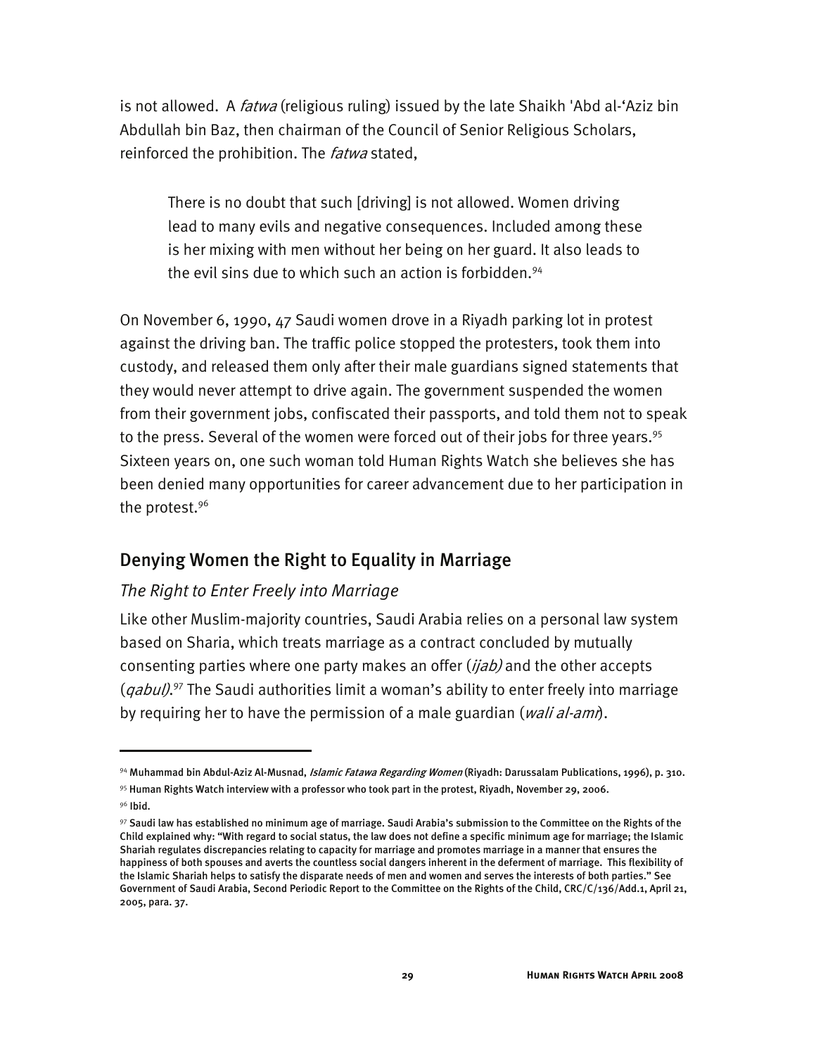is not allowed. A *fatwa* (religious ruling) issued by the late Shaikh 'Abd al-'Aziz bin Abdullah bin Baz, then chairman of the Council of Senior Religious Scholars, reinforced the prohibition. The *fatwa* stated,

> There is no doubt that such [driving] is not allowed. Women driving lead to many evils and negative consequences. Included among these is her mixing with men without her being on her guard. It also leads to the evil sins due to which such an action is forbidden.[94]

On November 6, 1990, 47 Saudi women drove in a Riyadh parking lot in protest against the driving ban. The traffic police stopped the protesters, took them into custody, and released them only after their male guardians signed statements that they would never attempt to drive again. The government suspended the women from their government jobs, confiscated their passports, and told them not to speak to the press. Several of the women were forced out of their jobs for three years.[95] Sixteen years on, one such woman told Human Rights Watch she believes she has been denied many opportunities for career advancement due to her participation in the protest.[96]

## Denying Women the Right to Equality in Marriage

### *The Right to Enter Freely into Marriage*

Like other Muslim-majority countries, Saudi Arabia relies on a personal law system based on Sharia, which treats marriage as a contract concluded by mutually consenting parties where one party makes an offer (*ijab)* and the other accepts (*qabul)*.[97] The Saudi authorities limit a woman's ability to enter freely into marriage by requiring her to have the permission of a male guardian (*wali al-amr*).

---

[94] Muhammad bin Abdul-Aziz Al-Musnad, *Islamic Fatawa Regarding Women* (Riyadh: Darussalam Publications, 1996), p. 310.

[95] Human Rights Watch interview with a professor who took part in the protest, Riyadh, November 29, 2006.

[96] Ibid.

[97] Saudi law has established no minimum age of marriage. Saudi Arabia's submission to the Committee on the Rights of the Child explained why: "With regard to social status, the law does not define a specific minimum age for marriage; the Islamic Shariah regulates discrepancies relating to capacity for marriage and promotes marriage in a manner that ensures the happiness of both spouses and averts the countless social dangers inherent in the deferment of marriage. This flexibility of the Islamic Shariah helps to satisfy the disparate needs of men and women and serves the interests of both parties." See Government of Saudi Arabia, Second Periodic Report to the Committee on the Rights of the Child, CRC/C/136/Add.1, April 21, 2005, para. 37.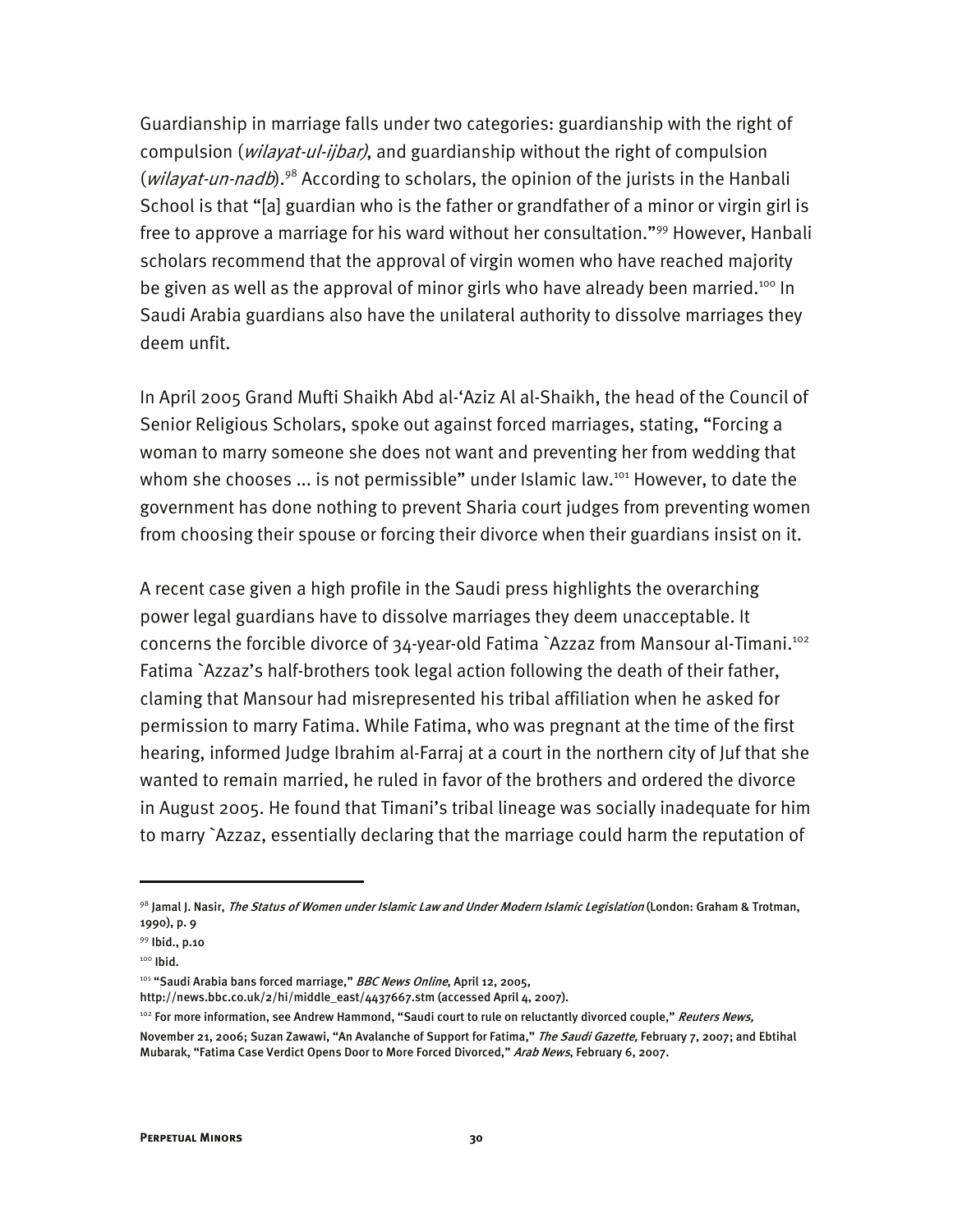Guardianship in marriage falls under two categories: guardianship with the right of compulsion (*wilayat-ul-ijbar)*, and guardianship without the right of compulsion (*wilayat-un-nadb*).[98] According to scholars, the opinion of the jurists in the Hanbali School is that "[a] guardian who is the father or grandfather of a minor or virgin girl is free to approve a marriage for his ward without her consultation."[99] However, Hanbali scholars recommend that the approval of virgin women who have reached majority be given as well as the approval of minor girls who have already been married.[100] In Saudi Arabia guardians also have the unilateral authority to dissolve marriages they deem unfit.

In April 2005 Grand Mufti Shaikh Abd al-'Aziz Al al-Shaikh, the head of the Council of Senior Religious Scholars, spoke out against forced marriages, stating, "Forcing a woman to marry someone she does not want and preventing her from wedding that whom she chooses ... is not permissible" under Islamic law.[101] However, to date the government has done nothing to prevent Sharia court judges from preventing women from choosing their spouse or forcing their divorce when their guardians insist on it.

A recent case given a high profile in the Saudi press highlights the overarching power legal guardians have to dissolve marriages they deem unacceptable. It concerns the forcible divorce of 34-year-old Fatima `Azzaz from Mansour al-Timani.[102] Fatima `Azzaz's half-brothers took legal action following the death of their father, claming that Mansour had misrepresented his tribal affiliation when he asked for permission to marry Fatima. While Fatima, who was pregnant at the time of the first hearing, informed Judge Ibrahim al-Farraj at a court in the northern city of Juf that she wanted to remain married, he ruled in favor of the brothers and ordered the divorce in August 2005. He found that Timani's tribal lineage was socially inadequate for him to marry `Azzaz, essentially declaring that the marriage could harm the reputation of

---

[98] Jamal J. Nasir, *The Status of Women under Islamic Law and Under Modern Islamic Legislation* (London: Graham & Trotman, 1990), p. 9

[99] Ibid., p.10

[100] Ibid.

[101] "Saudi Arabia bans forced marriage," *BBC News Online*, April 12, 2005, http://news.bbc.co.uk/2/hi/middle_east/4437667.stm (accessed April 4, 2007).

[102] For more information, see Andrew Hammond, "Saudi court to rule on reluctantly divorced couple," *Reuters News,* November 21, 2006; Suzan Zawawi, "An Avalanche of Support for Fatima," *The Saudi Gazette,* February 7, 2007; and Ebtihal Mubarak, "Fatima Case Verdict Opens Door to More Forced Divorced," *Arab News*, February 6, 2007.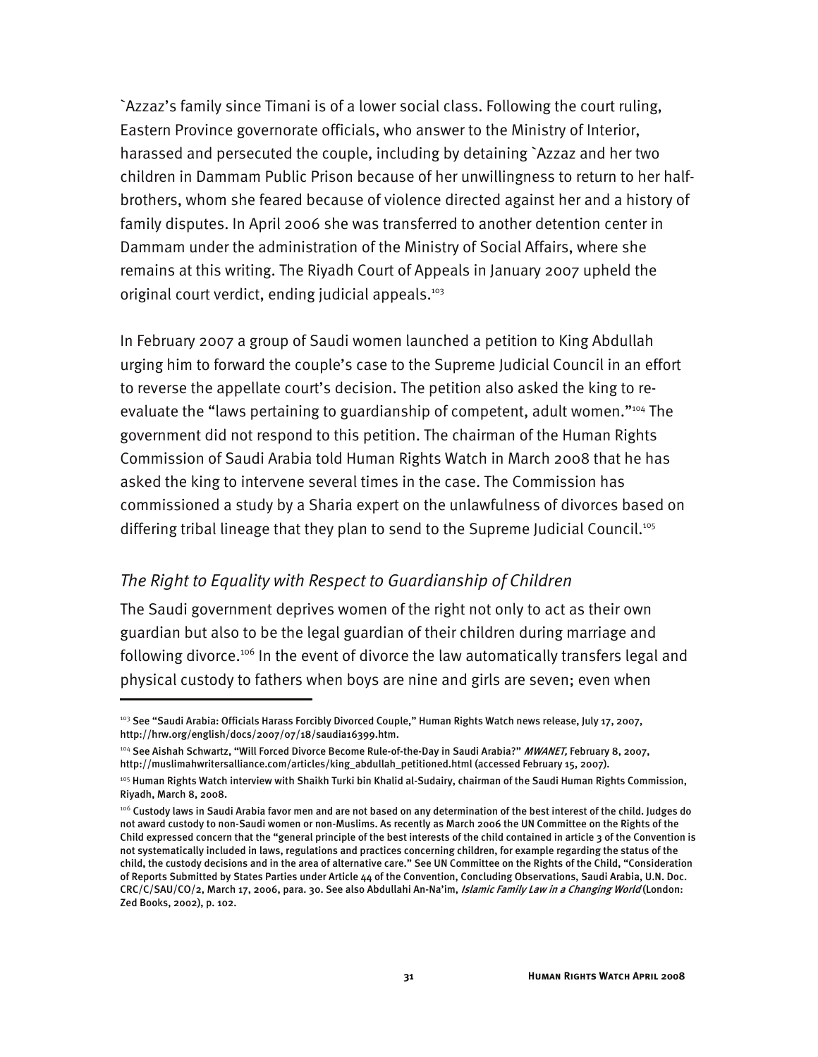`Azzaz's family since Timani is of a lower social class. Following the court ruling, Eastern Province governorate officials, who answer to the Ministry of Interior, harassed and persecuted the couple, including by detaining `Azzaz and her two children in Dammam Public Prison because of her unwillingness to return to her half-brothers, whom she feared because of violence directed against her and a history of family disputes. In April 2006 she was transferred to another detention center in Dammam under the administration of the Ministry of Social Affairs, where she remains at this writing. The Riyadh Court of Appeals in January 2007 upheld the original court verdict, ending judicial appeals.[103]

In February 2007 a group of Saudi women launched a petition to King Abdullah urging him to forward the couple's case to the Supreme Judicial Council in an effort to reverse the appellate court's decision. The petition also asked the king to re-evaluate the "laws pertaining to guardianship of competent, adult women."[104] The government did not respond to this petition. The chairman of the Human Rights Commission of Saudi Arabia told Human Rights Watch in March 2008 that he has asked the king to intervene several times in the case. The Commission has commissioned a study by a Sharia expert on the unlawfulness of divorces based on differing tribal lineage that they plan to send to the Supreme Judicial Council.[105]

### *The Right to Equality with Respect to Guardianship of Children*

The Saudi government deprives women of the right not only to act as their own guardian but also to be the legal guardian of their children during marriage and following divorce.[106] In the event of divorce the law automatically transfers legal and physical custody to fathers when boys are nine and girls are seven; even when

---

[103] See "Saudi Arabia: Officials Harass Forcibly Divorced Couple," Human Rights Watch news release, July 17, 2007, http://hrw.org/english/docs/2007/07/18/saudia16399.htm.

[104] See Aishah Schwartz, "Will Forced Divorce Become Rule-of-the-Day in Saudi Arabia?" *MWANET,* February 8, 2007, http://muslimahwritersalliance.com/articles/king_abdullah_petitioned.html (accessed February 15, 2007).

[105] Human Rights Watch interview with Shaikh Turki bin Khalid al-Sudairy, chairman of the Saudi Human Rights Commission, Riyadh, March 8, 2008.

[106] Custody laws in Saudi Arabia favor men and are not based on any determination of the best interest of the child. Judges do not award custody to non-Saudi women or non-Muslims. As recently as March 2006 the UN Committee on the Rights of the Child expressed concern that the "general principle of the best interests of the child contained in article 3 of the Convention is not systematically included in laws, regulations and practices concerning children, for example regarding the status of the child, the custody decisions and in the area of alternative care." See UN Committee on the Rights of the Child, "Consideration of Reports Submitted by States Parties under Article 44 of the Convention, Concluding Observations, Saudi Arabia, U.N. Doc. CRC/C/SAU/CO/2, March 17, 2006, para. 30. See also Abdullahi An-Na'im, *Islamic Family Law in a Changing World* (London: Zed Books, 2002), p. 102.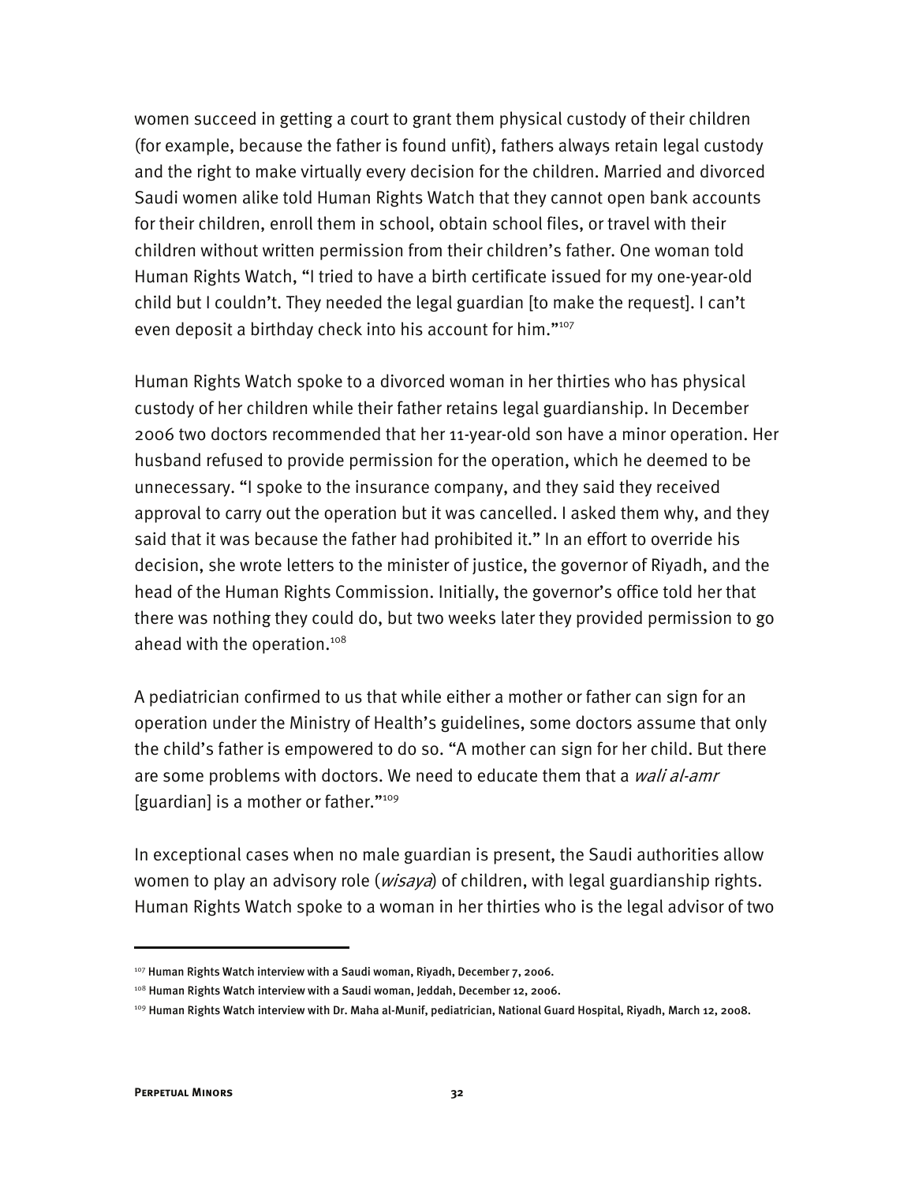women succeed in getting a court to grant them physical custody of their children (for example, because the father is found unfit), fathers always retain legal custody and the right to make virtually every decision for the children. Married and divorced Saudi women alike told Human Rights Watch that they cannot open bank accounts for their children, enroll them in school, obtain school files, or travel with their children without written permission from their children's father. One woman told Human Rights Watch, "I tried to have a birth certificate issued for my one-year-old child but I couldn't. They needed the legal guardian [to make the request]. I can't even deposit a birthday check into his account for him."[107]

Human Rights Watch spoke to a divorced woman in her thirties who has physical custody of her children while their father retains legal guardianship. In December 2006 two doctors recommended that her 11-year-old son have a minor operation. Her husband refused to provide permission for the operation, which he deemed to be unnecessary. "I spoke to the insurance company, and they said they received approval to carry out the operation but it was cancelled. I asked them why, and they said that it was because the father had prohibited it." In an effort to override his decision, she wrote letters to the minister of justice, the governor of Riyadh, and the head of the Human Rights Commission. Initially, the governor's office told her that there was nothing they could do, but two weeks later they provided permission to go ahead with the operation.[108]

A pediatrician confirmed to us that while either a mother or father can sign for an operation under the Ministry of Health's guidelines, some doctors assume that only the child's father is empowered to do so. "A mother can sign for her child. But there are some problems with doctors. We need to educate them that a *wali al-amr* [guardian] is a mother or father."[109]

In exceptional cases when no male guardian is present, the Saudi authorities allow women to play an advisory role (*wisaya*) of children, with legal guardianship rights. Human Rights Watch spoke to a woman in her thirties who is the legal advisor of two

---

[107] Human Rights Watch interview with a Saudi woman, Riyadh, December 7, 2006.

[108] Human Rights Watch interview with a Saudi woman, Jeddah, December 12, 2006.

[109] Human Rights Watch interview with Dr. Maha al-Munif, pediatrician, National Guard Hospital, Riyadh, March 12, 2008.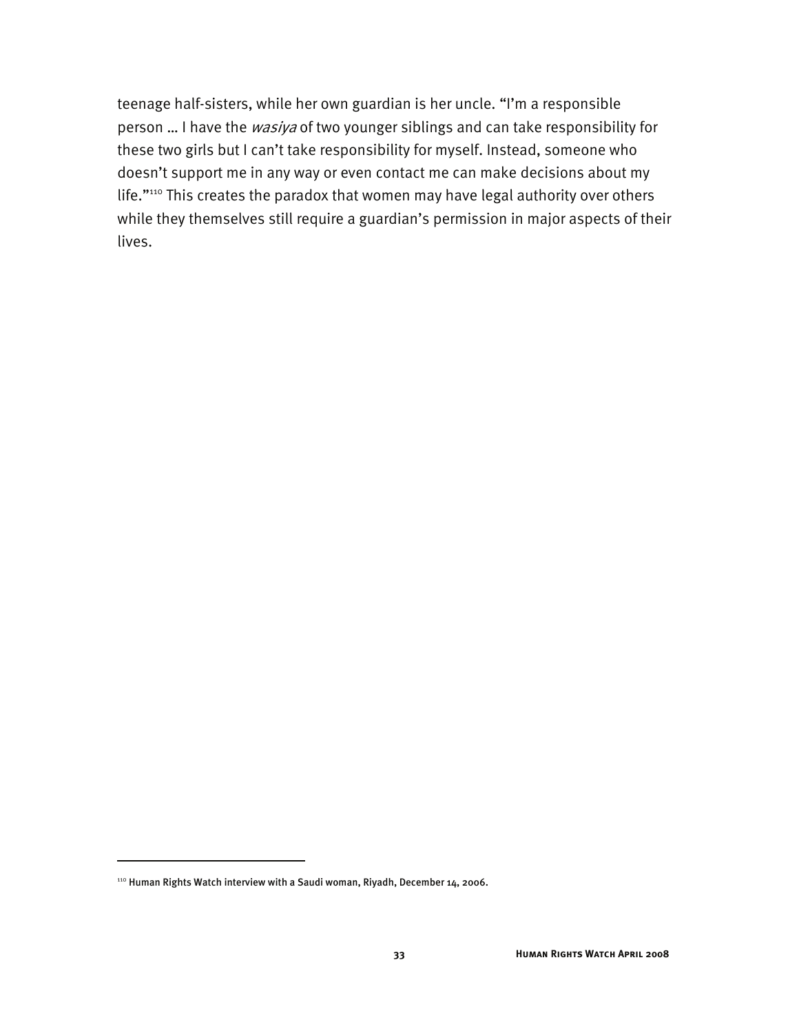teenage half-sisters, while her own guardian is her uncle. "I'm a responsible person … I have the *wasiya* of two younger siblings and can take responsibility for these two girls but I can't take responsibility for myself. Instead, someone who doesn't support me in any way or even contact me can make decisions about my life."[110] This creates the paradox that women may have legal authority over others while they themselves still require a guardian's permission in major aspects of their lives.

---

[110] Human Rights Watch interview with a Saudi woman, Riyadh, December 14, 2006.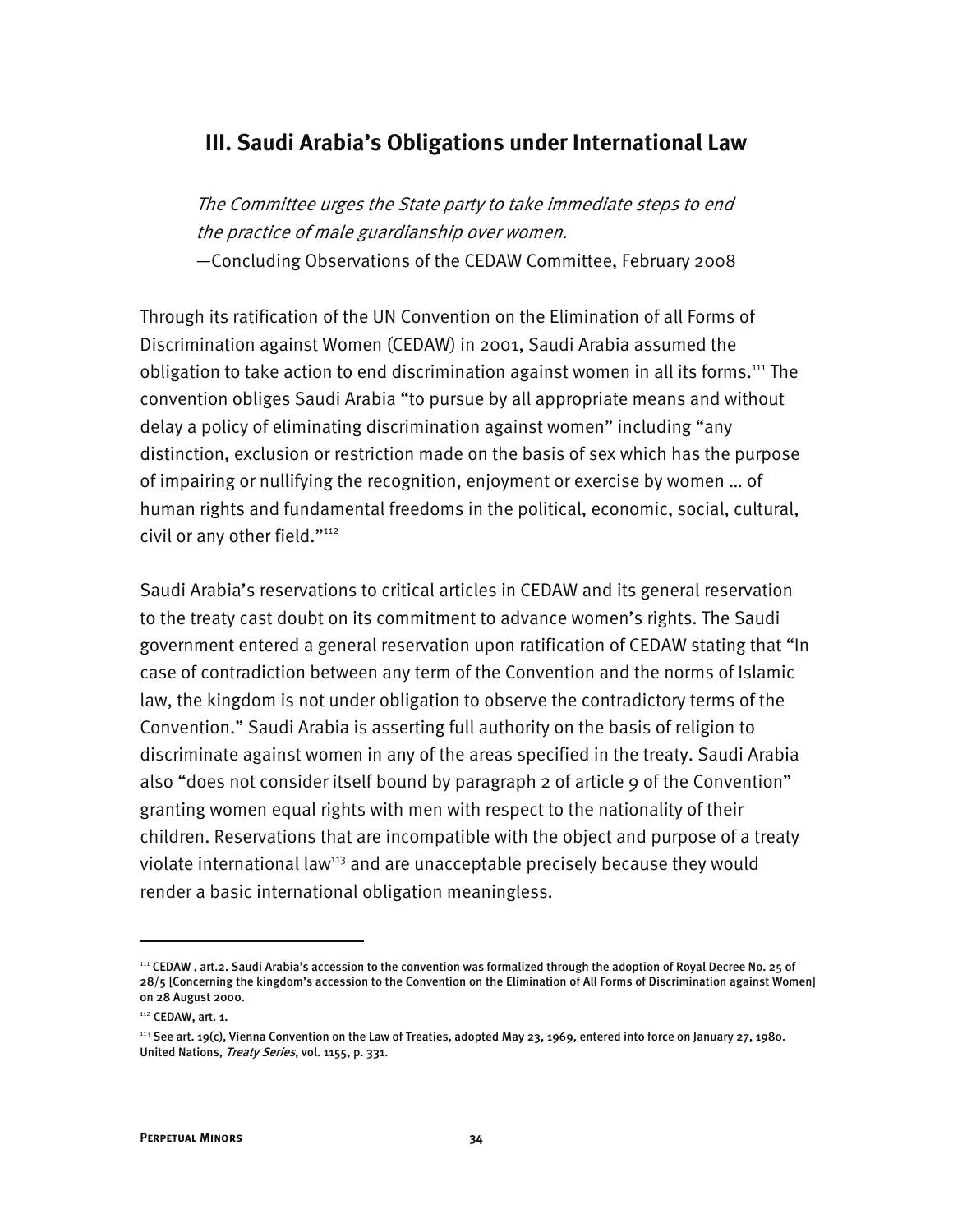## III. Saudi Arabia's Obligations under International Law

> *The Committee urges the State party to take immediate steps to end the practice of male guardianship over women.*
> —Concluding Observations of the CEDAW Committee, February 2008

Through its ratification of the UN Convention on the Elimination of all Forms of Discrimination against Women (CEDAW) in 2001, Saudi Arabia assumed the obligation to take action to end discrimination against women in all its forms.[111] The convention obliges Saudi Arabia "to pursue by all appropriate means and without delay a policy of eliminating discrimination against women" including "any distinction, exclusion or restriction made on the basis of sex which has the purpose of impairing or nullifying the recognition, enjoyment or exercise by women … of human rights and fundamental freedoms in the political, economic, social, cultural, civil or any other field."[112]

Saudi Arabia's reservations to critical articles in CEDAW and its general reservation to the treaty cast doubt on its commitment to advance women's rights. The Saudi government entered a general reservation upon ratification of CEDAW stating that "In case of contradiction between any term of the Convention and the norms of Islamic law, the kingdom is not under obligation to observe the contradictory terms of the Convention." Saudi Arabia is asserting full authority on the basis of religion to discriminate against women in any of the areas specified in the treaty. Saudi Arabia also "does not consider itself bound by paragraph 2 of article 9 of the Convention" granting women equal rights with men with respect to the nationality of their children. Reservations that are incompatible with the object and purpose of a treaty violate international law[113] and are unacceptable precisely because they would render a basic international obligation meaningless.

---

[111] CEDAW , art.2. Saudi Arabia's accession to the convention was formalized through the adoption of Royal Decree No. 25 of 28/5 [Concerning the kingdom's accession to the Convention on the Elimination of All Forms of Discrimination against Women] on 28 August 2000.

[112] CEDAW, art. 1.

[113] See art. 19(c), Vienna Convention on the Law of Treaties, adopted May 23, 1969, entered into force on January 27, 1980. United Nations, *Treaty Series*, vol. 1155, p. 331.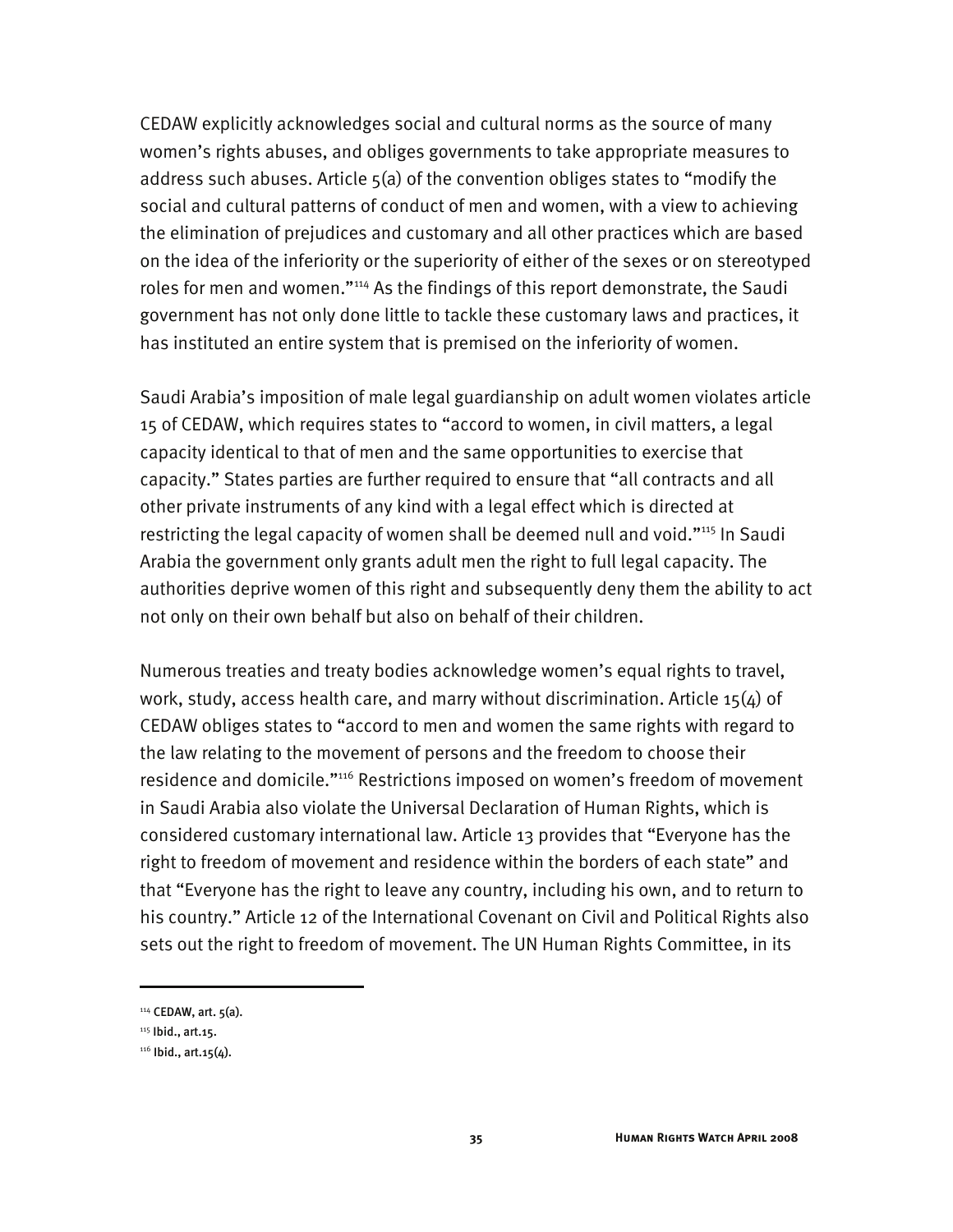CEDAW explicitly acknowledges social and cultural norms as the source of many women's rights abuses, and obliges governments to take appropriate measures to address such abuses. Article 5(a) of the convention obliges states to "modify the social and cultural patterns of conduct of men and women, with a view to achieving the elimination of prejudices and customary and all other practices which are based on the idea of the inferiority or the superiority of either of the sexes or on stereotyped roles for men and women."[114] As the findings of this report demonstrate, the Saudi government has not only done little to tackle these customary laws and practices, it has instituted an entire system that is premised on the inferiority of women.

Saudi Arabia's imposition of male legal guardianship on adult women violates article 15 of CEDAW, which requires states to "accord to women, in civil matters, a legal capacity identical to that of men and the same opportunities to exercise that capacity." States parties are further required to ensure that "all contracts and all other private instruments of any kind with a legal effect which is directed at restricting the legal capacity of women shall be deemed null and void."[115] In Saudi Arabia the government only grants adult men the right to full legal capacity. The authorities deprive women of this right and subsequently deny them the ability to act not only on their own behalf but also on behalf of their children.

Numerous treaties and treaty bodies acknowledge women's equal rights to travel, work, study, access health care, and marry without discrimination. Article 15(4) of CEDAW obliges states to "accord to men and women the same rights with regard to the law relating to the movement of persons and the freedom to choose their residence and domicile."[116] Restrictions imposed on women's freedom of movement in Saudi Arabia also violate the Universal Declaration of Human Rights, which is considered customary international law. Article 13 provides that "Everyone has the right to freedom of movement and residence within the borders of each state" and that "Everyone has the right to leave any country, including his own, and to return to his country." Article 12 of the International Covenant on Civil and Political Rights also sets out the right to freedom of movement. The UN Human Rights Committee, in its

---

[114] CEDAW, art. 5(a).

[115] Ibid., art.15.

[116] Ibid., art.15(4).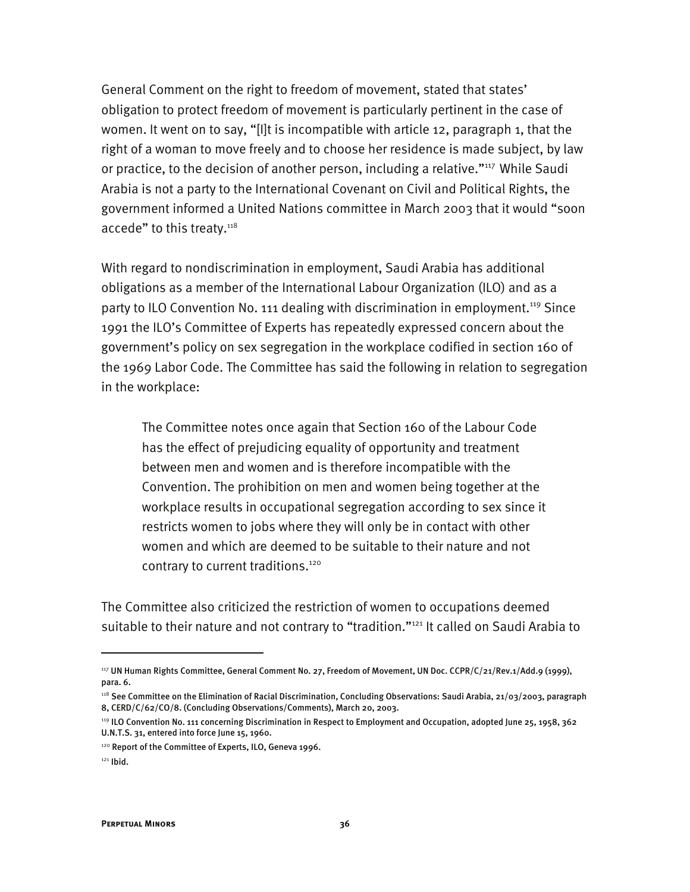General Comment on the right to freedom of movement, stated that states' obligation to protect freedom of movement is particularly pertinent in the case of women. It went on to say, "[I]t is incompatible with article 12, paragraph 1, that the right of a woman to move freely and to choose her residence is made subject, by law or practice, to the decision of another person, including a relative."[117] While Saudi Arabia is not a party to the International Covenant on Civil and Political Rights, the government informed a United Nations committee in March 2003 that it would "soon accede" to this treaty.[118]

With regard to nondiscrimination in employment, Saudi Arabia has additional obligations as a member of the International Labour Organization (ILO) and as a party to ILO Convention No. 111 dealing with discrimination in employment.[119] Since 1991 the ILO's Committee of Experts has repeatedly expressed concern about the government's policy on sex segregation in the workplace codified in section 160 of the 1969 Labor Code. The Committee has said the following in relation to segregation in the workplace:

> The Committee notes once again that Section 160 of the Labour Code has the effect of prejudicing equality of opportunity and treatment between men and women and is therefore incompatible with the Convention. The prohibition on men and women being together at the workplace results in occupational segregation according to sex since it restricts women to jobs where they will only be in contact with other women and which are deemed to be suitable to their nature and not contrary to current traditions.[120]

The Committee also criticized the restriction of women to occupations deemed suitable to their nature and not contrary to "tradition."[121] It called on Saudi Arabia to

---

[117] UN Human Rights Committee, General Comment No. 27, Freedom of Movement, UN Doc. CCPR/C/21/Rev.1/Add.9 (1999), para. 6.

[118] See Committee on the Elimination of Racial Discrimination, Concluding Observations: Saudi Arabia, 21/03/2003, paragraph 8, CERD/C/62/CO/8. (Concluding Observations/Comments), March 20, 2003.

[119] ILO Convention No. 111 concerning Discrimination in Respect to Employment and Occupation, adopted June 25, 1958, 362 U.N.T.S. 31, entered into force June 15, 1960.

[120] Report of the Committee of Experts, ILO, Geneva 1996.

[121] Ibid.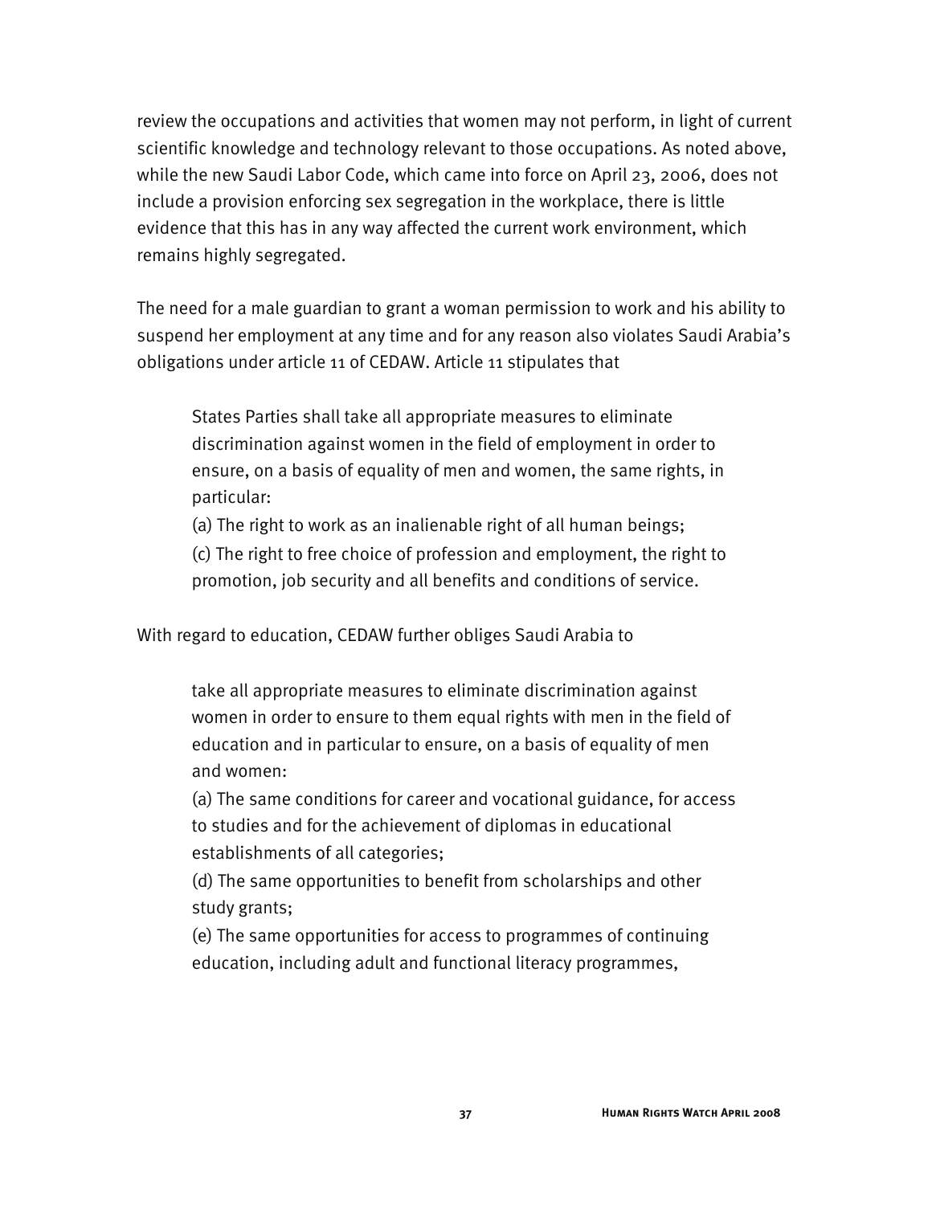review the occupations and activities that women may not perform, in light of current scientific knowledge and technology relevant to those occupations. As noted above, while the new Saudi Labor Code, which came into force on April 23, 2006, does not include a provision enforcing sex segregation in the workplace, there is little evidence that this has in any way affected the current work environment, which remains highly segregated.

The need for a male guardian to grant a woman permission to work and his ability to suspend her employment at any time and for any reason also violates Saudi Arabia's obligations under article 11 of CEDAW. Article 11 stipulates that

> States Parties shall take all appropriate measures to eliminate discrimination against women in the field of employment in order to ensure, on a basis of equality of men and women, the same rights, in particular:
>
> (a) The right to work as an inalienable right of all human beings;
>
> (c) The right to free choice of profession and employment, the right to promotion, job security and all benefits and conditions of service.

With regard to education, CEDAW further obliges Saudi Arabia to

> take all appropriate measures to eliminate discrimination against women in order to ensure to them equal rights with men in the field of education and in particular to ensure, on a basis of equality of men and women:
>
> (a) The same conditions for career and vocational guidance, for access to studies and for the achievement of diplomas in educational establishments of all categories;
>
> (d) The same opportunities to benefit from scholarships and other study grants;
>
> (e) The same opportunities for access to programmes of continuing education, including adult and functional literacy programmes,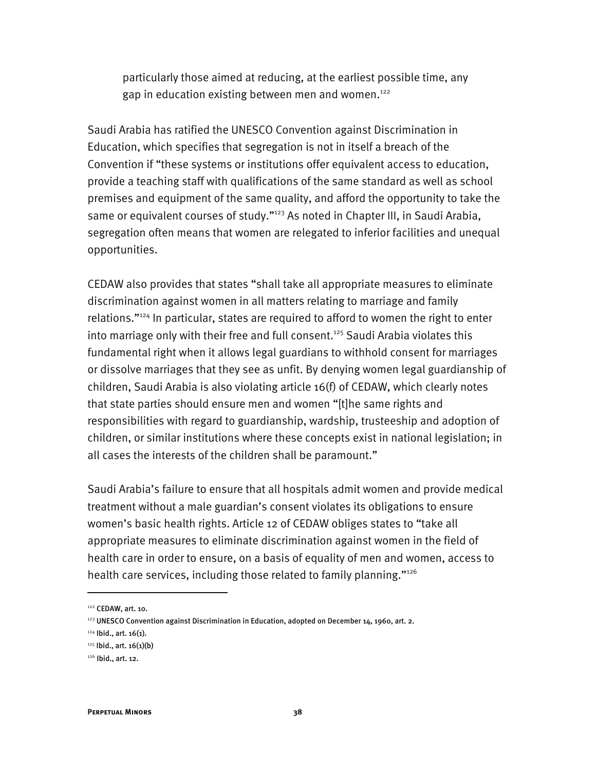> particularly those aimed at reducing, at the earliest possible time, any gap in education existing between men and women.[122]

Saudi Arabia has ratified the UNESCO Convention against Discrimination in Education, which specifies that segregation is not in itself a breach of the Convention if "these systems or institutions offer equivalent access to education, provide a teaching staff with qualifications of the same standard as well as school premises and equipment of the same quality, and afford the opportunity to take the same or equivalent courses of study."[123] As noted in Chapter III, in Saudi Arabia, segregation often means that women are relegated to inferior facilities and unequal opportunities.

CEDAW also provides that states "shall take all appropriate measures to eliminate discrimination against women in all matters relating to marriage and family relations."[124] In particular, states are required to afford to women the right to enter into marriage only with their free and full consent.[125] Saudi Arabia violates this fundamental right when it allows legal guardians to withhold consent for marriages or dissolve marriages that they see as unfit. By denying women legal guardianship of children, Saudi Arabia is also violating article 16(f) of CEDAW, which clearly notes that state parties should ensure men and women "[t]he same rights and responsibilities with regard to guardianship, wardship, trusteeship and adoption of children, or similar institutions where these concepts exist in national legislation; in all cases the interests of the children shall be paramount."

Saudi Arabia's failure to ensure that all hospitals admit women and provide medical treatment without a male guardian's consent violates its obligations to ensure women's basic health rights. Article 12 of CEDAW obliges states to "take all appropriate measures to eliminate discrimination against women in the field of health care in order to ensure, on a basis of equality of men and women, access to health care services, including those related to family planning."[126]

---

[122] CEDAW, art. 10.

[123] UNESCO Convention against Discrimination in Education, adopted on December 14, 1960, art. 2.

[124] Ibid., art. 16(1).

[125] Ibid., art. 16(1)(b)

[126] Ibid., art. 12.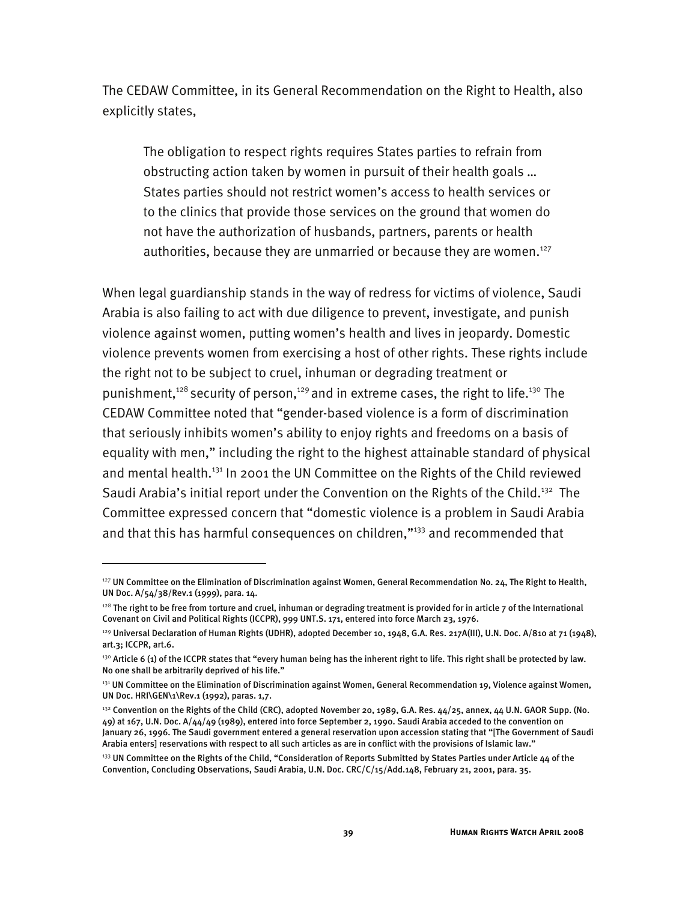The CEDAW Committee, in its General Recommendation on the Right to Health, also explicitly states,

> The obligation to respect rights requires States parties to refrain from obstructing action taken by women in pursuit of their health goals … States parties should not restrict women's access to health services or to the clinics that provide those services on the ground that women do not have the authorization of husbands, partners, parents or health authorities, because they are unmarried or because they are women.[127]

When legal guardianship stands in the way of redress for victims of violence, Saudi Arabia is also failing to act with due diligence to prevent, investigate, and punish violence against women, putting women's health and lives in jeopardy. Domestic violence prevents women from exercising a host of other rights. These rights include the right not to be subject to cruel, inhuman or degrading treatment or punishment,[128] security of person,[129] and in extreme cases, the right to life.[130] The CEDAW Committee noted that "gender-based violence is a form of discrimination that seriously inhibits women's ability to enjoy rights and freedoms on a basis of equality with men," including the right to the highest attainable standard of physical and mental health.[131] In 2001 the UN Committee on the Rights of the Child reviewed Saudi Arabia's initial report under the Convention on the Rights of the Child.[132] The Committee expressed concern that "domestic violence is a problem in Saudi Arabia and that this has harmful consequences on children,"[133] and recommended that

---

[127] UN Committee on the Elimination of Discrimination against Women, General Recommendation No. 24, The Right to Health, UN Doc. A/54/38/Rev.1 (1999), para. 14.

[128] The right to be free from torture and cruel, inhuman or degrading treatment is provided for in article 7 of the International Covenant on Civil and Political Rights (ICCPR), 999 UNT.S. 171, entered into force March 23, 1976.

[129] Universal Declaration of Human Rights (UDHR), adopted December 10, 1948, G.A. Res. 217A(III), U.N. Doc. A/810 at 71 (1948), art.3; ICCPR, art.6.

[130] Article 6 (1) of the ICCPR states that "every human being has the inherent right to life. This right shall be protected by law. No one shall be arbitrarily deprived of his life."

[131] UN Committee on the Elimination of Discrimination against Women, General Recommendation 19, Violence against Women, UN Doc. HRI\GEN\1\Rev.1 (1992), paras. 1,7.

[132] Convention on the Rights of the Child (CRC), adopted November 20, 1989, G.A. Res. 44/25, annex, 44 U.N. GAOR Supp. (No. 49) at 167, U.N. Doc. A/44/49 (1989), entered into force September 2, 1990. Saudi Arabia acceded to the convention on January 26, 1996. The Saudi government entered a general reservation upon accession stating that "[The Government of Saudi Arabia enters] reservations with respect to all such articles as are in conflict with the provisions of Islamic law."

[133] UN Committee on the Rights of the Child, "Consideration of Reports Submitted by States Parties under Article 44 of the Convention, Concluding Observations, Saudi Arabia, U.N. Doc. CRC/C/15/Add.148, February 21, 2001, para. 35.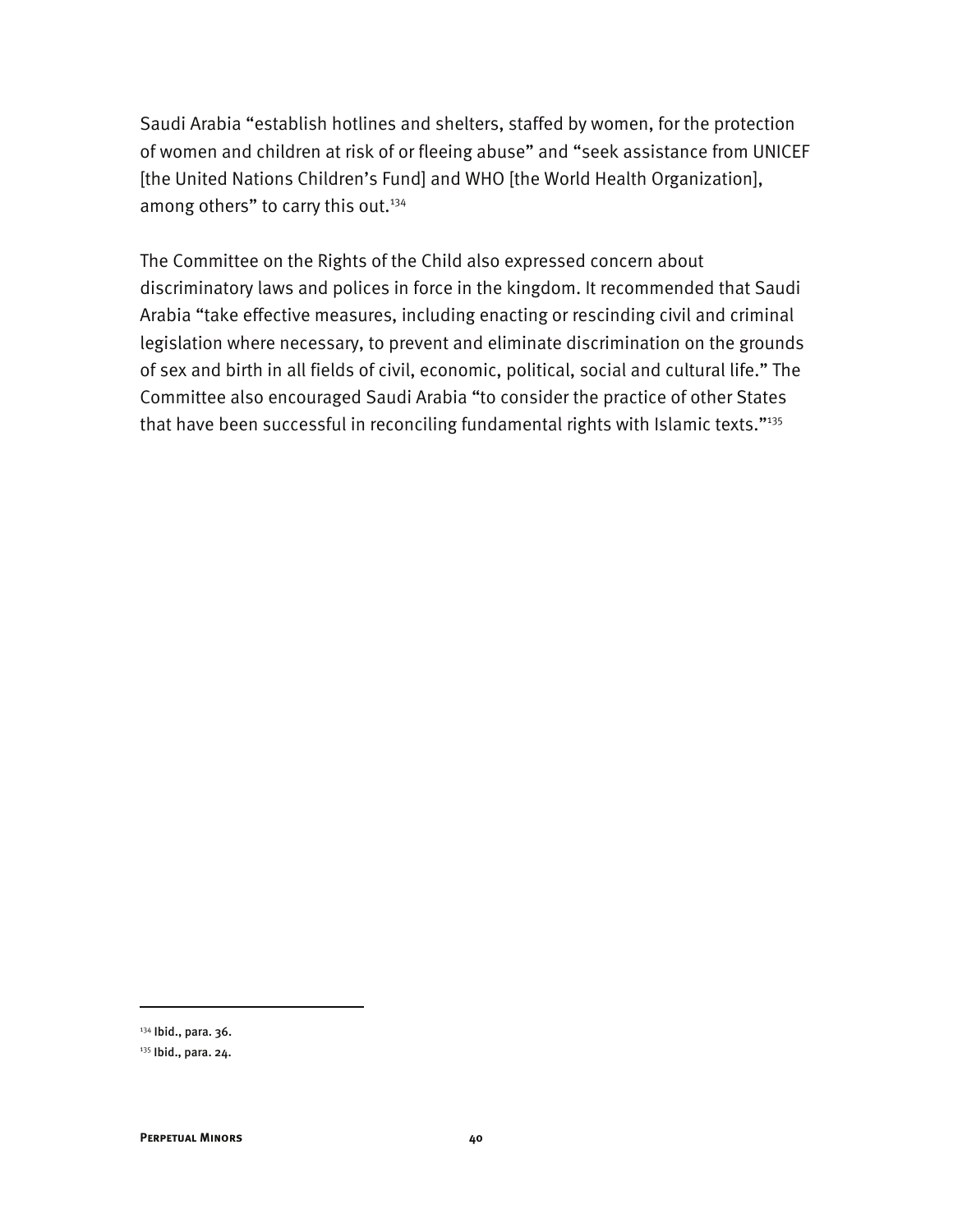Saudi Arabia "establish hotlines and shelters, staffed by women, for the protection of women and children at risk of or fleeing abuse" and "seek assistance from UNICEF [the United Nations Children's Fund] and WHO [the World Health Organization], among others" to carry this out.[134]

The Committee on the Rights of the Child also expressed concern about discriminatory laws and polices in force in the kingdom. It recommended that Saudi Arabia "take effective measures, including enacting or rescinding civil and criminal legislation where necessary, to prevent and eliminate discrimination on the grounds of sex and birth in all fields of civil, economic, political, social and cultural life." The Committee also encouraged Saudi Arabia "to consider the practice of other States that have been successful in reconciling fundamental rights with Islamic texts."[135]

---

[134] Ibid., para. 36.

[135] Ibid., para. 24.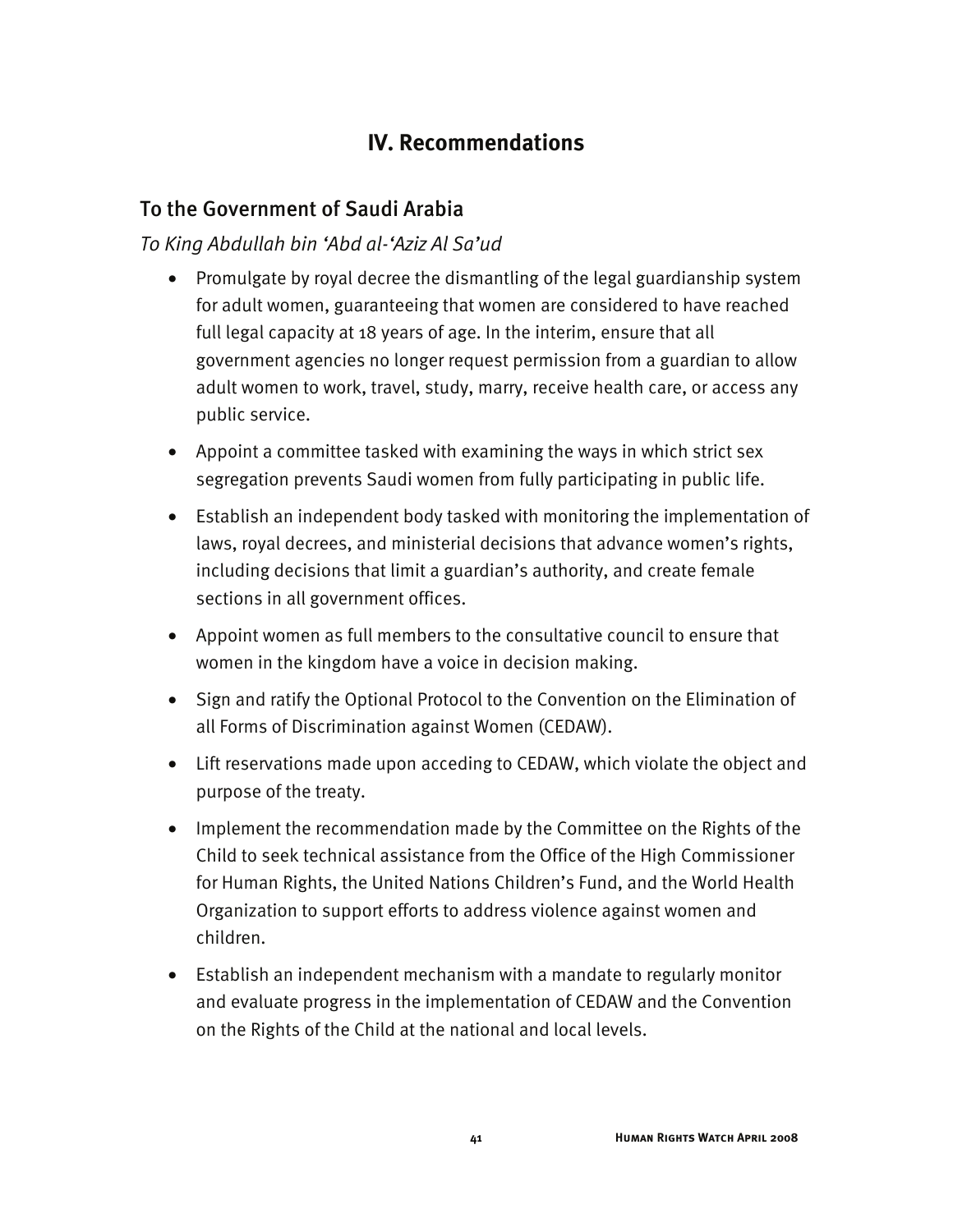# IV. Recommendations

## To the Government of Saudi Arabia

*To King Abdullah bin 'Abd al-'Aziz Al Sa'ud*

- Promulgate by royal decree the dismantling of the legal guardianship system for adult women, guaranteeing that women are considered to have reached full legal capacity at 18 years of age. In the interim, ensure that all government agencies no longer request permission from a guardian to allow adult women to work, travel, study, marry, receive health care, or access any public service.
- Appoint a committee tasked with examining the ways in which strict sex segregation prevents Saudi women from fully participating in public life.
- Establish an independent body tasked with monitoring the implementation of laws, royal decrees, and ministerial decisions that advance women's rights, including decisions that limit a guardian's authority, and create female sections in all government offices.
- Appoint women as full members to the consultative council to ensure that women in the kingdom have a voice in decision making.
- Sign and ratify the Optional Protocol to the Convention on the Elimination of all Forms of Discrimination against Women (CEDAW).
- Lift reservations made upon acceding to CEDAW, which violate the object and purpose of the treaty.
- Implement the recommendation made by the Committee on the Rights of the Child to seek technical assistance from the Office of the High Commissioner for Human Rights, the United Nations Children's Fund, and the World Health Organization to support efforts to address violence against women and children.
- Establish an independent mechanism with a mandate to regularly monitor and evaluate progress in the implementation of CEDAW and the Convention on the Rights of the Child at the national and local levels.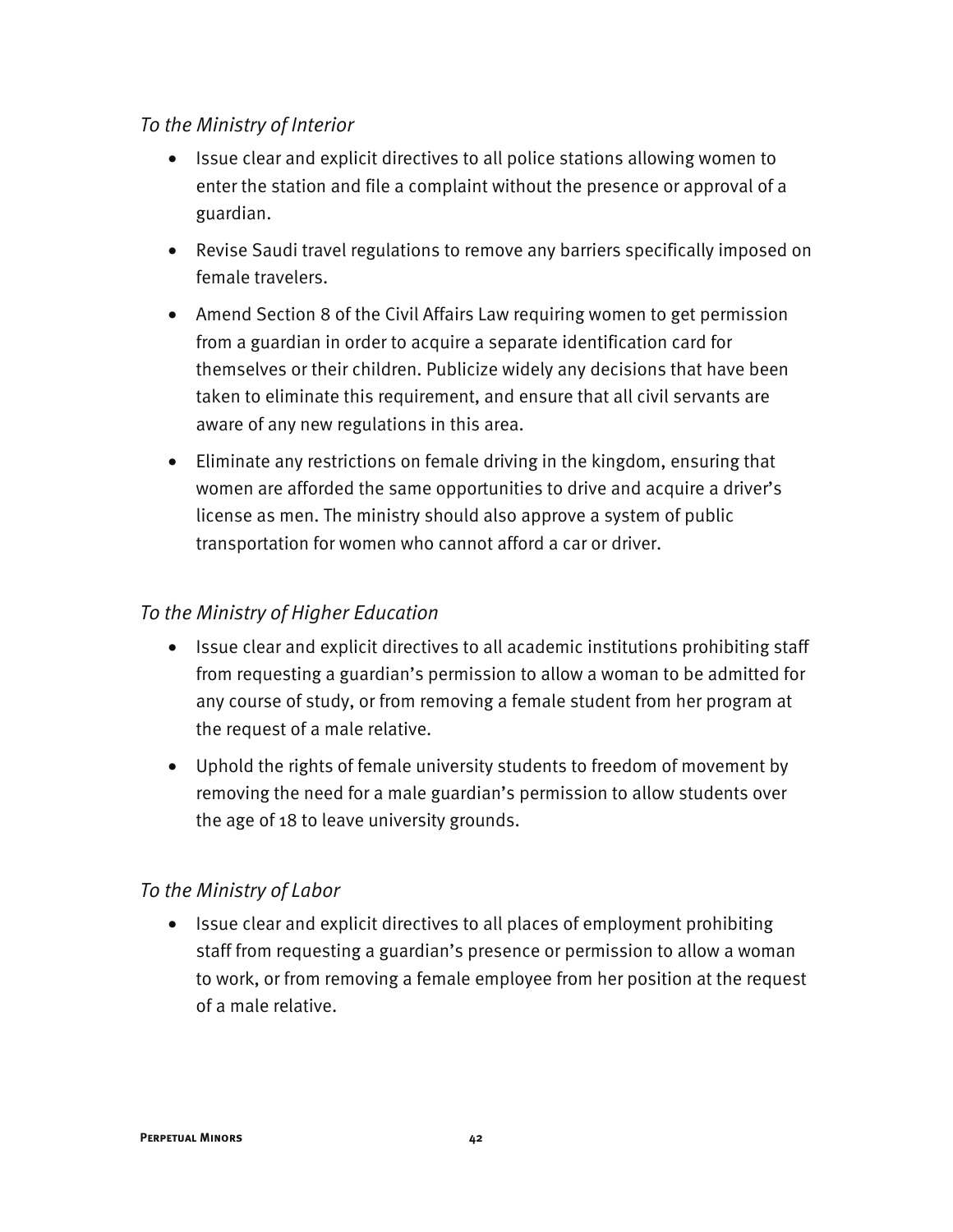*To the Ministry of Interior*

- Issue clear and explicit directives to all police stations allowing women to enter the station and file a complaint without the presence or approval of a guardian.
- Revise Saudi travel regulations to remove any barriers specifically imposed on female travelers.
- Amend Section 8 of the Civil Affairs Law requiring women to get permission from a guardian in order to acquire a separate identification card for themselves or their children. Publicize widely any decisions that have been taken to eliminate this requirement, and ensure that all civil servants are aware of any new regulations in this area.
- Eliminate any restrictions on female driving in the kingdom, ensuring that women are afforded the same opportunities to drive and acquire a driver's license as men. The ministry should also approve a system of public transportation for women who cannot afford a car or driver.

*To the Ministry of Higher Education*

- Issue clear and explicit directives to all academic institutions prohibiting staff from requesting a guardian's permission to allow a woman to be admitted for any course of study, or from removing a female student from her program at the request of a male relative.
- Uphold the rights of female university students to freedom of movement by removing the need for a male guardian's permission to allow students over the age of 18 to leave university grounds.

*To the Ministry of Labor*

- Issue clear and explicit directives to all places of employment prohibiting staff from requesting a guardian's presence or permission to allow a woman to work, or from removing a female employee from her position at the request of a male relative.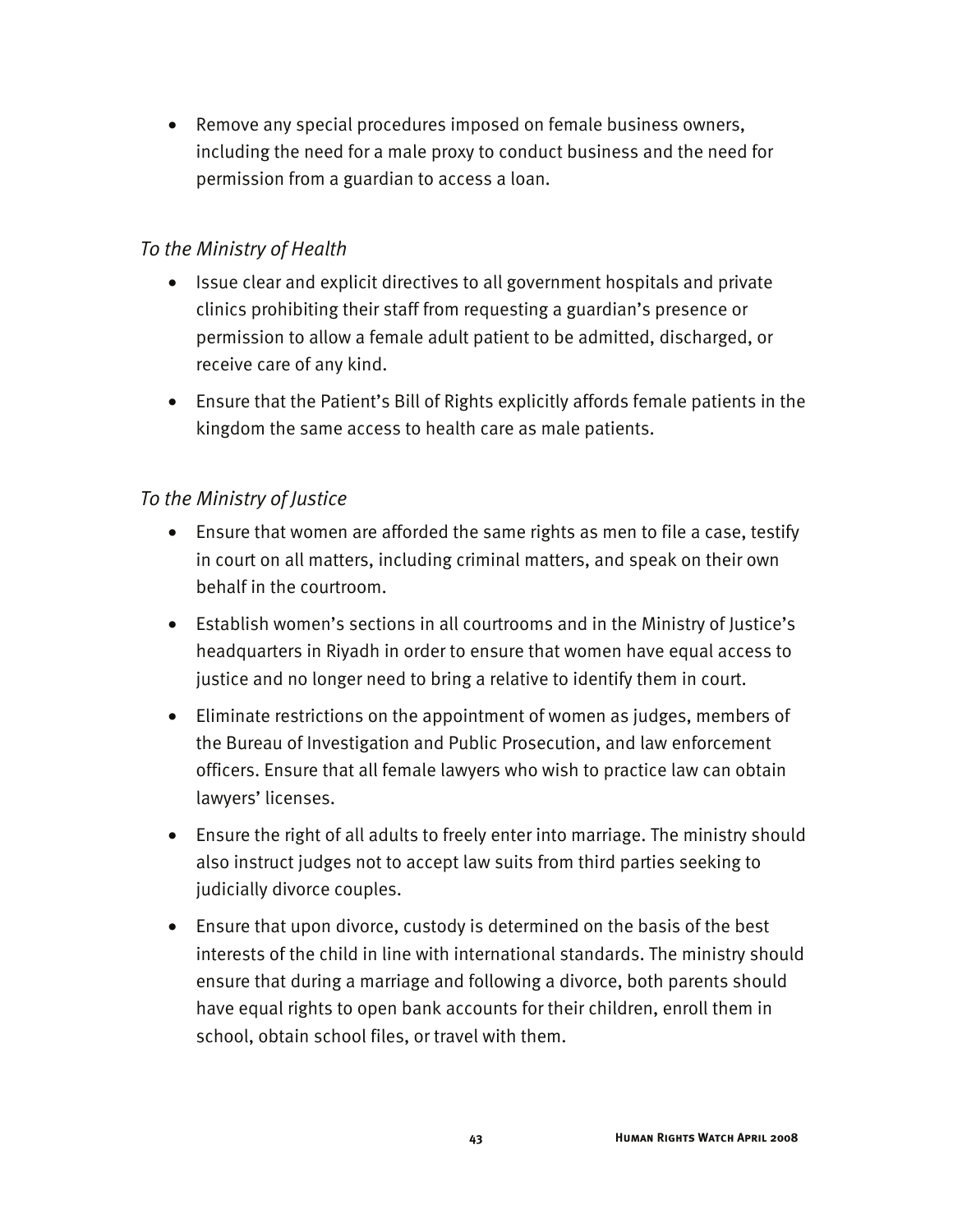- Remove any special procedures imposed on female business owners, including the need for a male proxy to conduct business and the need for permission from a guardian to access a loan.

*To the Ministry of Health*

- Issue clear and explicit directives to all government hospitals and private clinics prohibiting their staff from requesting a guardian's presence or permission to allow a female adult patient to be admitted, discharged, or receive care of any kind.
- Ensure that the Patient's Bill of Rights explicitly affords female patients in the kingdom the same access to health care as male patients.

*To the Ministry of Justice*

- Ensure that women are afforded the same rights as men to file a case, testify in court on all matters, including criminal matters, and speak on their own behalf in the courtroom.
- Establish women's sections in all courtrooms and in the Ministry of Justice's headquarters in Riyadh in order to ensure that women have equal access to justice and no longer need to bring a relative to identify them in court.
- Eliminate restrictions on the appointment of women as judges, members of the Bureau of Investigation and Public Prosecution, and law enforcement officers. Ensure that all female lawyers who wish to practice law can obtain lawyers' licenses.
- Ensure the right of all adults to freely enter into marriage. The ministry should also instruct judges not to accept law suits from third parties seeking to judicially divorce couples.
- Ensure that upon divorce, custody is determined on the basis of the best interests of the child in line with international standards. The ministry should ensure that during a marriage and following a divorce, both parents should have equal rights to open bank accounts for their children, enroll them in school, obtain school files, or travel with them.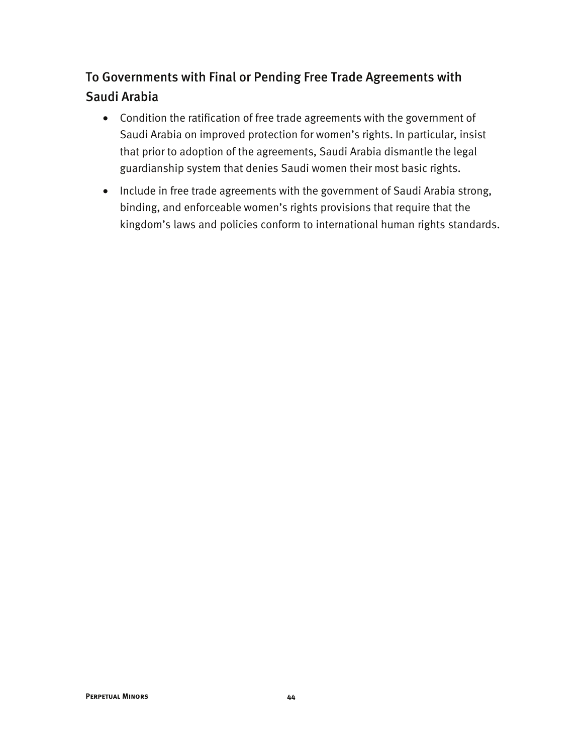### To Governments with Final or Pending Free Trade Agreements with Saudi Arabia

- Condition the ratification of free trade agreements with the government of Saudi Arabia on improved protection for women's rights. In particular, insist that prior to adoption of the agreements, Saudi Arabia dismantle the legal guardianship system that denies Saudi women their most basic rights.
- Include in free trade agreements with the government of Saudi Arabia strong, binding, and enforceable women's rights provisions that require that the kingdom's laws and policies conform to international human rights standards.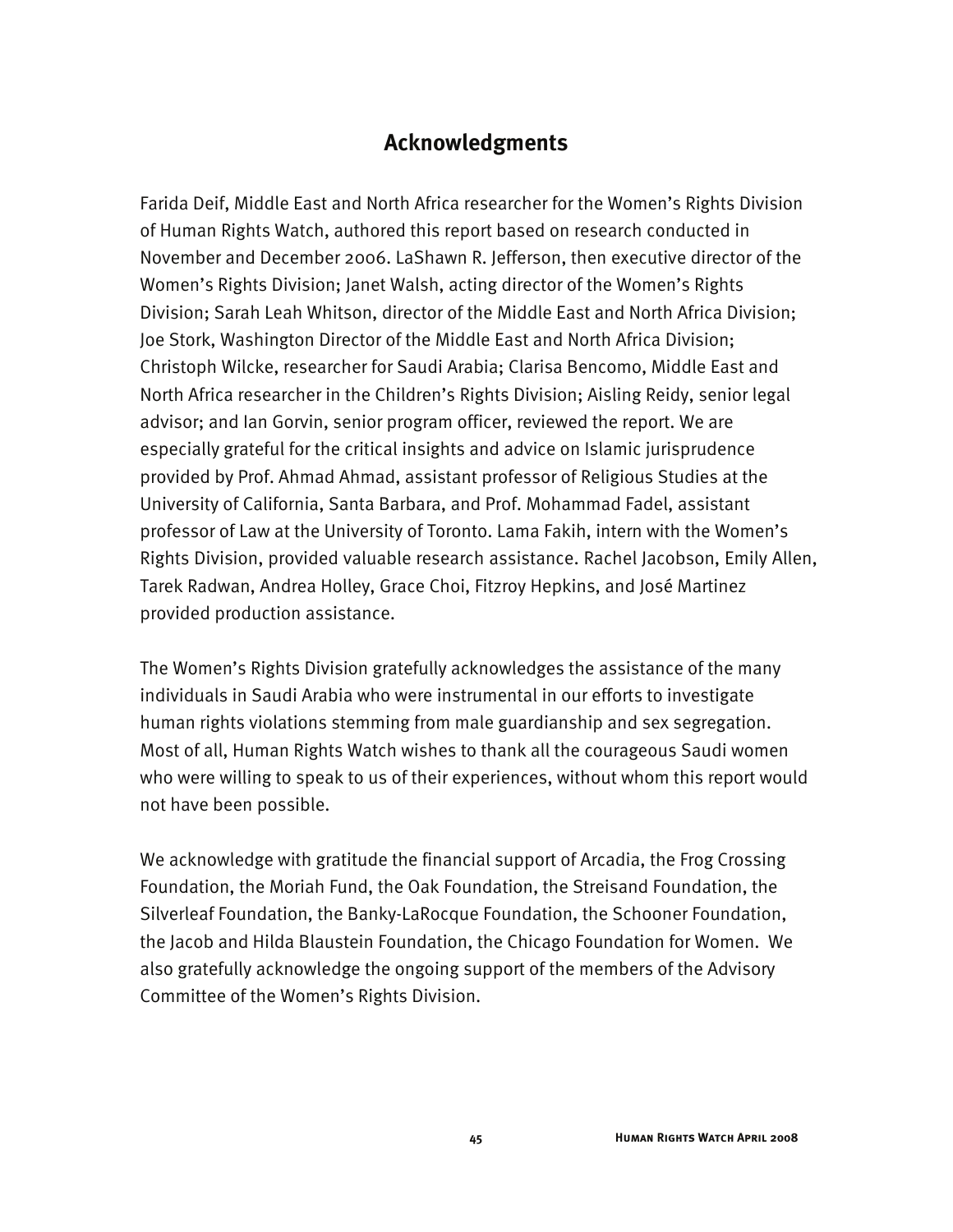# Acknowledgments

Farida Deif, Middle East and North Africa researcher for the Women's Rights Division of Human Rights Watch, authored this report based on research conducted in November and December 2006. LaShawn R. Jefferson, then executive director of the Women's Rights Division; Janet Walsh, acting director of the Women's Rights Division; Sarah Leah Whitson, director of the Middle East and North Africa Division; Joe Stork, Washington Director of the Middle East and North Africa Division; Christoph Wilcke, researcher for Saudi Arabia; Clarisa Bencomo, Middle East and North Africa researcher in the Children's Rights Division; Aisling Reidy, senior legal advisor; and Ian Gorvin, senior program officer, reviewed the report. We are especially grateful for the critical insights and advice on Islamic jurisprudence provided by Prof. Ahmad Ahmad, assistant professor of Religious Studies at the University of California, Santa Barbara, and Prof. Mohammad Fadel, assistant professor of Law at the University of Toronto. Lama Fakih, intern with the Women's Rights Division, provided valuable research assistance. Rachel Jacobson, Emily Allen, Tarek Radwan, Andrea Holley, Grace Choi, Fitzroy Hepkins, and José Martinez provided production assistance.

The Women's Rights Division gratefully acknowledges the assistance of the many individuals in Saudi Arabia who were instrumental in our efforts to investigate human rights violations stemming from male guardianship and sex segregation. Most of all, Human Rights Watch wishes to thank all the courageous Saudi women who were willing to speak to us of their experiences, without whom this report would not have been possible.

We acknowledge with gratitude the financial support of Arcadia, the Frog Crossing Foundation, the Moriah Fund, the Oak Foundation, the Streisand Foundation, the Silverleaf Foundation, the Banky-LaRocque Foundation, the Schooner Foundation, the Jacob and Hilda Blaustein Foundation, the Chicago Foundation for Women. We also gratefully acknowledge the ongoing support of the members of the Advisory Committee of the Women's Rights Division.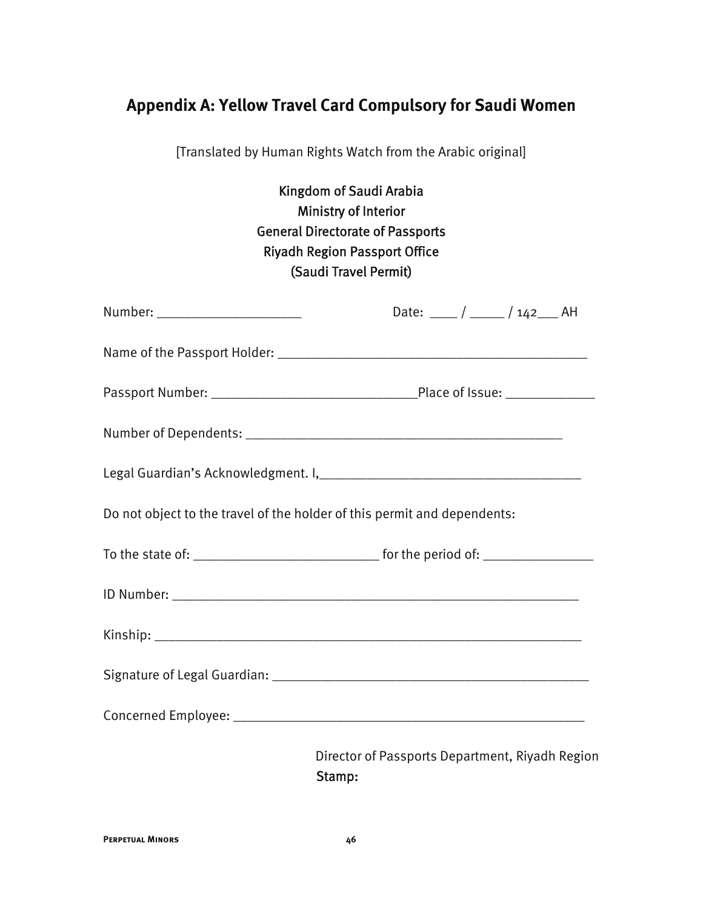## Appendix A: Yellow Travel Card Compulsory for Saudi Women

[Translated by Human Rights Watch from the Arabic original]

Kingdom of Saudi Arabia
Ministry of Interior
General Directorate of Passports
Riyadh Region Passport Office
(Saudi Travel Permit)

Number: ____________________ Date: ____ / _____ / 142___ AH

Name of the Passport Holder: ___________________________________________

Passport Number: _____________________________Place of Issue: ____________

Number of Dependents: ______________________________________________

Legal Guardian's Acknowledgment. I,____________________________________

Do not object to the travel of the holder of this permit and dependents:

To the state of: __________________________ for the period of: _______________

ID Number: _________________________________________________________

Kinship: ____________________________________________________________

Signature of Legal Guardian: ___________________________________________

Concerned Employee: _________________________________________________

Director of Passports Department, Riyadh Region
Stamp: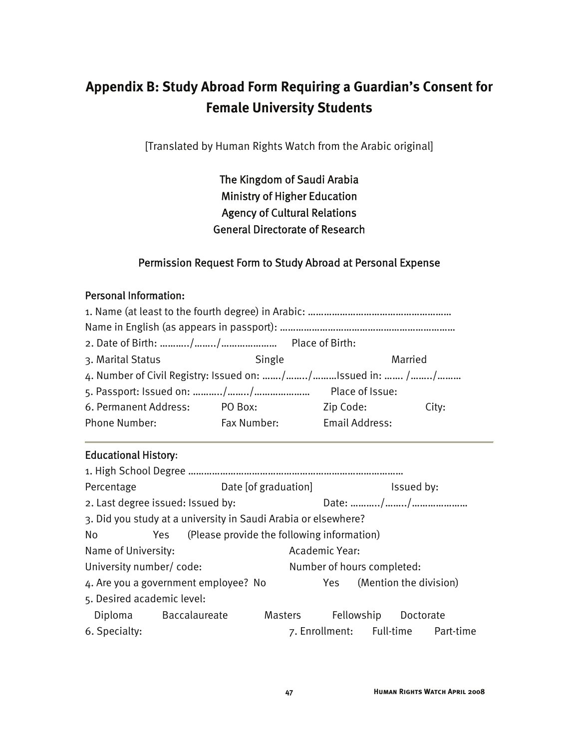## Appendix B: Study Abroad Form Requiring a Guardian's Consent for Female University Students

[Translated by Human Rights Watch from the Arabic original]

The Kingdom of Saudi Arabia
Ministry of Higher Education
Agency of Cultural Relations
General Directorate of Research

### Permission Request Form to Study Abroad at Personal Expense

**Personal Information:**

1. Name (at least to the fourth degree) in Arabic: ………………………………………………

Name in English (as appears in passport): …………………………………………………………

2. Date of Birth: ………./……../………………… Place of Birth:

3. Marital Status Single Married

4. Number of Civil Registry: Issued on: ……/……./………Issued in: ……. /……../………

5. Passport: Issued on: ………./……../………………… Place of Issue:

6. Permanent Address: PO Box: Zip Code: City:

Phone Number: Fax Number: Email Address:

---

**Educational History:**

1. High School Degree ………………………………………………………………………

Percentage Date [of graduation] Issued by:

2. Last degree issued: Issued by: Date: ………./……../…………………

3. Did you study at a university in Saudi Arabia or elsewhere?

No Yes (Please provide the following information)

Name of University: Academic Year:

University number/ code: Number of hours completed:

4. Are you a government employee? No Yes (Mention the division)

5. Desired academic level:

Diploma Baccalaureate Masters Fellowship Doctorate

6. Specialty: 7. Enrollment: Full-time Part-time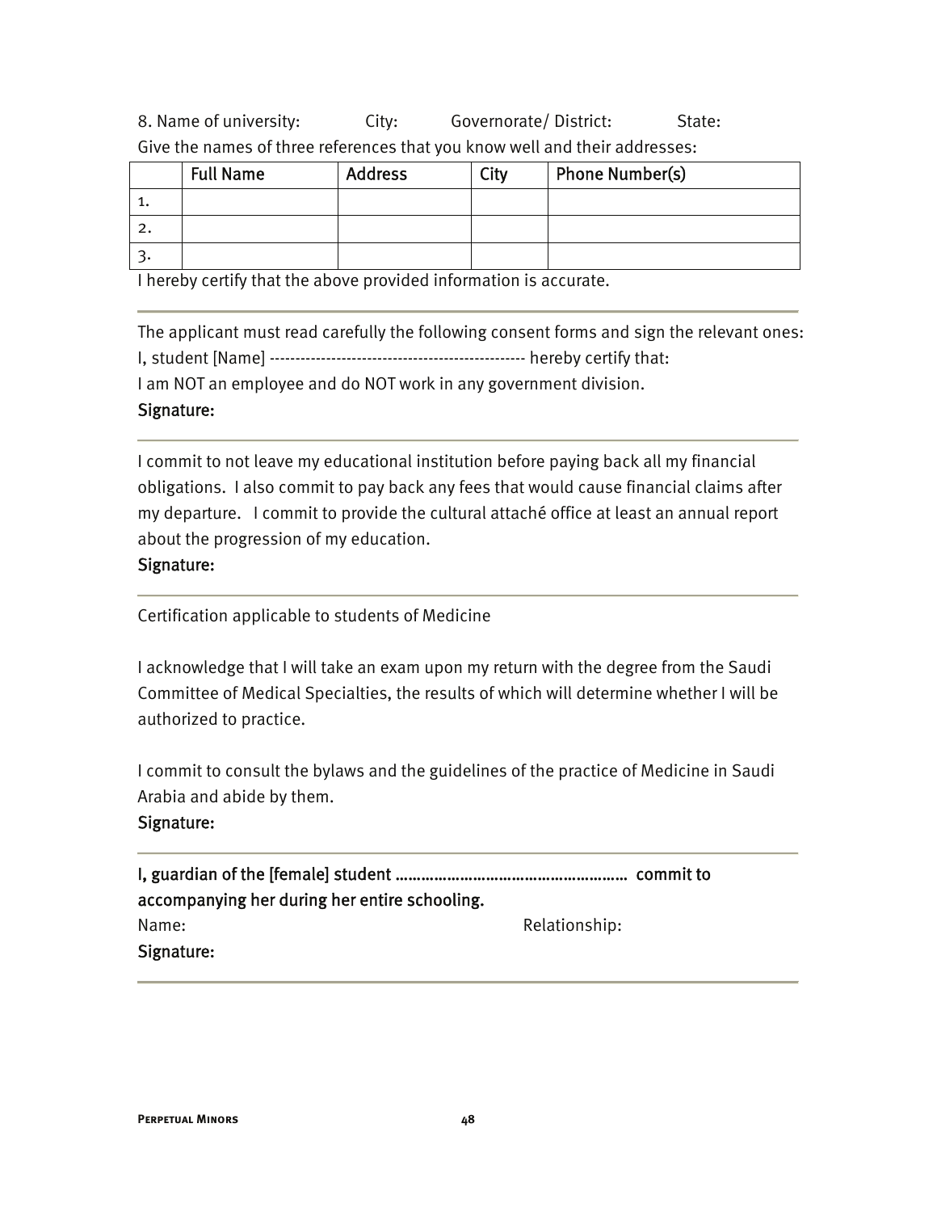8. Name of university: City: Governorate/ District: State:

Give the names of three references that you know well and their addresses:

| | Full Name | Address | City | Phone Number(s) |
|---|---|---|---|---|
| 1. | | | | |
| 2. | | | | |
| 3. | | | | |

I hereby certify that the above provided information is accurate.

---

The applicant must read carefully the following consent forms and sign the relevant ones:

I, student [Name] ------------------------------------------------- hereby certify that:

I am NOT an employee and do NOT work in any government division.

Signature:

---

I commit to not leave my educational institution before paying back all my financial obligations. I also commit to pay back any fees that would cause financial claims after my departure. I commit to provide the cultural attaché office at least an annual report about the progression of my education.

Signature:

---

Certification applicable to students of Medicine

I acknowledge that I will take an exam upon my return with the degree from the Saudi Committee of Medical Specialties, the results of which will determine whether I will be authorized to practice.

I commit to consult the bylaws and the guidelines of the practice of Medicine in Saudi Arabia and abide by them.

Signature:

---

I, guardian of the [female] student ……………………………………………… commit to accompanying her during her entire schooling.

Name: Relationship:

Signature:

---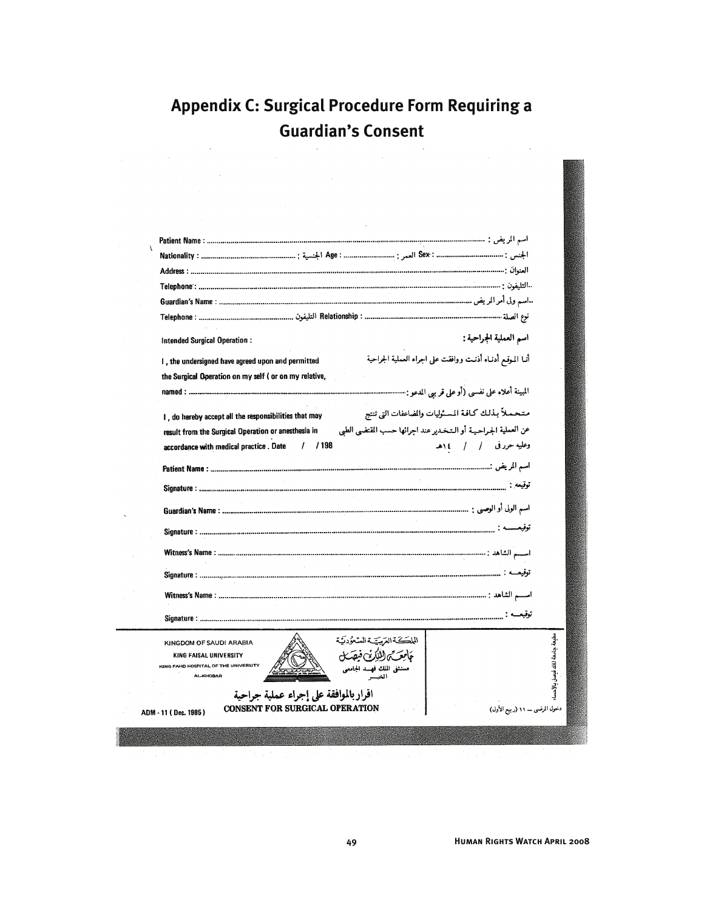# Appendix C: Surgical Procedure Form Requiring a Guardian's Consent

Patient Name : ........................................................................................................ اسم المريض : ........

Nationality : ............................................ : الجنسية Age : ........................ : العمر Sex : ................................ : الجنس

Address : ........................................................................................................ العنوان : ........

Telephone : ........................................................................................................ : التليفون..

Guardian's Name : ........................................................................................................ اسم ولي أمر المريض..

Telephone : ............................................ التليفون Relationship : ........................................................ نوع الصلة

Intended Surgical Operation : اسم العملية الجراحية :

I , the undersigned have agreed upon and permitted the Surgical Operation on my self ( or on my relative, named : ........................................................................................................

أنا الموقع أدناه أذنت ووافقت على اجراء العملية الجراحية المبينة أعلاه على نفسي (أو على قريبي المدعو : ........................................

I , do hereby accept all the responsibilities that may result from the Surgical Operation or anesthesia in accordance with medical practice . Date / / 198

متحملاً بذلك كافة المسئوليات والمضاعفات التي تنتج عن العملية الجراحية أو التخدير عند اجرائها حسب المقتضى الطبي وعليه حرر في / / ١٤هـ

Patient Name : ........................................................................................................ اسم المريض :

Signature : ........................................................................................................ توقيعه :

Guardian's Name : ........................................................................................................ اسم الولي أو الوصي :

Signature : ........................................................................................................ توقيعه :

Witness's Name : ........................................................................................................ اسم الشاهد :

Signature : ........................................................................................................ توقيعه :

Witness's Name : ........................................................................................................ اسم الشاهد :

Signature : ........................................................................................................ توقيعه :

KINGDOM OF SAUDI ARABIA
KING FAISAL UNIVERSITY
KING FAHD HOSPITAL OF THE UNIVERSITY
AL-KHOBAR

المملكة العربية السعودية
جامعة الملك فيصل
مستشفى الملك فهد الجامعي
الخبر

اقرار بالموافقة على إجراء عملية جراحية
CONSENT FOR SURGICAL OPERATION

ADM - 11 ( Dec. 1985 )

دخول المرضى ــ ١١ (ربيع الأول)

مطبعة جامعة الملك فيصل بالاحساء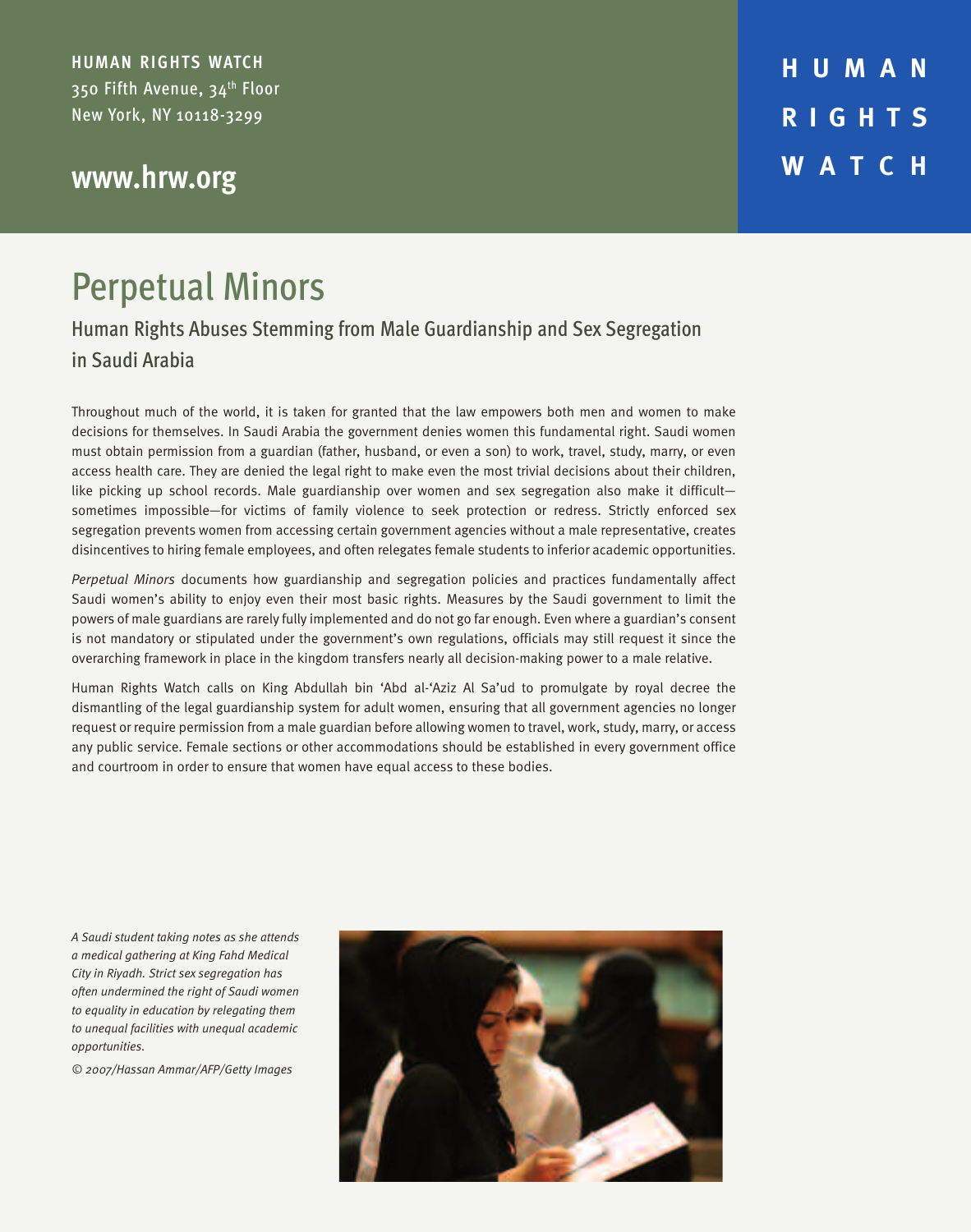HUMAN RIGHTS WATCH
350 Fifth Avenue, 34th Floor
New York, NY 10118-3299

**www.hrw.org**

**HUMAN RIGHTS WATCH**

# Perpetual Minors

## Human Rights Abuses Stemming from Male Guardianship and Sex Segregation in Saudi Arabia

Throughout much of the world, it is taken for granted that the law empowers both men and women to make decisions for themselves. In Saudi Arabia the government denies women this fundamental right. Saudi women must obtain permission from a guardian (father, husband, or even a son) to work, travel, study, marry, or even access health care. They are denied the legal right to make even the most trivial decisions about their children, like picking up school records. Male guardianship over women and sex segregation also make it difficult—sometimes impossible—for victims of family violence to seek protection or redress. Strictly enforced sex segregation prevents women from accessing certain government agencies without a male representative, creates disincentives to hiring female employees, and often relegates female students to inferior academic opportunities.

*Perpetual Minors* documents how guardianship and segregation policies and practices fundamentally affect Saudi women's ability to enjoy even their most basic rights. Measures by the Saudi government to limit the powers of male guardians are rarely fully implemented and do not go far enough. Even where a guardian's consent is not mandatory or stipulated under the government's own regulations, officials may still request it since the overarching framework in place in the kingdom transfers nearly all decision-making power to a male relative.

Human Rights Watch calls on King Abdullah bin 'Abd al-'Aziz Al Sa'ud to promulgate by royal decree the dismantling of the legal guardianship system for adult women, ensuring that all government agencies no longer request or require permission from a male guardian before allowing women to travel, work, study, marry, or access any public service. Female sections or other accommodations should be established in every government office and courtroom in order to ensure that women have equal access to these bodies.

*A Saudi student taking notes as she attends a medical gathering at King Fahd Medical City in Riyadh. Strict sex segregation has often undermined the right of Saudi women to equality in education by relegating them to unequal facilities with unequal academic opportunities.*

*© 2007/Hassan Ammar/AFP/Getty Images*